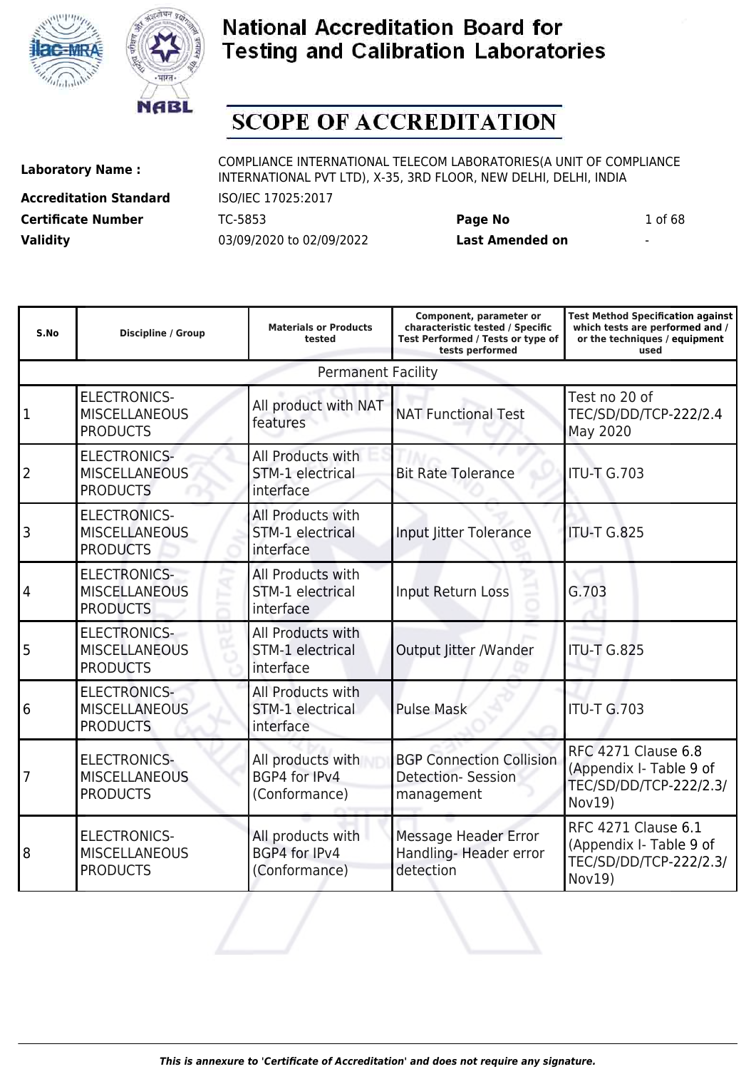# National Accreditation Board for Testing and Calibration Laboratories

## SCOPE OF ACCREDITATION

| | | | |
|---|---|---|---|
| **Laboratory Name :** | COMPLIANCE INTERNATIONAL TELECOM LABORATORIES(A UNIT OF COMPLIANCE INTERNATIONAL PVT LTD), X-35, 3RD FLOOR, NEW DELHI, DELHI, INDIA | | |
| **Accreditation Standard** | ISO/IEC 17025:2017 | | |
| **Certificate Number** | TC-5853 | **Page No** | 1 of 68 |
| **Validity** | 03/09/2020 to 02/09/2022 | **Last Amended on** | - |

| S.No | Discipline / Group | Materials or Products tested | Component, parameter or characteristic tested / Specific Test Performed / Tests or type of tests performed | Test Method Specification against which tests are performed and / or the techniques / equipment used |
|---|---|---|---|---|
| Permanent Facility | | | | |
| 1 | ELECTRONICS-MISCELLANEOUS PRODUCTS | All product with NAT features | NAT Functional Test | Test no 20 of TEC/SD/DD/TCP-222/2.4 May 2020 |
| 2 | ELECTRONICS-MISCELLANEOUS PRODUCTS | All Products with STM-1 electrical interface | Bit Rate Tolerance | ITU-T G.703 |
| 3 | ELECTRONICS-MISCELLANEOUS PRODUCTS | All Products with STM-1 electrical interface | Input Jitter Tolerance | ITU-T G.825 |
| 4 | ELECTRONICS-MISCELLANEOUS PRODUCTS | All Products with STM-1 electrical interface | Input Return Loss | G.703 |
| 5 | ELECTRONICS-MISCELLANEOUS PRODUCTS | All Products with STM-1 electrical interface | Output Jitter /Wander | ITU-T G.825 |
| 6 | ELECTRONICS-MISCELLANEOUS PRODUCTS | All Products with STM-1 electrical interface | Pulse Mask | ITU-T G.703 |
| 7 | ELECTRONICS-MISCELLANEOUS PRODUCTS | All products with BGP4 for IPv4 (Conformance) | BGP Connection Collision Detection- Session management | RFC 4271 Clause 6.8 (Appendix I- Table 9 of TEC/SD/DD/TCP-222/2.3/ Nov19) |
| 8 | ELECTRONICS-MISCELLANEOUS PRODUCTS | All products with BGP4 for IPv4 (Conformance) | Message Header Error Handling- Header error detection | RFC 4271 Clause 6.1 (Appendix I- Table 9 of TEC/SD/DD/TCP-222/2.3/ Nov19) |

*This is annexure to 'Certificate of Accreditation' and does not require any signature.*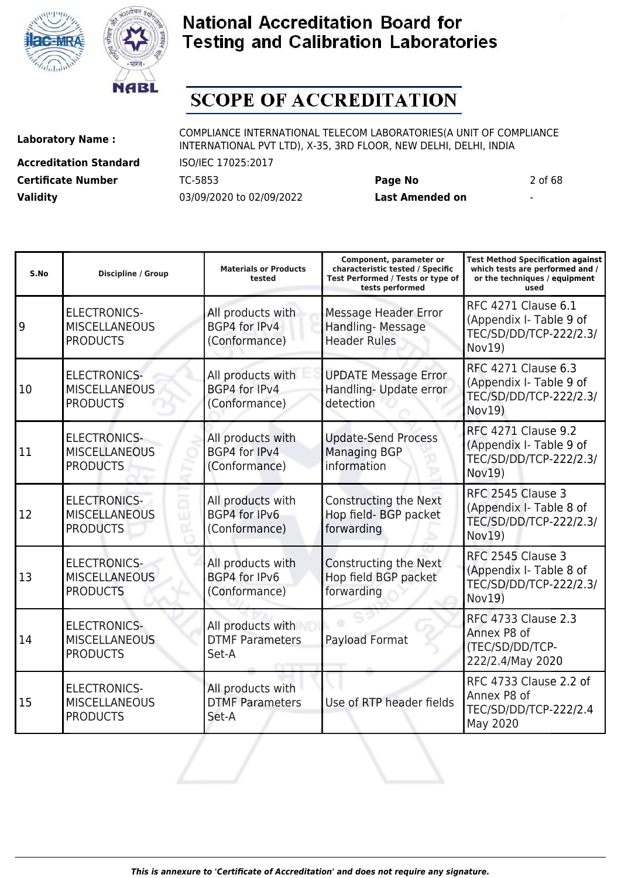# National Accreditation Board for Testing and Calibration Laboratories

## SCOPE OF ACCREDITATION

| | | | |
|---|---|---|---|
| **Laboratory Name :** | COMPLIANCE INTERNATIONAL TELECOM LABORATORIES(A UNIT OF COMPLIANCE INTERNATIONAL PVT LTD), X-35, 3RD FLOOR, NEW DELHI, DELHI, INDIA | | |
| **Accreditation Standard** | ISO/IEC 17025:2017 | | |
| **Certificate Number** | TC-5853 | **Page No** | 2 of 68 |
| **Validity** | 03/09/2020 to 02/09/2022 | **Last Amended on** | - |

| S.No | Discipline / Group | Materials or Products tested | Component, parameter or characteristic tested / Specific Test Performed / Tests or type of tests performed | Test Method Specification against which tests are performed and / or the techniques / equipment used |
|---|---|---|---|---|
| 9 | ELECTRONICS-MISCELLANEOUS PRODUCTS | All products with BGP4 for IPv4 (Conformance) | Message Header Error Handling- Message Header Rules | RFC 4271 Clause 6.1 (Appendix I- Table 9 of TEC/SD/DD/TCP-222/2.3/Nov19) |
| 10 | ELECTRONICS-MISCELLANEOUS PRODUCTS | All products with BGP4 for IPv4 (Conformance) | UPDATE Message Error Handling- Update error detection | RFC 4271 Clause 6.3 (Appendix I- Table 9 of TEC/SD/DD/TCP-222/2.3/Nov19) |
| 11 | ELECTRONICS-MISCELLANEOUS PRODUCTS | All products with BGP4 for IPv4 (Conformance) | Update-Send Process Managing BGP information | RFC 4271 Clause 9.2 (Appendix I- Table 9 of TEC/SD/DD/TCP-222/2.3/Nov19) |
| 12 | ELECTRONICS-MISCELLANEOUS PRODUCTS | All products with BGP4 for IPv6 (Conformance) | Constructing the Next Hop field- BGP packet forwarding | RFC 2545 Clause 3 (Appendix I- Table 8 of TEC/SD/DD/TCP-222/2.3/Nov19) |
| 13 | ELECTRONICS-MISCELLANEOUS PRODUCTS | All products with BGP4 for IPv6 (Conformance) | Constructing the Next Hop field BGP packet forwarding | RFC 2545 Clause 3 (Appendix I- Table 8 of TEC/SD/DD/TCP-222/2.3/Nov19) |
| 14 | ELECTRONICS-MISCELLANEOUS PRODUCTS | All products with DTMF Parameters Set-A | Payload Format | RFC 4733 Clause 2.3 Annex P8 of (TEC/SD/DD/TCP-222/2.4/May 2020 |
| 15 | ELECTRONICS-MISCELLANEOUS PRODUCTS | All products with DTMF Parameters Set-A | Use of RTP header fields | RFC 4733 Clause 2.2 of Annex P8 of TEC/SD/DD/TCP-222/2.4 May 2020 |

*This is annexure to 'Certificate of Accreditation' and does not require any signature.*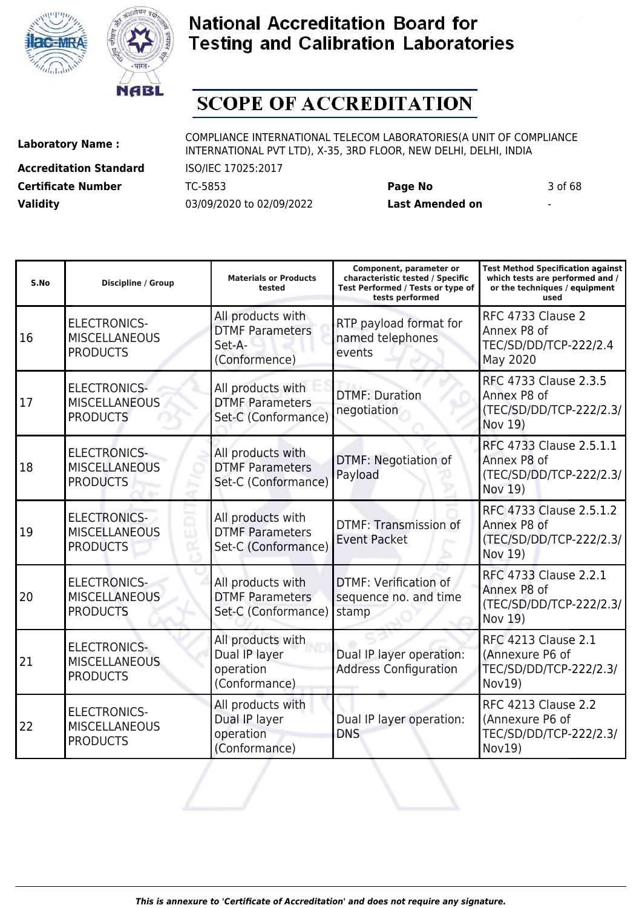# National Accreditation Board for Testing and Calibration Laboratories

## SCOPE OF ACCREDITATION

**Laboratory Name :** COMPLIANCE INTERNATIONAL TELECOM LABORATORIES(A UNIT OF COMPLIANCE INTERNATIONAL PVT LTD), X-35, 3RD FLOOR, NEW DELHI, DELHI, INDIA

**Accreditation Standard** ISO/IEC 17025:2017

**Certificate Number** TC-5853 **Page No** 3 of 68

**Validity** 03/09/2020 to 02/09/2022 **Last Amended on** -

| S.No | Discipline / Group | Materials or Products tested | Component, parameter or characteristic tested / Specific Test Performed / Tests or type of tests performed | Test Method Specification against which tests are performed and / or the techniques / equipment used |
|---|---|---|---|---|
| 16 | ELECTRONICS-MISCELLANEOUS PRODUCTS | All products with DTMF Parameters Set-A-(Conformence) | RTP payload format for named telephones events | RFC 4733 Clause 2 Annex P8 of TEC/SD/DD/TCP-222/2.4 May 2020 |
| 17 | ELECTRONICS-MISCELLANEOUS PRODUCTS | All products with DTMF Parameters Set-C (Conformance) | DTMF: Duration negotiation | RFC 4733 Clause 2.3.5 Annex P8 of (TEC/SD/DD/TCP-222/2.3/ Nov 19) |
| 18 | ELECTRONICS-MISCELLANEOUS PRODUCTS | All products with DTMF Parameters Set-C (Conformance) | DTMF: Negotiation of Payload | RFC 4733 Clause 2.5.1.1 Annex P8 of (TEC/SD/DD/TCP-222/2.3/ Nov 19) |
| 19 | ELECTRONICS-MISCELLANEOUS PRODUCTS | All products with DTMF Parameters Set-C (Conformance) | DTMF: Transmission of Event Packet | RFC 4733 Clause 2.5.1.2 Annex P8 of (TEC/SD/DD/TCP-222/2.3/ Nov 19) |
| 20 | ELECTRONICS-MISCELLANEOUS PRODUCTS | All products with DTMF Parameters Set-C (Conformance) | DTMF: Verification of sequence no. and time stamp | RFC 4733 Clause 2.2.1 Annex P8 of (TEC/SD/DD/TCP-222/2.3/ Nov 19) |
| 21 | ELECTRONICS-MISCELLANEOUS PRODUCTS | All products with Dual IP layer operation (Conformance) | Dual IP layer operation: Address Configuration | RFC 4213 Clause 2.1 (Annexure P6 of TEC/SD/DD/TCP-222/2.3/ Nov19) |
| 22 | ELECTRONICS-MISCELLANEOUS PRODUCTS | All products with Dual IP layer operation (Conformance) | Dual IP layer operation: DNS | RFC 4213 Clause 2.2 (Annexure P6 of TEC/SD/DD/TCP-222/2.3/ Nov19) |

*This is annexure to 'Certificate of Accreditation' and does not require any signature.*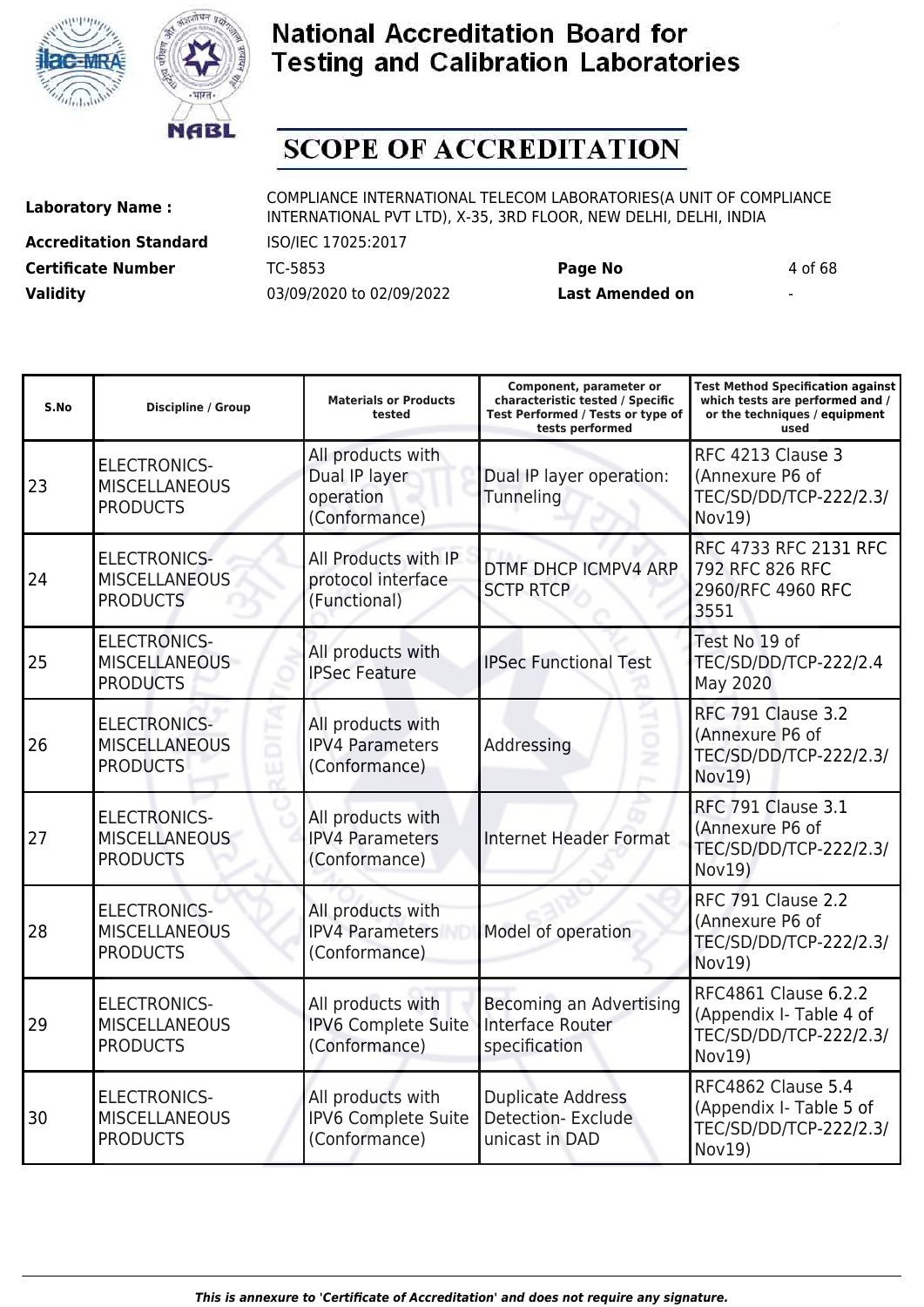# National Accreditation Board for Testing and Calibration Laboratories

# SCOPE OF ACCREDITATION

| | | | |
|---|---|---|---|
| **Laboratory Name :** | COMPLIANCE INTERNATIONAL TELECOM LABORATORIES(A UNIT OF COMPLIANCE INTERNATIONAL PVT LTD), X-35, 3RD FLOOR, NEW DELHI, DELHI, INDIA | | |
| **Accreditation Standard** | ISO/IEC 17025:2017 | | |
| **Certificate Number** | TC-5853 | **Page No** | 4 of 68 |
| **Validity** | 03/09/2020 to 02/09/2022 | **Last Amended on** | - |

| S.No | Discipline / Group | Materials or Products tested | Component, parameter or characteristic tested / Specific Test Performed / Tests or type of tests performed | Test Method Specification against which tests are performed and / or the techniques / equipment used |
|---|---|---|---|---|
| 23 | ELECTRONICS-MISCELLANEOUS PRODUCTS | All products with Dual IP layer operation (Conformance) | Dual IP layer operation: Tunneling | RFC 4213 Clause 3 (Annexure P6 of TEC/SD/DD/TCP-222/2.3/ Nov19) |
| 24 | ELECTRONICS-MISCELLANEOUS PRODUCTS | All Products with IP protocol interface (Functional) | DTMF DHCP ICMPV4 ARP SCTP RTCP | RFC 4733 RFC 2131 RFC 792 RFC 826 RFC 2960/RFC 4960 RFC 3551 |
| 25 | ELECTRONICS-MISCELLANEOUS PRODUCTS | All products with IPSec Feature | IPSec Functional Test | Test No 19 of TEC/SD/DD/TCP-222/2.4 May 2020 |
| 26 | ELECTRONICS-MISCELLANEOUS PRODUCTS | All products with IPV4 Parameters (Conformance) | Addressing | RFC 791 Clause 3.2 (Annexure P6 of TEC/SD/DD/TCP-222/2.3/ Nov19) |
| 27 | ELECTRONICS-MISCELLANEOUS PRODUCTS | All products with IPV4 Parameters (Conformance) | Internet Header Format | RFC 791 Clause 3.1 (Annexure P6 of TEC/SD/DD/TCP-222/2.3/ Nov19) |
| 28 | ELECTRONICS-MISCELLANEOUS PRODUCTS | All products with IPV4 Parameters (Conformance) | Model of operation | RFC 791 Clause 2.2 (Annexure P6 of TEC/SD/DD/TCP-222/2.3/ Nov19) |
| 29 | ELECTRONICS-MISCELLANEOUS PRODUCTS | All products with IPV6 Complete Suite (Conformance) | Becoming an Advertising Interface Router specification | RFC4861 Clause 6.2.2 (Appendix I- Table 4 of TEC/SD/DD/TCP-222/2.3/ Nov19) |
| 30 | ELECTRONICS-MISCELLANEOUS PRODUCTS | All products with IPV6 Complete Suite (Conformance) | Duplicate Address Detection- Exclude unicast in DAD | RFC4862 Clause 5.4 (Appendix I- Table 5 of TEC/SD/DD/TCP-222/2.3/ Nov19) |

*This is annexure to 'Certificate of Accreditation' and does not require any signature.*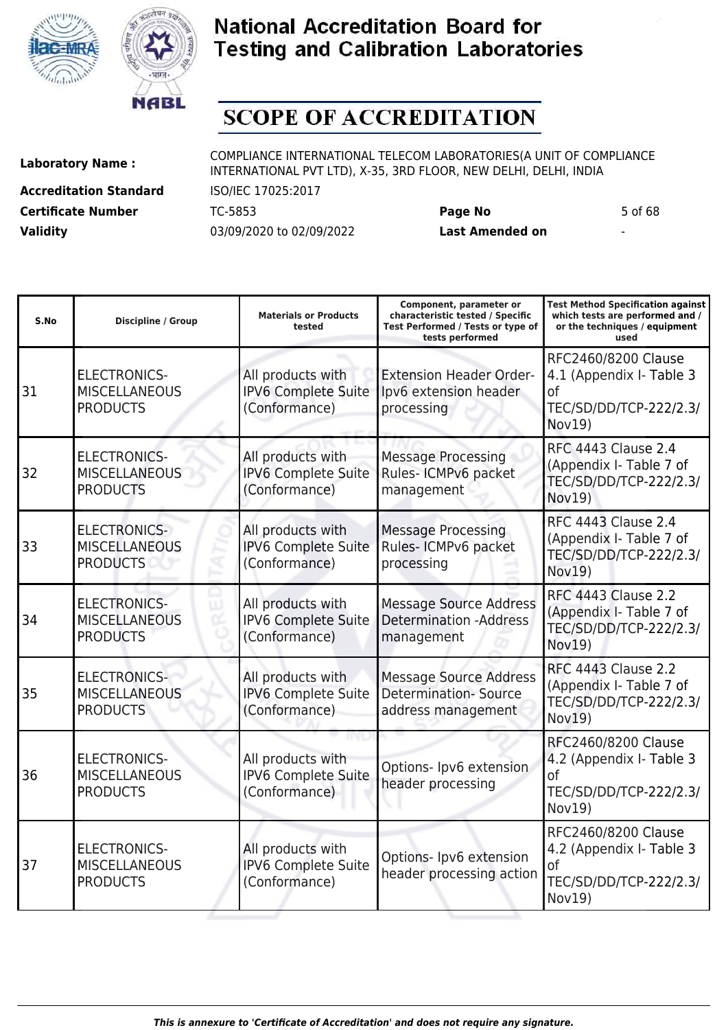# National Accreditation Board for Testing and Calibration Laboratories

## SCOPE OF ACCREDITATION

**Laboratory Name :** COMPLIANCE INTERNATIONAL TELECOM LABORATORIES(A UNIT OF COMPLIANCE INTERNATIONAL PVT LTD), X-35, 3RD FLOOR, NEW DELHI, DELHI, INDIA

**Accreditation Standard** ISO/IEC 17025:2017

**Certificate Number** TC-5853 **Page No** 5 of 68

**Validity** 03/09/2020 to 02/09/2022 **Last Amended on** -

| S.No | Discipline / Group | Materials or Products tested | Component, parameter or characteristic tested / Specific Test Performed / Tests or type of tests performed | Test Method Specification against which tests are performed and / or the techniques / equipment used |
|---|---|---|---|---|
| 31 | ELECTRONICS-MISCELLANEOUS PRODUCTS | All products with IPV6 Complete Suite (Conformance) | Extension Header Order- Ipv6 extension header processing | RFC2460/8200 Clause 4.1 (Appendix I- Table 3 of TEC/SD/DD/TCP-222/2.3/ Nov19) |
| 32 | ELECTRONICS-MISCELLANEOUS PRODUCTS | All products with IPV6 Complete Suite (Conformance) | Message Processing Rules- ICMPv6 packet management | RFC 4443 Clause 2.4 (Appendix I- Table 7 of TEC/SD/DD/TCP-222/2.3/ Nov19) |
| 33 | ELECTRONICS-MISCELLANEOUS PRODUCTS | All products with IPV6 Complete Suite (Conformance) | Message Processing Rules- ICMPv6 packet processing | RFC 4443 Clause 2.4 (Appendix I- Table 7 of TEC/SD/DD/TCP-222/2.3/ Nov19) |
| 34 | ELECTRONICS-MISCELLANEOUS PRODUCTS | All products with IPV6 Complete Suite (Conformance) | Message Source Address Determination -Address management | RFC 4443 Clause 2.2 (Appendix I- Table 7 of TEC/SD/DD/TCP-222/2.3/ Nov19) |
| 35 | ELECTRONICS-MISCELLANEOUS PRODUCTS | All products with IPV6 Complete Suite (Conformance) | Message Source Address Determination- Source address management | RFC 4443 Clause 2.2 (Appendix I- Table 7 of TEC/SD/DD/TCP-222/2.3/ Nov19) |
| 36 | ELECTRONICS-MISCELLANEOUS PRODUCTS | All products with IPV6 Complete Suite (Conformance) | Options- Ipv6 extension header processing | RFC2460/8200 Clause 4.2 (Appendix I- Table 3 of TEC/SD/DD/TCP-222/2.3/ Nov19) |
| 37 | ELECTRONICS-MISCELLANEOUS PRODUCTS | All products with IPV6 Complete Suite (Conformance) | Options- Ipv6 extension header processing action | RFC2460/8200 Clause 4.2 (Appendix I- Table 3 of TEC/SD/DD/TCP-222/2.3/ Nov19) |

*This is annexure to 'Certificate of Accreditation' and does not require any signature.*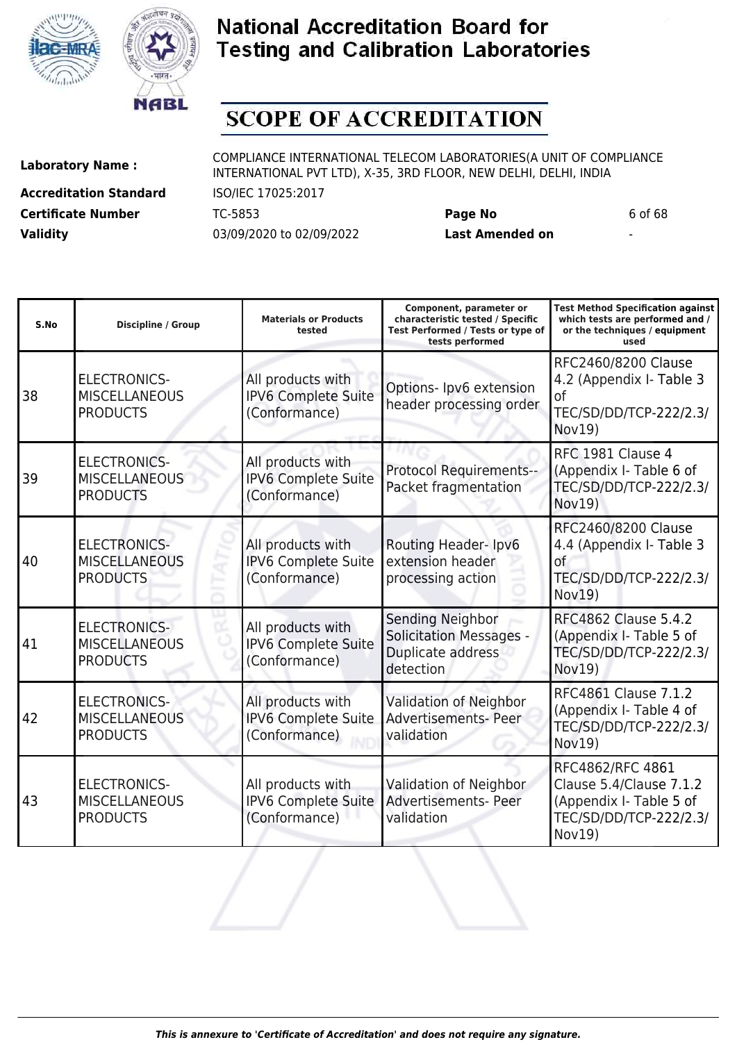# National Accreditation Board for Testing and Calibration Laboratories

# SCOPE OF ACCREDITATION

**Laboratory Name :** COMPLIANCE INTERNATIONAL TELECOM LABORATORIES(A UNIT OF COMPLIANCE INTERNATIONAL PVT LTD), X-35, 3RD FLOOR, NEW DELHI, DELHI, INDIA

**Accreditation Standard** ISO/IEC 17025:2017

**Certificate Number** TC-5853 **Page No** 6 of 68

**Validity** 03/09/2020 to 02/09/2022 **Last Amended on** -

| S.No | Discipline / Group | Materials or Products tested | Component, parameter or characteristic tested / Specific Test Performed / Tests or type of tests performed | Test Method Specification against which tests are performed and / or the techniques / equipment used |
|---|---|---|---|---|
| 38 | ELECTRONICS-MISCELLANEOUS PRODUCTS | All products with IPV6 Complete Suite (Conformance) | Options- Ipv6 extension header processing order | RFC2460/8200 Clause 4.2 (Appendix I- Table 3 of TEC/SD/DD/TCP-222/2.3/ Nov19) |
| 39 | ELECTRONICS-MISCELLANEOUS PRODUCTS | All products with IPV6 Complete Suite (Conformance) | Protocol Requirements--Packet fragmentation | RFC 1981 Clause 4 (Appendix I- Table 6 of TEC/SD/DD/TCP-222/2.3/ Nov19) |
| 40 | ELECTRONICS-MISCELLANEOUS PRODUCTS | All products with IPV6 Complete Suite (Conformance) | Routing Header- Ipv6 extension header processing action | RFC2460/8200 Clause 4.4 (Appendix I- Table 3 of TEC/SD/DD/TCP-222/2.3/ Nov19) |
| 41 | ELECTRONICS-MISCELLANEOUS PRODUCTS | All products with IPV6 Complete Suite (Conformance) | Sending Neighbor Solicitation Messages - Duplicate address detection | RFC4862 Clause 5.4.2 (Appendix I- Table 5 of TEC/SD/DD/TCP-222/2.3/ Nov19) |
| 42 | ELECTRONICS-MISCELLANEOUS PRODUCTS | All products with IPV6 Complete Suite (Conformance) | Validation of Neighbor Advertisements- Peer validation | RFC4861 Clause 7.1.2 (Appendix I- Table 4 of TEC/SD/DD/TCP-222/2.3/ Nov19) |
| 43 | ELECTRONICS-MISCELLANEOUS PRODUCTS | All products with IPV6 Complete Suite (Conformance) | Validation of Neighbor Advertisements- Peer validation | RFC4862/RFC 4861 Clause 5.4/Clause 7.1.2 (Appendix I- Table 5 of TEC/SD/DD/TCP-222/2.3/ Nov19) |

*This is annexure to 'Certificate of Accreditation' and does not require any signature.*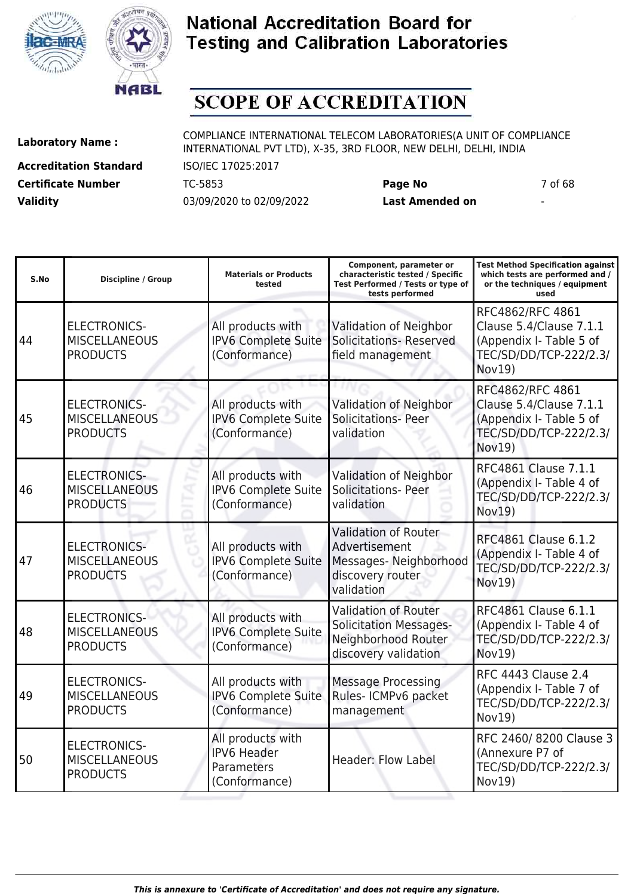# National Accreditation Board for Testing and Calibration Laboratories

## SCOPE OF ACCREDITATION

| | | | |
|---|---|---|---|
| **Laboratory Name :** | COMPLIANCE INTERNATIONAL TELECOM LABORATORIES(A UNIT OF COMPLIANCE INTERNATIONAL PVT LTD), X-35, 3RD FLOOR, NEW DELHI, DELHI, INDIA | | |
| **Accreditation Standard** | ISO/IEC 17025:2017 | | |
| **Certificate Number** | TC-5853 | **Page No** | 7 of 68 |
| **Validity** | 03/09/2020 to 02/09/2022 | **Last Amended on** | - |

| S.No | Discipline / Group | Materials or Products tested | Component, parameter or characteristic tested / Specific Test Performed / Tests or type of tests performed | Test Method Specification against which tests are performed and / or the techniques / equipment used |
|---|---|---|---|---|
| 44 | ELECTRONICS- MISCELLANEOUS PRODUCTS | All products with IPV6 Complete Suite (Conformance) | Validation of Neighbor Solicitations- Reserved field management | RFC4862/RFC 4861 Clause 5.4/Clause 7.1.1 (Appendix I- Table 5 of TEC/SD/DD/TCP-222/2.3/ Nov19) |
| 45 | ELECTRONICS- MISCELLANEOUS PRODUCTS | All products with IPV6 Complete Suite (Conformance) | Validation of Neighbor Solicitations- Peer validation | RFC4862/RFC 4861 Clause 5.4/Clause 7.1.1 (Appendix I- Table 5 of TEC/SD/DD/TCP-222/2.3/ Nov19) |
| 46 | ELECTRONICS- MISCELLANEOUS PRODUCTS | All products with IPV6 Complete Suite (Conformance) | Validation of Neighbor Solicitations- Peer validation | RFC4861 Clause 7.1.1 (Appendix I- Table 4 of TEC/SD/DD/TCP-222/2.3/ Nov19) |
| 47 | ELECTRONICS- MISCELLANEOUS PRODUCTS | All products with IPV6 Complete Suite (Conformance) | Validation of Router Advertisement Messages- Neighborhood discovery router validation | RFC4861 Clause 6.1.2 (Appendix I- Table 4 of TEC/SD/DD/TCP-222/2.3/ Nov19) |
| 48 | ELECTRONICS- MISCELLANEOUS PRODUCTS | All products with IPV6 Complete Suite (Conformance) | Validation of Router Solicitation Messages- Neighborhood Router discovery validation | RFC4861 Clause 6.1.1 (Appendix I- Table 4 of TEC/SD/DD/TCP-222/2.3/ Nov19) |
| 49 | ELECTRONICS- MISCELLANEOUS PRODUCTS | All products with IPV6 Complete Suite (Conformance) | Message Processing Rules- ICMPv6 packet management | RFC 4443 Clause 2.4 (Appendix I- Table 7 of TEC/SD/DD/TCP-222/2.3/ Nov19) |
| 50 | ELECTRONICS- MISCELLANEOUS PRODUCTS | All products with IPV6 Header Parameters (Conformance) | Header: Flow Label | RFC 2460/ 8200 Clause 3 (Annexure P7 of TEC/SD/DD/TCP-222/2.3/ Nov19) |

*This is annexure to 'Certificate of Accreditation' and does not require any signature.*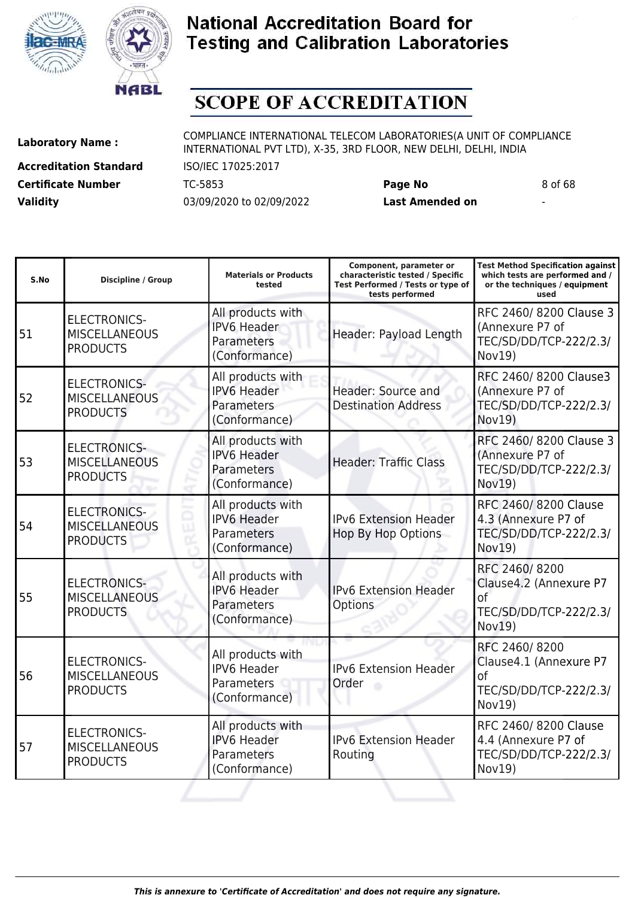# National Accreditation Board for Testing and Calibration Laboratories

# SCOPE OF ACCREDITATION

**Laboratory Name :** COMPLIANCE INTERNATIONAL TELECOM LABORATORIES(A UNIT OF COMPLIANCE INTERNATIONAL PVT LTD), X-35, 3RD FLOOR, NEW DELHI, DELHI, INDIA

**Accreditation Standard** ISO/IEC 17025:2017

**Certificate Number** TC-5853 **Page No** 8 of 68

**Validity** 03/09/2020 to 02/09/2022 **Last Amended on** -

| S.No | Discipline / Group | Materials or Products tested | Component, parameter or characteristic tested / Specific Test Performed / Tests or type of tests performed | Test Method Specification against which tests are performed and / or the techniques / equipment used |
|---|---|---|---|---|
| 51 | ELECTRONICS-MISCELLANEOUS PRODUCTS | All products with IPV6 Header Parameters (Conformance) | Header: Payload Length | RFC 2460/ 8200 Clause 3 (Annexure P7 of TEC/SD/DD/TCP-222/2.3/ Nov19) |
| 52 | ELECTRONICS-MISCELLANEOUS PRODUCTS | All products with IPV6 Header Parameters (Conformance) | Header: Source and Destination Address | RFC 2460/ 8200 Clause3 (Annexure P7 of TEC/SD/DD/TCP-222/2.3/ Nov19) |
| 53 | ELECTRONICS-MISCELLANEOUS PRODUCTS | All products with IPV6 Header Parameters (Conformance) | Header: Traffic Class | RFC 2460/ 8200 Clause 3 (Annexure P7 of TEC/SD/DD/TCP-222/2.3/ Nov19) |
| 54 | ELECTRONICS-MISCELLANEOUS PRODUCTS | All products with IPV6 Header Parameters (Conformance) | IPv6 Extension Header Hop By Hop Options | RFC 2460/ 8200 Clause 4.3 (Annexure P7 of TEC/SD/DD/TCP-222/2.3/ Nov19) |
| 55 | ELECTRONICS-MISCELLANEOUS PRODUCTS | All products with IPV6 Header Parameters (Conformance) | IPv6 Extension Header Options | RFC 2460/ 8200 Clause4.2 (Annexure P7 of TEC/SD/DD/TCP-222/2.3/ Nov19) |
| 56 | ELECTRONICS-MISCELLANEOUS PRODUCTS | All products with IPV6 Header Parameters (Conformance) | IPv6 Extension Header Order | RFC 2460/ 8200 Clause4.1 (Annexure P7 of TEC/SD/DD/TCP-222/2.3/ Nov19) |
| 57 | ELECTRONICS-MISCELLANEOUS PRODUCTS | All products with IPV6 Header Parameters (Conformance) | IPv6 Extension Header Routing | RFC 2460/ 8200 Clause 4.4 (Annexure P7 of TEC/SD/DD/TCP-222/2.3/ Nov19) |

*This is annexure to 'Certificate of Accreditation' and does not require any signature.*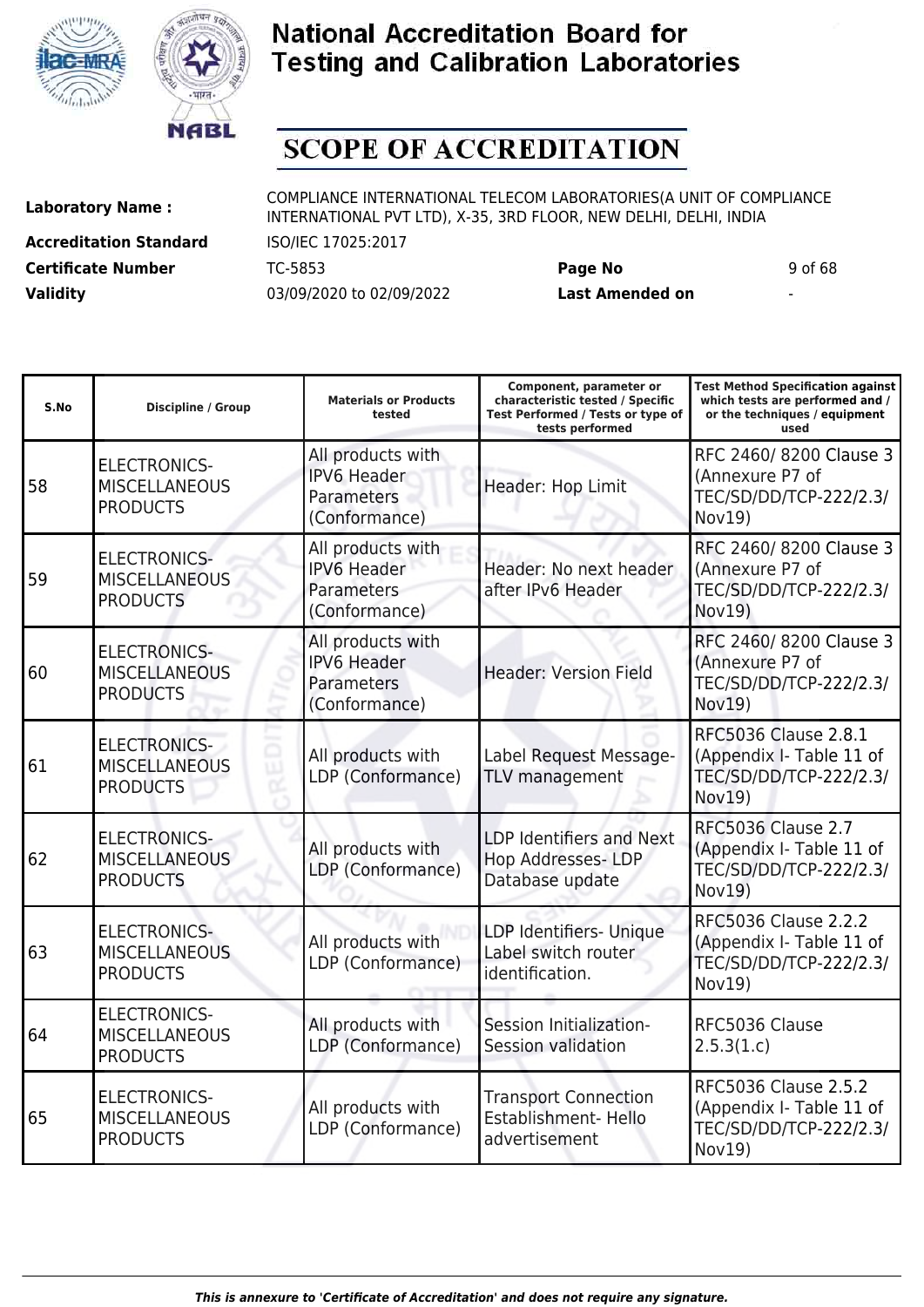# National Accreditation Board for Testing and Calibration Laboratories

## SCOPE OF ACCREDITATION

| | | | |
|---|---|---|---|
| **Laboratory Name :** | COMPLIANCE INTERNATIONAL TELECOM LABORATORIES(A UNIT OF COMPLIANCE INTERNATIONAL PVT LTD), X-35, 3RD FLOOR, NEW DELHI, DELHI, INDIA | | |
| **Accreditation Standard** | ISO/IEC 17025:2017 | | |
| **Certificate Number** | TC-5853 | **Page No** | 9 of 68 |
| **Validity** | 03/09/2020 to 02/09/2022 | **Last Amended on** | - |

| S.No | Discipline / Group | Materials or Products tested | Component, parameter or characteristic tested / Specific Test Performed / Tests or type of tests performed | Test Method Specification against which tests are performed and / or the techniques / equipment used |
|---|---|---|---|---|
| 58 | ELECTRONICS-MISCELLANEOUS PRODUCTS | All products with IPV6 Header Parameters (Conformance) | Header: Hop Limit | RFC 2460/ 8200 Clause 3 (Annexure P7 of TEC/SD/DD/TCP-222/2.3/ Nov19) |
| 59 | ELECTRONICS-MISCELLANEOUS PRODUCTS | All products with IPV6 Header Parameters (Conformance) | Header: No next header after IPv6 Header | RFC 2460/ 8200 Clause 3 (Annexure P7 of TEC/SD/DD/TCP-222/2.3/ Nov19) |
| 60 | ELECTRONICS-MISCELLANEOUS PRODUCTS | All products with IPV6 Header Parameters (Conformance) | Header: Version Field | RFC 2460/ 8200 Clause 3 (Annexure P7 of TEC/SD/DD/TCP-222/2.3/ Nov19) |
| 61 | ELECTRONICS-MISCELLANEOUS PRODUCTS | All products with LDP (Conformance) | Label Request Message-TLV management | RFC5036 Clause 2.8.1 (Appendix I- Table 11 of TEC/SD/DD/TCP-222/2.3/ Nov19) |
| 62 | ELECTRONICS-MISCELLANEOUS PRODUCTS | All products with LDP (Conformance) | LDP Identifiers and Next Hop Addresses- LDP Database update | RFC5036 Clause 2.7 (Appendix I- Table 11 of TEC/SD/DD/TCP-222/2.3/ Nov19) |
| 63 | ELECTRONICS-MISCELLANEOUS PRODUCTS | All products with LDP (Conformance) | LDP Identifiers- Unique Label switch router identification. | RFC5036 Clause 2.2.2 (Appendix I- Table 11 of TEC/SD/DD/TCP-222/2.3/ Nov19) |
| 64 | ELECTRONICS-MISCELLANEOUS PRODUCTS | All products with LDP (Conformance) | Session Initialization-Session validation | RFC5036 Clause 2.5.3(1.c) |
| 65 | ELECTRONICS-MISCELLANEOUS PRODUCTS | All products with LDP (Conformance) | Transport Connection Establishment- Hello advertisement | RFC5036 Clause 2.5.2 (Appendix I- Table 11 of TEC/SD/DD/TCP-222/2.3/ Nov19) |

*This is annexure to 'Certificate of Accreditation' and does not require any signature.*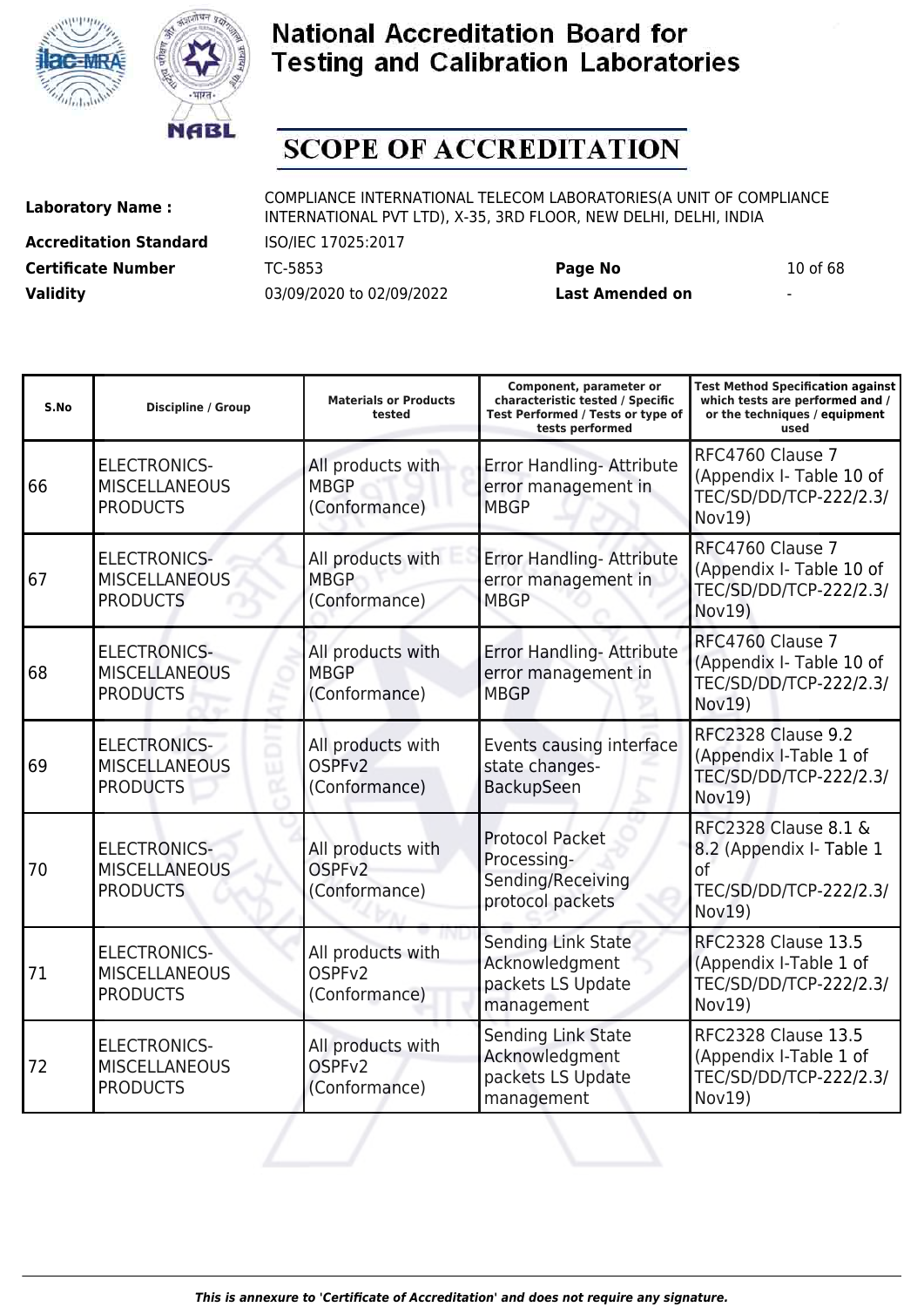# National Accreditation Board for Testing and Calibration Laboratories

## SCOPE OF ACCREDITATION

| | | | |
|---|---|---|---|
| **Laboratory Name :** | COMPLIANCE INTERNATIONAL TELECOM LABORATORIES(A UNIT OF COMPLIANCE INTERNATIONAL PVT LTD), X-35, 3RD FLOOR, NEW DELHI, DELHI, INDIA | | |
| **Accreditation Standard** | ISO/IEC 17025:2017 | | |
| **Certificate Number** | TC-5853 | **Page No** | 10 of 68 |
| **Validity** | 03/09/2020 to 02/09/2022 | **Last Amended on** | - |

| S.No | Discipline / Group | Materials or Products tested | Component, parameter or characteristic tested / Specific Test Performed / Tests or type of tests performed | Test Method Specification against which tests are performed and / or the techniques / equipment used |
|---|---|---|---|---|
| 66 | ELECTRONICS-MISCELLANEOUS PRODUCTS | All products with MBGP (Conformance) | Error Handling- Attribute error management in MBGP | RFC4760 Clause 7 (Appendix I- Table 10 of TEC/SD/DD/TCP-222/2.3/ Nov19) |
| 67 | ELECTRONICS-MISCELLANEOUS PRODUCTS | All products with MBGP (Conformance) | Error Handling- Attribute error management in MBGP | RFC4760 Clause 7 (Appendix I- Table 10 of TEC/SD/DD/TCP-222/2.3/ Nov19) |
| 68 | ELECTRONICS-MISCELLANEOUS PRODUCTS | All products with MBGP (Conformance) | Error Handling- Attribute error management in MBGP | RFC4760 Clause 7 (Appendix I- Table 10 of TEC/SD/DD/TCP-222/2.3/ Nov19) |
| 69 | ELECTRONICS-MISCELLANEOUS PRODUCTS | All products with OSPFv2 (Conformance) | Events causing interface state changes-BackupSeen | RFC2328 Clause 9.2 (Appendix I-Table 1 of TEC/SD/DD/TCP-222/2.3/ Nov19) |
| 70 | ELECTRONICS-MISCELLANEOUS PRODUCTS | All products with OSPFv2 (Conformance) | Protocol Packet Processing-Sending/Receiving protocol packets | RFC2328 Clause 8.1 & 8.2 (Appendix I- Table 1 of TEC/SD/DD/TCP-222/2.3/ Nov19) |
| 71 | ELECTRONICS-MISCELLANEOUS PRODUCTS | All products with OSPFv2 (Conformance) | Sending Link State Acknowledgment packets LS Update management | RFC2328 Clause 13.5 (Appendix I-Table 1 of TEC/SD/DD/TCP-222/2.3/ Nov19) |
| 72 | ELECTRONICS-MISCELLANEOUS PRODUCTS | All products with OSPFv2 (Conformance) | Sending Link State Acknowledgment packets LS Update management | RFC2328 Clause 13.5 (Appendix I-Table 1 of TEC/SD/DD/TCP-222/2.3/ Nov19) |

*This is annexure to 'Certificate of Accreditation' and does not require any signature.*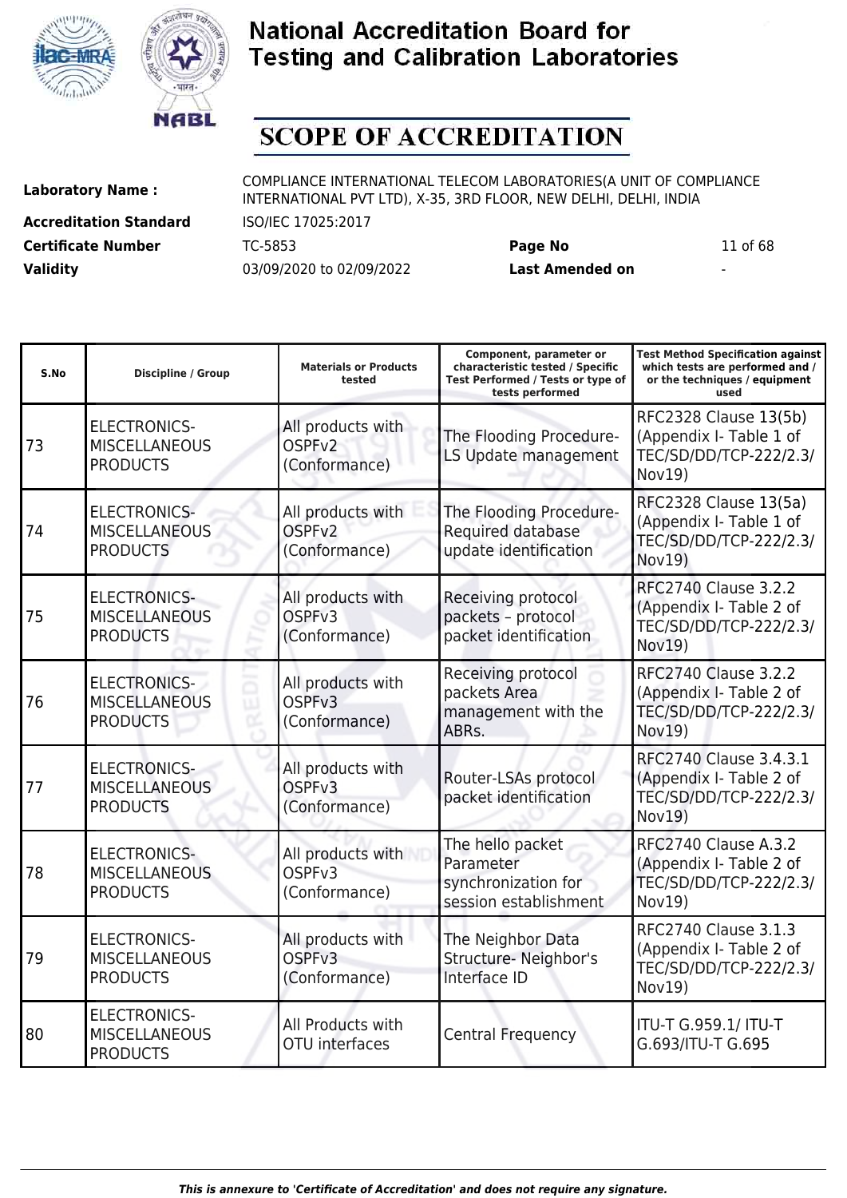# National Accreditation Board for Testing and Calibration Laboratories

# SCOPE OF ACCREDITATION

**Laboratory Name :** COMPLIANCE INTERNATIONAL TELECOM LABORATORIES(A UNIT OF COMPLIANCE INTERNATIONAL PVT LTD), X-35, 3RD FLOOR, NEW DELHI, DELHI, INDIA

**Accreditation Standard** ISO/IEC 17025:2017

**Certificate Number** TC-5853 **Page No** 11 of 68

**Validity** 03/09/2020 to 02/09/2022 **Last Amended on** -

| S.No | Discipline / Group | Materials or Products tested | Component, parameter or characteristic tested / Specific Test Performed / Tests or type of tests performed | Test Method Specification against which tests are performed and / or the techniques / equipment used |
|---|---|---|---|---|
| 73 | ELECTRONICS-MISCELLANEOUS PRODUCTS | All products with OSPFv2 (Conformance) | The Flooding Procedure-LS Update management | RFC2328 Clause 13(5b) (Appendix I- Table 1 of TEC/SD/DD/TCP-222/2.3/ Nov19) |
| 74 | ELECTRONICS-MISCELLANEOUS PRODUCTS | All products with OSPFv2 (Conformance) | The Flooding Procedure-Required database update identification | RFC2328 Clause 13(5a) (Appendix I- Table 1 of TEC/SD/DD/TCP-222/2.3/ Nov19) |
| 75 | ELECTRONICS-MISCELLANEOUS PRODUCTS | All products with OSPFv3 (Conformance) | Receiving protocol packets – protocol packet identification | RFC2740 Clause 3.2.2 (Appendix I- Table 2 of TEC/SD/DD/TCP-222/2.3/ Nov19) |
| 76 | ELECTRONICS-MISCELLANEOUS PRODUCTS | All products with OSPFv3 (Conformance) | Receiving protocol packets Area management with the ABRs. | RFC2740 Clause 3.2.2 (Appendix I- Table 2 of TEC/SD/DD/TCP-222/2.3/ Nov19) |
| 77 | ELECTRONICS-MISCELLANEOUS PRODUCTS | All products with OSPFv3 (Conformance) | Router-LSAs protocol packet identification | RFC2740 Clause 3.4.3.1 (Appendix I- Table 2 of TEC/SD/DD/TCP-222/2.3/ Nov19) |
| 78 | ELECTRONICS-MISCELLANEOUS PRODUCTS | All products with OSPFv3 (Conformance) | The hello packet Parameter synchronization for session establishment | RFC2740 Clause A.3.2 (Appendix I- Table 2 of TEC/SD/DD/TCP-222/2.3/ Nov19) |
| 79 | ELECTRONICS-MISCELLANEOUS PRODUCTS | All products with OSPFv3 (Conformance) | The Neighbor Data Structure- Neighbor's Interface ID | RFC2740 Clause 3.1.3 (Appendix I- Table 2 of TEC/SD/DD/TCP-222/2.3/ Nov19) |
| 80 | ELECTRONICS-MISCELLANEOUS PRODUCTS | All Products with OTU interfaces | Central Frequency | ITU-T G.959.1/ ITU-T G.693/ITU-T G.695 |

*This is annexure to 'Certificate of Accreditation' and does not require any signature.*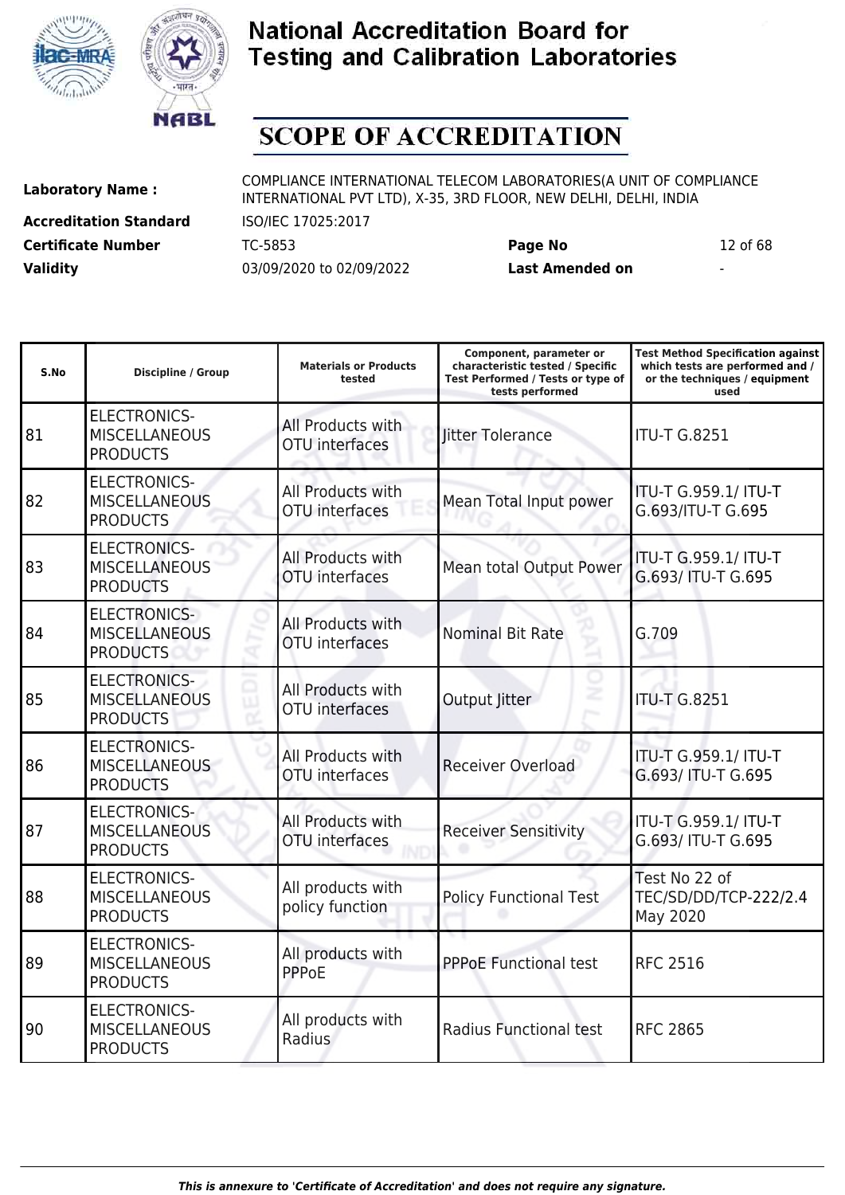# National Accreditation Board for Testing and Calibration Laboratories

# SCOPE OF ACCREDITATION

| | | | |
|---|---|---|---|
| **Laboratory Name :** | COMPLIANCE INTERNATIONAL TELECOM LABORATORIES(A UNIT OF COMPLIANCE INTERNATIONAL PVT LTD), X-35, 3RD FLOOR, NEW DELHI, DELHI, INDIA | | |
| **Accreditation Standard** | ISO/IEC 17025:2017 | | |
| **Certificate Number** | TC-5853 | **Page No** | 12 of 68 |
| **Validity** | 03/09/2020 to 02/09/2022 | **Last Amended on** | - |

| S.No | Discipline / Group | Materials or Products tested | Component, parameter or characteristic tested / Specific Test Performed / Tests or type of tests performed | Test Method Specification against which tests are performed and / or the techniques / equipment used |
|---|---|---|---|---|
| 81 | ELECTRONICS-MISCELLANEOUS PRODUCTS | All Products with OTU interfaces | Jitter Tolerance | ITU-T G.8251 |
| 82 | ELECTRONICS-MISCELLANEOUS PRODUCTS | All Products with OTU interfaces | Mean Total Input power | ITU-T G.959.1/ ITU-T G.693/ITU-T G.695 |
| 83 | ELECTRONICS-MISCELLANEOUS PRODUCTS | All Products with OTU interfaces | Mean total Output Power | ITU-T G.959.1/ ITU-T G.693/ ITU-T G.695 |
| 84 | ELECTRONICS-MISCELLANEOUS PRODUCTS | All Products with OTU interfaces | Nominal Bit Rate | G.709 |
| 85 | ELECTRONICS-MISCELLANEOUS PRODUCTS | All Products with OTU interfaces | Output Jitter | ITU-T G.8251 |
| 86 | ELECTRONICS-MISCELLANEOUS PRODUCTS | All Products with OTU interfaces | Receiver Overload | ITU-T G.959.1/ ITU-T G.693/ ITU-T G.695 |
| 87 | ELECTRONICS-MISCELLANEOUS PRODUCTS | All Products with OTU interfaces | Receiver Sensitivity | ITU-T G.959.1/ ITU-T G.693/ ITU-T G.695 |
| 88 | ELECTRONICS-MISCELLANEOUS PRODUCTS | All products with policy function | Policy Functional Test | Test No 22 of TEC/SD/DD/TCP-222/2.4 May 2020 |
| 89 | ELECTRONICS-MISCELLANEOUS PRODUCTS | All products with PPPoE | PPPoE Functional test | RFC 2516 |
| 90 | ELECTRONICS-MISCELLANEOUS PRODUCTS | All products with Radius | Radius Functional test | RFC 2865 |

*This is annexure to 'Certificate of Accreditation' and does not require any signature.*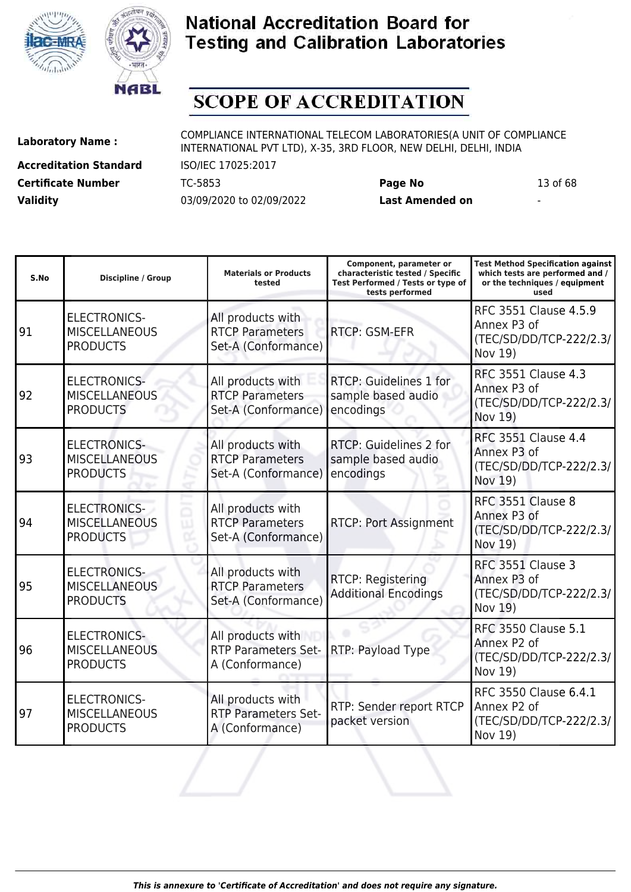# National Accreditation Board for Testing and Calibration Laboratories

# SCOPE OF ACCREDITATION

| | | | |
|---|---|---|---|
| **Laboratory Name :** | COMPLIANCE INTERNATIONAL TELECOM LABORATORIES(A UNIT OF COMPLIANCE INTERNATIONAL PVT LTD), X-35, 3RD FLOOR, NEW DELHI, DELHI, INDIA | | |
| **Accreditation Standard** | ISO/IEC 17025:2017 | | |
| **Certificate Number** | TC-5853 | **Page No** | 13 of 68 |
| **Validity** | 03/09/2020 to 02/09/2022 | **Last Amended on** | - |

| S.No | Discipline / Group | Materials or Products tested | Component, parameter or characteristic tested / Specific Test Performed / Tests or type of tests performed | Test Method Specification against which tests are performed and / or the techniques / equipment used |
|---|---|---|---|---|
| 91 | ELECTRONICS-MISCELLANEOUS PRODUCTS | All products with RTCP Parameters Set-A (Conformance) | RTCP: GSM-EFR | RFC 3551 Clause 4.5.9 Annex P3 of (TEC/SD/DD/TCP-222/2.3/ Nov 19) |
| 92 | ELECTRONICS-MISCELLANEOUS PRODUCTS | All products with RTCP Parameters Set-A (Conformance) | RTCP: Guidelines 1 for sample based audio encodings | RFC 3551 Clause 4.3 Annex P3 of (TEC/SD/DD/TCP-222/2.3/ Nov 19) |
| 93 | ELECTRONICS-MISCELLANEOUS PRODUCTS | All products with RTCP Parameters Set-A (Conformance) | RTCP: Guidelines 2 for sample based audio encodings | RFC 3551 Clause 4.4 Annex P3 of (TEC/SD/DD/TCP-222/2.3/ Nov 19) |
| 94 | ELECTRONICS-MISCELLANEOUS PRODUCTS | All products with RTCP Parameters Set-A (Conformance) | RTCP: Port Assignment | RFC 3551 Clause 8 Annex P3 of (TEC/SD/DD/TCP-222/2.3/ Nov 19) |
| 95 | ELECTRONICS-MISCELLANEOUS PRODUCTS | All products with RTCP Parameters Set-A (Conformance) | RTCP: Registering Additional Encodings | RFC 3551 Clause 3 Annex P3 of (TEC/SD/DD/TCP-222/2.3/ Nov 19) |
| 96 | ELECTRONICS-MISCELLANEOUS PRODUCTS | All products with RTP Parameters Set-A (Conformance) | RTP: Payload Type | RFC 3550 Clause 5.1 Annex P2 of (TEC/SD/DD/TCP-222/2.3/ Nov 19) |
| 97 | ELECTRONICS-MISCELLANEOUS PRODUCTS | All products with RTP Parameters Set-A (Conformance) | RTP: Sender report RTCP packet version | RFC 3550 Clause 6.4.1 Annex P2 of (TEC/SD/DD/TCP-222/2.3/ Nov 19) |

*This is annexure to 'Certificate of Accreditation' and does not require any signature.*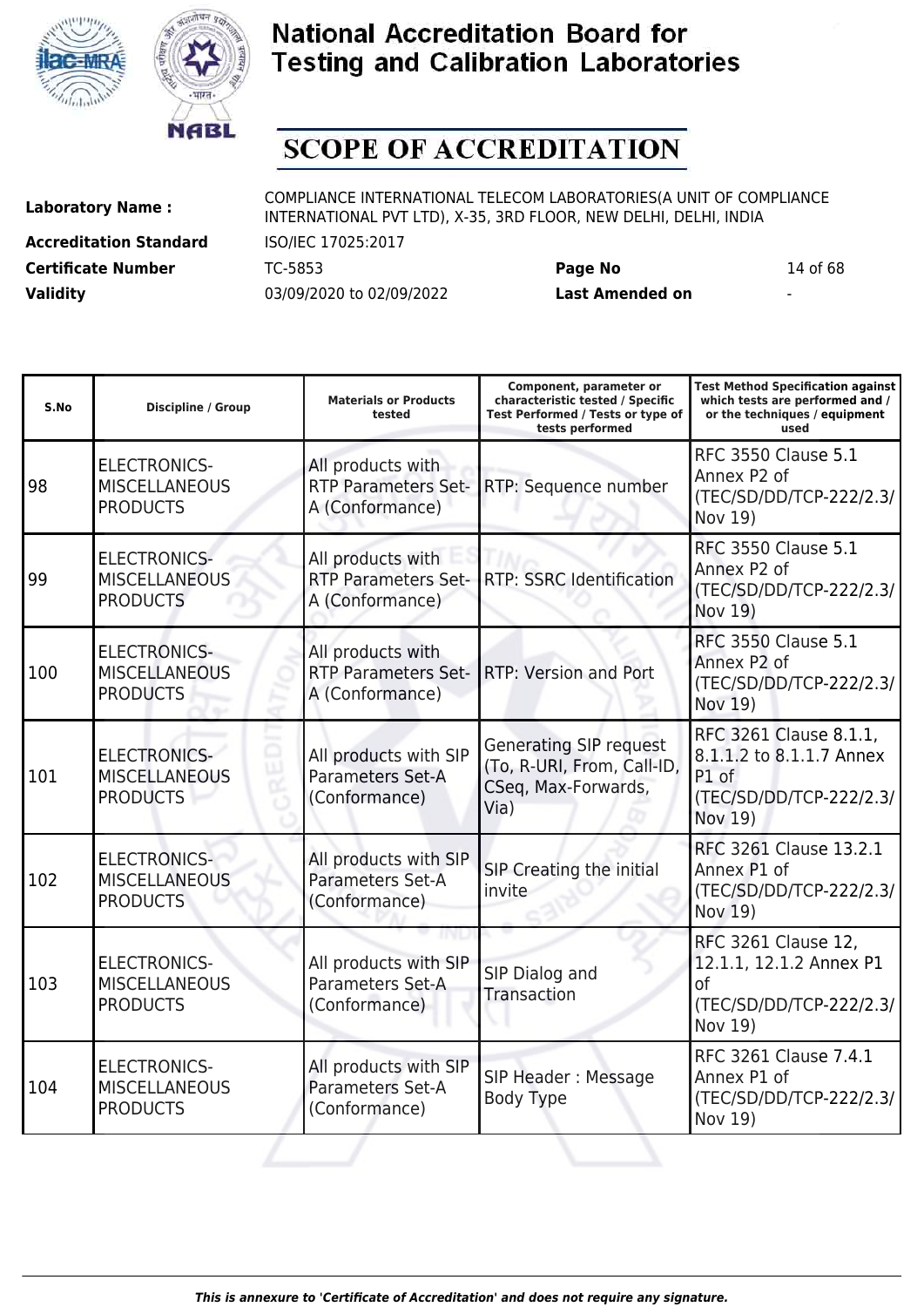# National Accreditation Board for Testing and Calibration Laboratories

## SCOPE OF ACCREDITATION

**Laboratory Name :** COMPLIANCE INTERNATIONAL TELECOM LABORATORIES(A UNIT OF COMPLIANCE INTERNATIONAL PVT LTD), X-35, 3RD FLOOR, NEW DELHI, DELHI, INDIA

**Accreditation Standard** ISO/IEC 17025:2017

**Certificate Number** TC-5853 **Page No** 14 of 68

**Validity** 03/09/2020 to 02/09/2022 **Last Amended on** -

| S.No | Discipline / Group | Materials or Products tested | Component, parameter or characteristic tested / Specific Test Performed / Tests or type of tests performed | Test Method Specification against which tests are performed and / or the techniques / equipment used |
|---|---|---|---|---|
| 98 | ELECTRONICS-MISCELLANEOUS PRODUCTS | All products with RTP Parameters Set-A (Conformance) | RTP: Sequence number | RFC 3550 Clause 5.1 Annex P2 of (TEC/SD/DD/TCP-222/2.3/ Nov 19) |
| 99 | ELECTRONICS-MISCELLANEOUS PRODUCTS | All products with RTP Parameters Set-A (Conformance) | RTP: SSRC Identification | RFC 3550 Clause 5.1 Annex P2 of (TEC/SD/DD/TCP-222/2.3/ Nov 19) |
| 100 | ELECTRONICS-MISCELLANEOUS PRODUCTS | All products with RTP Parameters Set-A (Conformance) | RTP: Version and Port | RFC 3550 Clause 5.1 Annex P2 of (TEC/SD/DD/TCP-222/2.3/ Nov 19) |
| 101 | ELECTRONICS-MISCELLANEOUS PRODUCTS | All products with SIP Parameters Set-A (Conformance) | Generating SIP request (To, R-URI, From, Call-ID, CSeq, Max-Forwards, Via) | RFC 3261 Clause 8.1.1, 8.1.1.2 to 8.1.1.7 Annex P1 of (TEC/SD/DD/TCP-222/2.3/ Nov 19) |
| 102 | ELECTRONICS-MISCELLANEOUS PRODUCTS | All products with SIP Parameters Set-A (Conformance) | SIP Creating the initial invite | RFC 3261 Clause 13.2.1 Annex P1 of (TEC/SD/DD/TCP-222/2.3/ Nov 19) |
| 103 | ELECTRONICS-MISCELLANEOUS PRODUCTS | All products with SIP Parameters Set-A (Conformance) | SIP Dialog and Transaction | RFC 3261 Clause 12, 12.1.1, 12.1.2 Annex P1 of (TEC/SD/DD/TCP-222/2.3/ Nov 19) |
| 104 | ELECTRONICS-MISCELLANEOUS PRODUCTS | All products with SIP Parameters Set-A (Conformance) | SIP Header : Message Body Type | RFC 3261 Clause 7.4.1 Annex P1 of (TEC/SD/DD/TCP-222/2.3/ Nov 19) |

*This is annexure to 'Certificate of Accreditation' and does not require any signature.*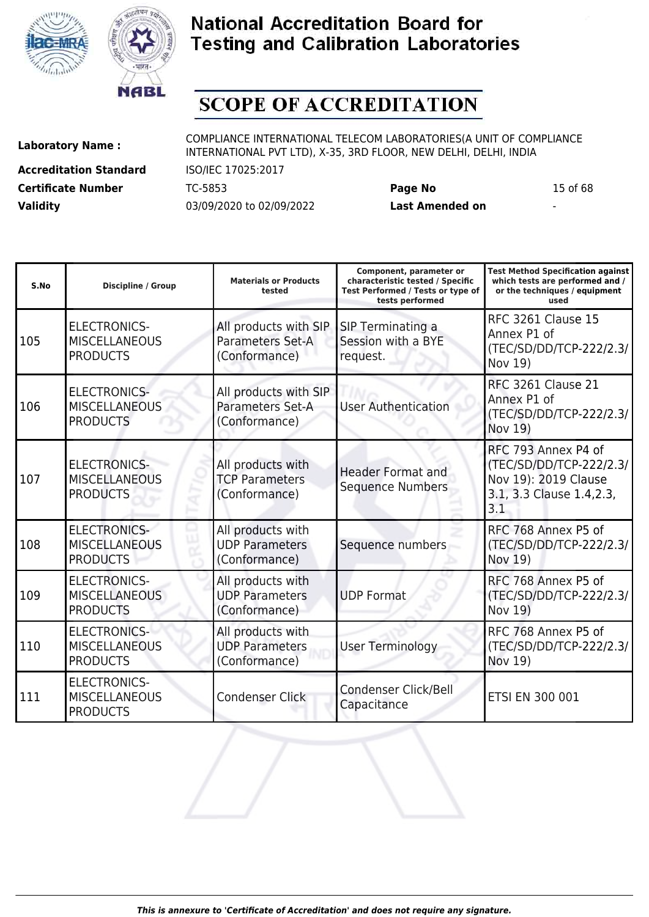# National Accreditation Board for Testing and Calibration Laboratories

# SCOPE OF ACCREDITATION

| | | | |
|---|---|---|---|
| **Laboratory Name :** | COMPLIANCE INTERNATIONAL TELECOM LABORATORIES(A UNIT OF COMPLIANCE INTERNATIONAL PVT LTD), X-35, 3RD FLOOR, NEW DELHI, DELHI, INDIA | | |
| **Accreditation Standard** | ISO/IEC 17025:2017 | | |
| **Certificate Number** | TC-5853 | **Page No** | 15 of 68 |
| **Validity** | 03/09/2020 to 02/09/2022 | **Last Amended on** | - |

| S.No | Discipline / Group | Materials or Products tested | Component, parameter or characteristic tested / Specific Test Performed / Tests or type of tests performed | Test Method Specification against which tests are performed and / or the techniques / equipment used |
|---|---|---|---|---|
| 105 | ELECTRONICS-MISCELLANEOUS PRODUCTS | All products with SIP Parameters Set-A (Conformance) | SIP Terminating a Session with a BYE request. | RFC 3261 Clause 15 Annex P1 of (TEC/SD/DD/TCP-222/2.3/ Nov 19) |
| 106 | ELECTRONICS-MISCELLANEOUS PRODUCTS | All products with SIP Parameters Set-A (Conformance) | User Authentication | RFC 3261 Clause 21 Annex P1 of (TEC/SD/DD/TCP-222/2.3/ Nov 19) |
| 107 | ELECTRONICS-MISCELLANEOUS PRODUCTS | All products with TCP Parameters (Conformance) | Header Format and Sequence Numbers | RFC 793 Annex P4 of (TEC/SD/DD/TCP-222/2.3/ Nov 19): 2019 Clause 3.1, 3.3 Clause 1.4,2.3, 3.1 |
| 108 | ELECTRONICS-MISCELLANEOUS PRODUCTS | All products with UDP Parameters (Conformance) | Sequence numbers | RFC 768 Annex P5 of (TEC/SD/DD/TCP-222/2.3/ Nov 19) |
| 109 | ELECTRONICS-MISCELLANEOUS PRODUCTS | All products with UDP Parameters (Conformance) | UDP Format | RFC 768 Annex P5 of (TEC/SD/DD/TCP-222/2.3/ Nov 19) |
| 110 | ELECTRONICS-MISCELLANEOUS PRODUCTS | All products with UDP Parameters (Conformance) | User Terminology | RFC 768 Annex P5 of (TEC/SD/DD/TCP-222/2.3/ Nov 19) |
| 111 | ELECTRONICS-MISCELLANEOUS PRODUCTS | Condenser Click | Condenser Click/Bell Capacitance | ETSI EN 300 001 |

*This is annexure to 'Certificate of Accreditation' and does not require any signature.*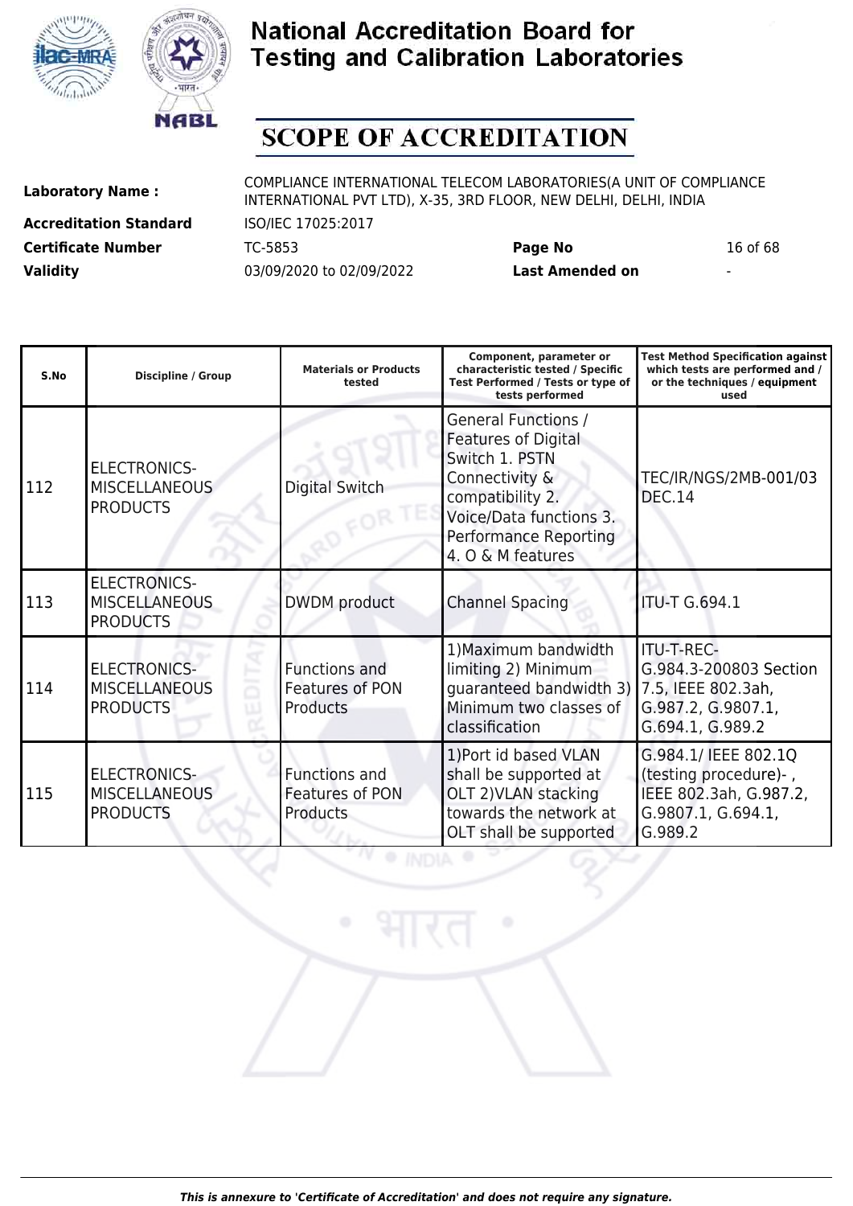# SCOPE OF ACCREDITATION

| | | | | |
|---|---|---|---|---|
| **Laboratory Name :** | COMPLIANCE INTERNATIONAL TELECOM LABORATORIES(A UNIT OF COMPLIANCE INTERNATIONAL PVT LTD), X-35, 3RD FLOOR, NEW DELHI, DELHI, INDIA | | | |
| **Accreditation Standard** | ISO/IEC 17025:2017 | | | |
| **Certificate Number** | TC-5853 | **Page No** | 16 of 68 | |
| **Validity** | 03/09/2020 to 02/09/2022 | **Last Amended on** | - | |

| S.No | Discipline / Group | Materials or Products tested | Component, parameter or characteristic tested / Specific Test Performed / Tests or type of tests performed | Test Method Specification against which tests are performed and / or the techniques / equipment used |
|---|---|---|---|---|
| 112 | ELECTRONICS-MISCELLANEOUS PRODUCTS | Digital Switch | General Functions / Features of Digital Switch 1. PSTN Connectivity & compatibility 2. Voice/Data functions 3. Performance Reporting 4. O & M features | TEC/IR/NGS/2MB-001/03 DEC.14 |
| 113 | ELECTRONICS-MISCELLANEOUS PRODUCTS | DWDM product | Channel Spacing | ITU-T G.694.1 |
| 114 | ELECTRONICS-MISCELLANEOUS PRODUCTS | Functions and Features of PON Products | 1)Maximum bandwidth limiting 2) Minimum guaranteed bandwidth 3) Minimum two classes of classification | ITU-T-REC-G.984.3-200803 Section 7.5, IEEE 802.3ah, G.987.2, G.9807.1, G.694.1, G.989.2 |
| 115 | ELECTRONICS-MISCELLANEOUS PRODUCTS | Functions and Features of PON Products | 1)Port id based VLAN shall be supported at OLT 2)VLAN stacking towards the network at OLT shall be supported | G.984.1/ IEEE 802.1Q (testing procedure)- , IEEE 802.3ah, G.987.2, G.9807.1, G.694.1, G.989.2 |

*This is annexure to 'Certificate of Accreditation' and does not require any signature.*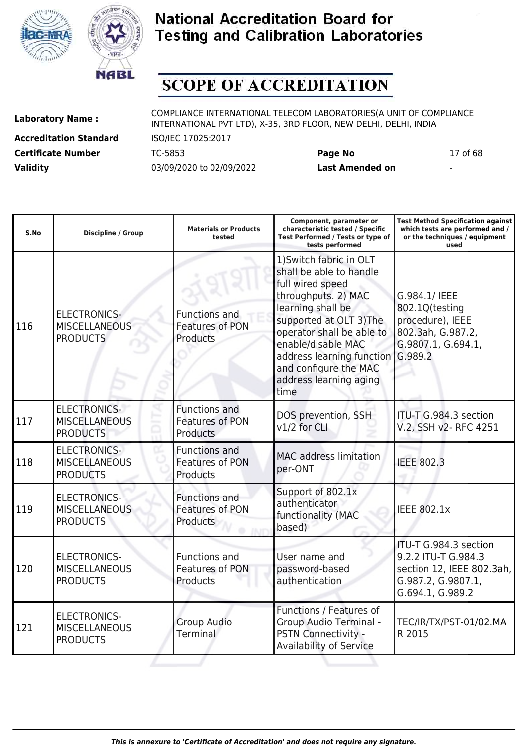# National Accreditation Board for Testing and Calibration Laboratories

## SCOPE OF ACCREDITATION

| | | | |
|---|---|---|---|
| **Laboratory Name :** | COMPLIANCE INTERNATIONAL TELECOM LABORATORIES(A UNIT OF COMPLIANCE INTERNATIONAL PVT LTD), X-35, 3RD FLOOR, NEW DELHI, DELHI, INDIA | | |
| **Accreditation Standard** | ISO/IEC 17025:2017 | | |
| **Certificate Number** | TC-5853 | **Page No** | 17 of 68 |
| **Validity** | 03/09/2020 to 02/09/2022 | **Last Amended on** | - |

| S.No | Discipline / Group | Materials or Products tested | Component, parameter or characteristic tested / Specific Test Performed / Tests or type of tests performed | Test Method Specification against which tests are performed and / or the techniques / equipment used |
|---|---|---|---|---|
| 116 | ELECTRONICS- MISCELLANEOUS PRODUCTS | Functions and Features of PON Products | 1)Switch fabric in OLT shall be able to handle full wired speed throughputs. 2) MAC learning shall be supported at OLT 3)The operator shall be able to enable/disable MAC address learning function and configure the MAC address learning aging time | G.984.1/ IEEE 802.1Q(testing procedure), IEEE 802.3ah, G.987.2, G.9807.1, G.694.1, G.989.2 |
| 117 | ELECTRONICS- MISCELLANEOUS PRODUCTS | Functions and Features of PON Products | DOS prevention, SSH v1/2 for CLI | ITU-T G.984.3 section V.2, SSH v2- RFC 4251 |
| 118 | ELECTRONICS- MISCELLANEOUS PRODUCTS | Functions and Features of PON Products | MAC address limitation per-ONT | IEEE 802.3 |
| 119 | ELECTRONICS- MISCELLANEOUS PRODUCTS | Functions and Features of PON Products | Support of 802.1x authenticator functionality (MAC based) | IEEE 802.1x |
| 120 | ELECTRONICS- MISCELLANEOUS PRODUCTS | Functions and Features of PON Products | User name and password-based authentication | ITU-T G.984.3 section 9.2.2 ITU-T G.984.3 section 12, IEEE 802.3ah, G.987.2, G.9807.1, G.694.1, G.989.2 |
| 121 | ELECTRONICS- MISCELLANEOUS PRODUCTS | Group Audio Terminal | Functions / Features of Group Audio Terminal - PSTN Connectivity - Availability of Service | TEC/IR/TX/PST-01/02.MAR 2015 |

*This is annexure to 'Certificate of Accreditation' and does not require any signature.*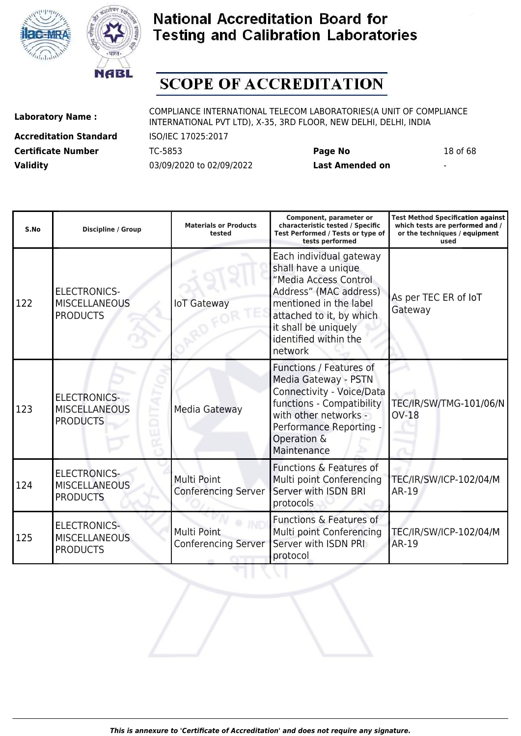# National Accreditation Board for Testing and Calibration Laboratories

## SCOPE OF ACCREDITATION

| | | | |
|---|---|---|---|
| **Laboratory Name :** | COMPLIANCE INTERNATIONAL TELECOM LABORATORIES(A UNIT OF COMPLIANCE INTERNATIONAL PVT LTD), X-35, 3RD FLOOR, NEW DELHI, DELHI, INDIA | | |
| **Accreditation Standard** | ISO/IEC 17025:2017 | | |
| **Certificate Number** | TC-5853 | **Page No** | 18 of 68 |
| **Validity** | 03/09/2020 to 02/09/2022 | **Last Amended on** | - |

| S.No | Discipline / Group | Materials or Products tested | Component, parameter or characteristic tested / Specific Test Performed / Tests or type of tests performed | Test Method Specification against which tests are performed and / or the techniques / equipment used |
|---|---|---|---|---|
| 122 | ELECTRONICS-MISCELLANEOUS PRODUCTS | IoT Gateway | Each individual gateway shall have a unique “Media Access Control Address” (MAC address) mentioned in the label attached to it, by which it shall be uniquely identified within the network | As per TEC ER of IoT Gateway |
| 123 | ELECTRONICS-MISCELLANEOUS PRODUCTS | Media Gateway | Functions / Features of Media Gateway - PSTN Connectivity - Voice/Data functions - Compatibility with other networks - Performance Reporting - Operation & Maintenance | TEC/IR/SW/TMG-101/06/NOV-18 |
| 124 | ELECTRONICS-MISCELLANEOUS PRODUCTS | Multi Point Conferencing Server | Functions & Features of Multi point Conferencing Server with ISDN BRI protocols | TEC/IR/SW/ICP-102/04/MAR-19 |
| 125 | ELECTRONICS-MISCELLANEOUS PRODUCTS | Multi Point Conferencing Server | Functions & Features of Multi point Conferencing Server with ISDN PRI protocol | TEC/IR/SW/ICP-102/04/MAR-19 |

*This is annexure to 'Certificate of Accreditation' and does not require any signature.*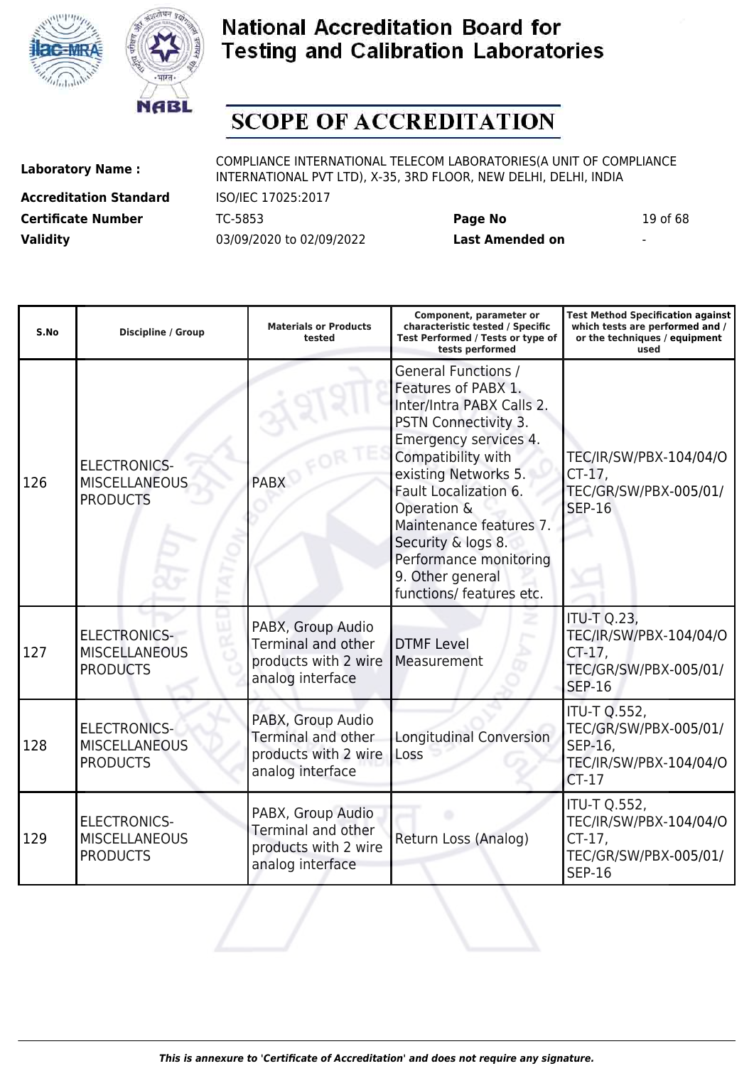# National Accreditation Board for Testing and Calibration Laboratories

## SCOPE OF ACCREDITATION

**Laboratory Name :** COMPLIANCE INTERNATIONAL TELECOM LABORATORIES(A UNIT OF COMPLIANCE INTERNATIONAL PVT LTD), X-35, 3RD FLOOR, NEW DELHI, DELHI, INDIA

**Accreditation Standard** ISO/IEC 17025:2017

**Certificate Number** TC-5853 **Page No** 19 of 68

**Validity** 03/09/2020 to 02/09/2022 **Last Amended on** -

| S.No | Discipline / Group | Materials or Products tested | Component, parameter or characteristic tested / Specific Test Performed / Tests or type of tests performed | Test Method Specification against which tests are performed and / or the techniques / equipment used |
|---|---|---|---|---|
| 126 | ELECTRONICS-MISCELLANEOUS PRODUCTS | PABX | General Functions / Features of PABX 1. Inter/Intra PABX Calls 2. PSTN Connectivity 3. Emergency services 4. Compatibility with existing Networks 5. Fault Localization 6. Operation & Maintenance features 7. Security & logs 8. Performance monitoring 9. Other general functions/ features etc. | TEC/IR/SW/PBX-104/04/OCT-17, TEC/GR/SW/PBX-005/01/SEP-16 |
| 127 | ELECTRONICS-MISCELLANEOUS PRODUCTS | PABX, Group Audio Terminal and other products with 2 wire analog interface | DTMF Level Measurement | ITU-T Q.23, TEC/IR/SW/PBX-104/04/OCT-17, TEC/GR/SW/PBX-005/01/SEP-16 |
| 128 | ELECTRONICS-MISCELLANEOUS PRODUCTS | PABX, Group Audio Terminal and other products with 2 wire analog interface | Longitudinal Conversion Loss | ITU-T Q.552, TEC/GR/SW/PBX-005/01/SEP-16, TEC/IR/SW/PBX-104/04/OCT-17 |
| 129 | ELECTRONICS-MISCELLANEOUS PRODUCTS | PABX, Group Audio Terminal and other products with 2 wire analog interface | Return Loss (Analog) | ITU-T Q.552, TEC/IR/SW/PBX-104/04/OCT-17, TEC/GR/SW/PBX-005/01/SEP-16 |

*This is annexure to 'Certificate of Accreditation' and does not require any signature.*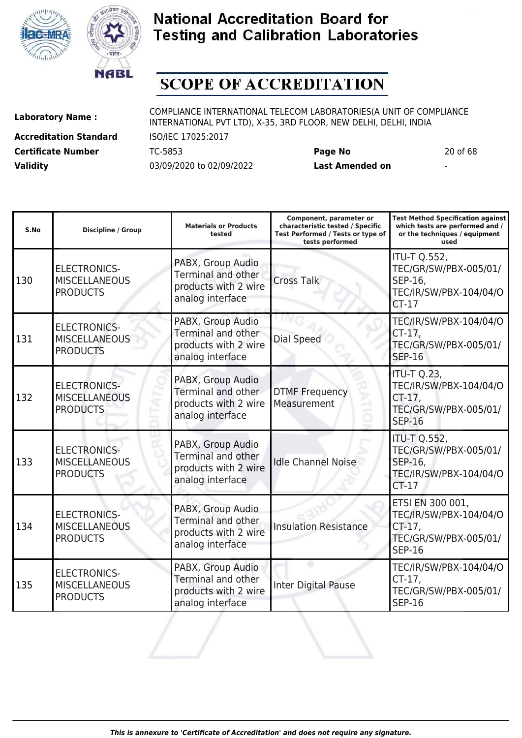# National Accreditation Board for Testing and Calibration Laboratories

# SCOPE OF ACCREDITATION

| | | | |
|---|---|---|---|
| **Laboratory Name :** | COMPLIANCE INTERNATIONAL TELECOM LABORATORIES(A UNIT OF COMPLIANCE INTERNATIONAL PVT LTD), X-35, 3RD FLOOR, NEW DELHI, DELHI, INDIA | | |
| **Accreditation Standard** | ISO/IEC 17025:2017 | | |
| **Certificate Number** | TC-5853 | **Page No** | 20 of 68 |
| **Validity** | 03/09/2020 to 02/09/2022 | **Last Amended on** | - |

| S.No | Discipline / Group | Materials or Products tested | Component, parameter or characteristic tested / Specific Test Performed / Tests or type of tests performed | Test Method Specification against which tests are performed and / or the techniques / equipment used |
|---|---|---|---|---|
| 130 | ELECTRONICS-MISCELLANEOUS PRODUCTS | PABX, Group Audio Terminal and other products with 2 wire analog interface | Cross Talk | ITU-T Q.552, TEC/GR/SW/PBX-005/01/SEP-16, TEC/IR/SW/PBX-104/04/OCT-17 |
| 131 | ELECTRONICS-MISCELLANEOUS PRODUCTS | PABX, Group Audio Terminal and other products with 2 wire analog interface | Dial Speed | TEC/IR/SW/PBX-104/04/OCT-17, TEC/GR/SW/PBX-005/01/SEP-16 |
| 132 | ELECTRONICS-MISCELLANEOUS PRODUCTS | PABX, Group Audio Terminal and other products with 2 wire analog interface | DTMF Frequency Measurement | ITU-T Q.23, TEC/IR/SW/PBX-104/04/OCT-17, TEC/GR/SW/PBX-005/01/SEP-16 |
| 133 | ELECTRONICS-MISCELLANEOUS PRODUCTS | PABX, Group Audio Terminal and other products with 2 wire analog interface | Idle Channel Noise | ITU-T Q.552, TEC/GR/SW/PBX-005/01/SEP-16, TEC/IR/SW/PBX-104/04/OCT-17 |
| 134 | ELECTRONICS-MISCELLANEOUS PRODUCTS | PABX, Group Audio Terminal and other products with 2 wire analog interface | Insulation Resistance | ETSI EN 300 001, TEC/IR/SW/PBX-104/04/OCT-17, TEC/GR/SW/PBX-005/01/SEP-16 |
| 135 | ELECTRONICS-MISCELLANEOUS PRODUCTS | PABX, Group Audio Terminal and other products with 2 wire analog interface | Inter Digital Pause | TEC/IR/SW/PBX-104/04/OCT-17, TEC/GR/SW/PBX-005/01/SEP-16 |

*This is annexure to 'Certificate of Accreditation' and does not require any signature.*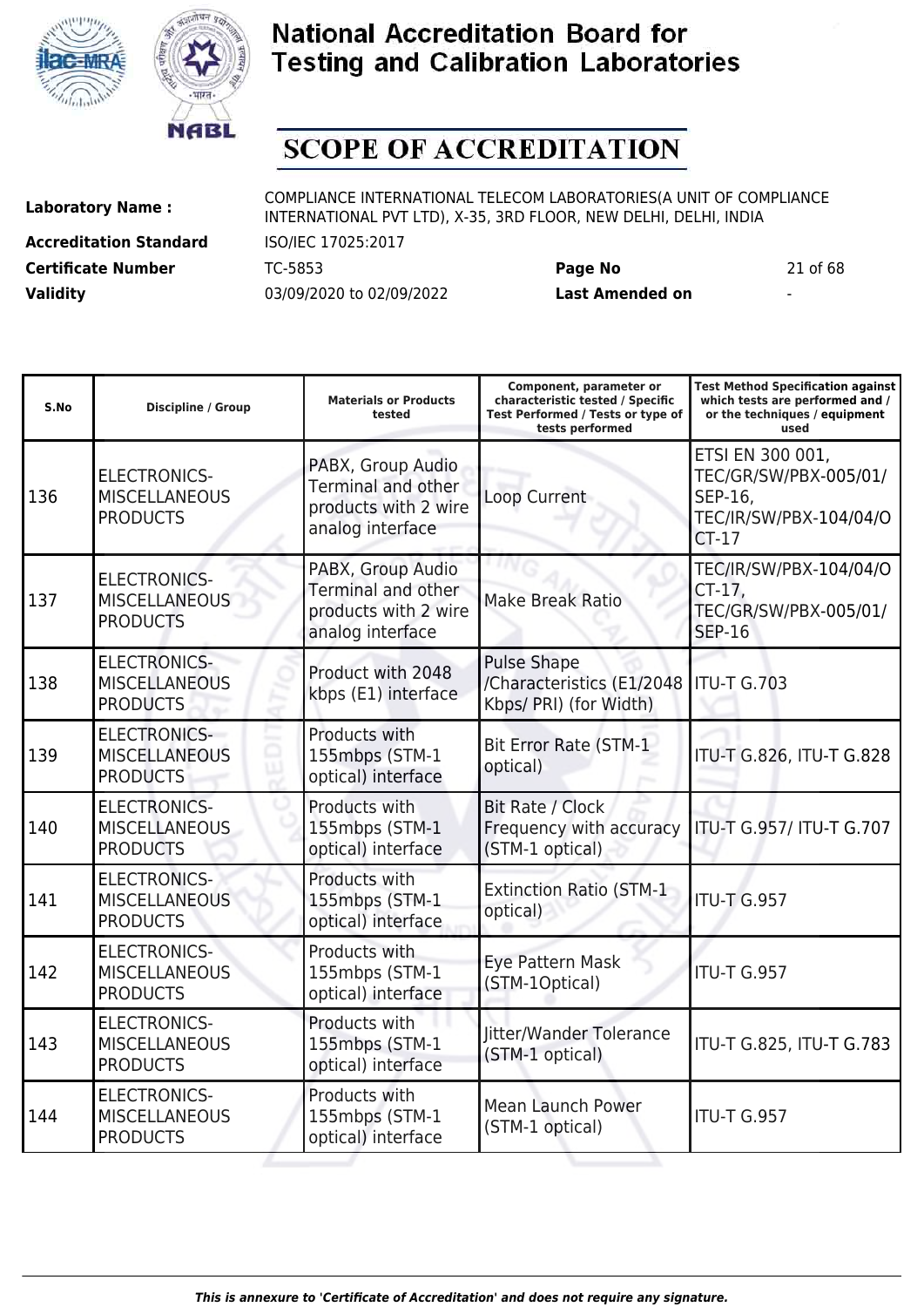# National Accreditation Board for Testing and Calibration Laboratories

## SCOPE OF ACCREDITATION

**Laboratory Name :** COMPLIANCE INTERNATIONAL TELECOM LABORATORIES(A UNIT OF COMPLIANCE INTERNATIONAL PVT LTD), X-35, 3RD FLOOR, NEW DELHI, DELHI, INDIA

**Accreditation Standard** ISO/IEC 17025:2017

**Certificate Number** TC-5853 **Page No** 21 of 68

**Validity** 03/09/2020 to 02/09/2022 **Last Amended on** -

| S.No | Discipline / Group | Materials or Products tested | Component, parameter or characteristic tested / Specific Test Performed / Tests or type of tests performed | Test Method Specification against which tests are performed and / or the techniques / equipment used |
|---|---|---|---|---|
| 136 | ELECTRONICS-MISCELLANEOUS PRODUCTS | PABX, Group Audio Terminal and other products with 2 wire analog interface | Loop Current | ETSI EN 300 001, TEC/GR/SW/PBX-005/01/SEP-16, TEC/IR/SW/PBX-104/04/OCT-17 |
| 137 | ELECTRONICS-MISCELLANEOUS PRODUCTS | PABX, Group Audio Terminal and other products with 2 wire analog interface | Make Break Ratio | TEC/IR/SW/PBX-104/04/OCT-17, TEC/GR/SW/PBX-005/01/SEP-16 |
| 138 | ELECTRONICS-MISCELLANEOUS PRODUCTS | Product with 2048 kbps (E1) interface | Pulse Shape /Characteristics (E1/2048 Kbps/ PRI) (for Width) | ITU-T G.703 |
| 139 | ELECTRONICS-MISCELLANEOUS PRODUCTS | Products with 155mbps (STM-1 optical) interface | Bit Error Rate (STM-1 optical) | ITU-T G.826, ITU-T G.828 |
| 140 | ELECTRONICS-MISCELLANEOUS PRODUCTS | Products with 155mbps (STM-1 optical) interface | Bit Rate / Clock Frequency with accuracy (STM-1 optical) | ITU-T G.957/ ITU-T G.707 |
| 141 | ELECTRONICS-MISCELLANEOUS PRODUCTS | Products with 155mbps (STM-1 optical) interface | Extinction Ratio (STM-1 optical) | ITU-T G.957 |
| 142 | ELECTRONICS-MISCELLANEOUS PRODUCTS | Products with 155mbps (STM-1 optical) interface | Eye Pattern Mask (STM-1Optical) | ITU-T G.957 |
| 143 | ELECTRONICS-MISCELLANEOUS PRODUCTS | Products with 155mbps (STM-1 optical) interface | Jitter/Wander Tolerance (STM-1 optical) | ITU-T G.825, ITU-T G.783 |
| 144 | ELECTRONICS-MISCELLANEOUS PRODUCTS | Products with 155mbps (STM-1 optical) interface | Mean Launch Power (STM-1 optical) | ITU-T G.957 |

*This is annexure to 'Certificate of Accreditation' and does not require any signature.*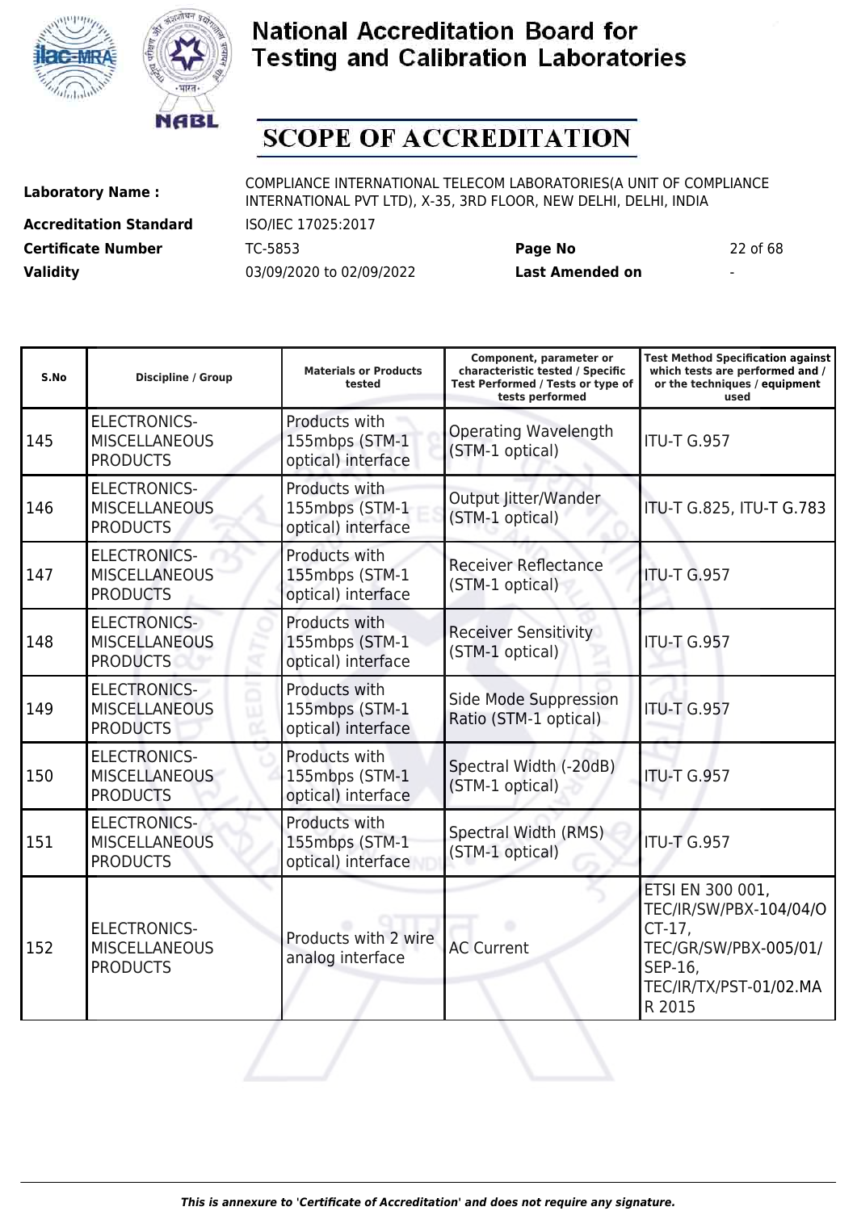# National Accreditation Board for Testing and Calibration Laboratories

# SCOPE OF ACCREDITATION

**Laboratory Name :** COMPLIANCE INTERNATIONAL TELECOM LABORATORIES(A UNIT OF COMPLIANCE INTERNATIONAL PVT LTD), X-35, 3RD FLOOR, NEW DELHI, DELHI, INDIA

**Accreditation Standard** ISO/IEC 17025:2017

**Certificate Number** TC-5853 **Page No** 22 of 68

**Validity** 03/09/2020 to 02/09/2022 **Last Amended on** -

| S.No | Discipline / Group | Materials or Products tested | Component, parameter or characteristic tested / Specific Test Performed / Tests or type of tests performed | Test Method Specification against which tests are performed and / or the techniques / equipment used |
|---|---|---|---|---|
| 145 | ELECTRONICS-MISCELLANEOUS PRODUCTS | Products with 155mbps (STM-1 optical) interface | Operating Wavelength (STM-1 optical) | ITU-T G.957 |
| 146 | ELECTRONICS-MISCELLANEOUS PRODUCTS | Products with 155mbps (STM-1 optical) interface | Output Jitter/Wander (STM-1 optical) | ITU-T G.825, ITU-T G.783 |
| 147 | ELECTRONICS-MISCELLANEOUS PRODUCTS | Products with 155mbps (STM-1 optical) interface | Receiver Reflectance (STM-1 optical) | ITU-T G.957 |
| 148 | ELECTRONICS-MISCELLANEOUS PRODUCTS | Products with 155mbps (STM-1 optical) interface | Receiver Sensitivity (STM-1 optical) | ITU-T G.957 |
| 149 | ELECTRONICS-MISCELLANEOUS PRODUCTS | Products with 155mbps (STM-1 optical) interface | Side Mode Suppression Ratio (STM-1 optical) | ITU-T G.957 |
| 150 | ELECTRONICS-MISCELLANEOUS PRODUCTS | Products with 155mbps (STM-1 optical) interface | Spectral Width (-20dB) (STM-1 optical) | ITU-T G.957 |
| 151 | ELECTRONICS-MISCELLANEOUS PRODUCTS | Products with 155mbps (STM-1 optical) interface | Spectral Width (RMS) (STM-1 optical) | ITU-T G.957 |
| 152 | ELECTRONICS-MISCELLANEOUS PRODUCTS | Products with 2 wire analog interface | AC Current | ETSI EN 300 001, TEC/IR/SW/PBX-104/04/OCT-17, TEC/GR/SW/PBX-005/01/SEP-16, TEC/IR/TX/PST-01/02.MAR 2015 |

*This is annexure to 'Certificate of Accreditation' and does not require any signature.*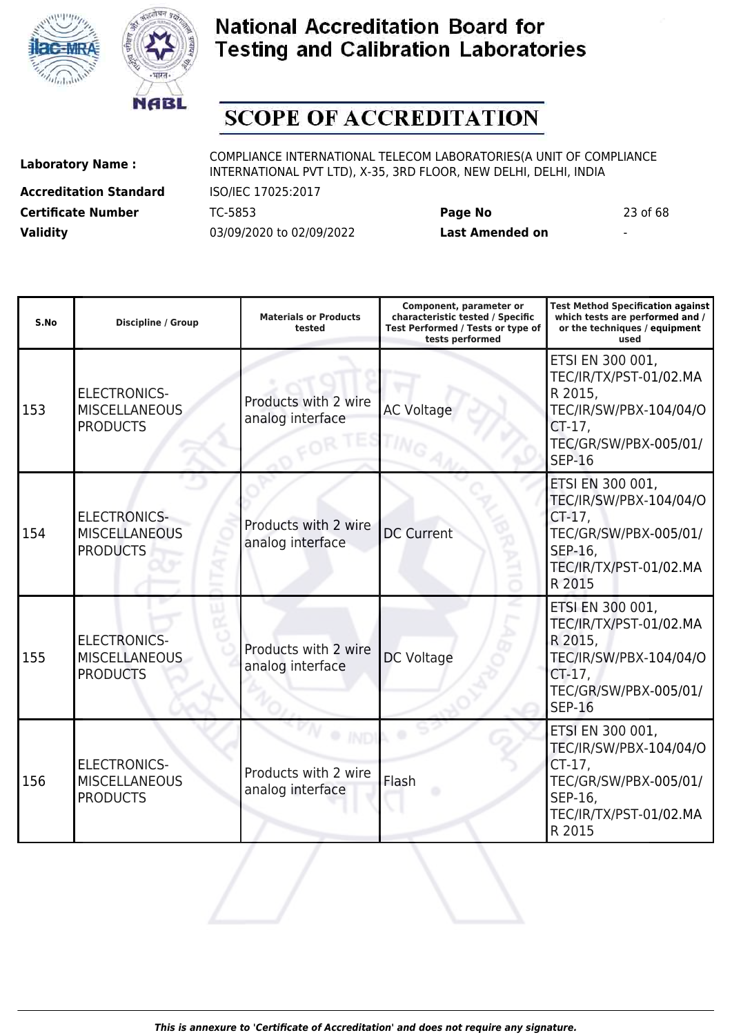# National Accreditation Board for Testing and Calibration Laboratories

## SCOPE OF ACCREDITATION

| | | | |
|---|---|---|---|
| **Laboratory Name :** | COMPLIANCE INTERNATIONAL TELECOM LABORATORIES(A UNIT OF COMPLIANCE INTERNATIONAL PVT LTD), X-35, 3RD FLOOR, NEW DELHI, DELHI, INDIA | | |
| **Accreditation Standard** | ISO/IEC 17025:2017 | | |
| **Certificate Number** | TC-5853 | **Page No** | 23 of 68 |
| **Validity** | 03/09/2020 to 02/09/2022 | **Last Amended on** | - |

| S.No | Discipline / Group | Materials or Products tested | Component, parameter or characteristic tested / Specific Test Performed / Tests or type of tests performed | Test Method Specification against which tests are performed and / or the techniques / equipment used |
|---|---|---|---|---|
| 153 | ELECTRONICS-MISCELLANEOUS PRODUCTS | Products with 2 wire analog interface | AC Voltage | ETSI EN 300 001, TEC/IR/TX/PST-01/02.MAR 2015, TEC/IR/SW/PBX-104/04/OCT-17, TEC/GR/SW/PBX-005/01/SEP-16 |
| 154 | ELECTRONICS-MISCELLANEOUS PRODUCTS | Products with 2 wire analog interface | DC Current | ETSI EN 300 001, TEC/IR/SW/PBX-104/04/OCT-17, TEC/GR/SW/PBX-005/01/SEP-16, TEC/IR/TX/PST-01/02.MAR 2015 |
| 155 | ELECTRONICS-MISCELLANEOUS PRODUCTS | Products with 2 wire analog interface | DC Voltage | ETSI EN 300 001, TEC/IR/TX/PST-01/02.MAR 2015, TEC/IR/SW/PBX-104/04/OCT-17, TEC/GR/SW/PBX-005/01/SEP-16 |
| 156 | ELECTRONICS-MISCELLANEOUS PRODUCTS | Products with 2 wire analog interface | Flash | ETSI EN 300 001, TEC/IR/SW/PBX-104/04/OCT-17, TEC/GR/SW/PBX-005/01/SEP-16, TEC/IR/TX/PST-01/02.MAR 2015 |

*This is annexure to 'Certificate of Accreditation' and does not require any signature.*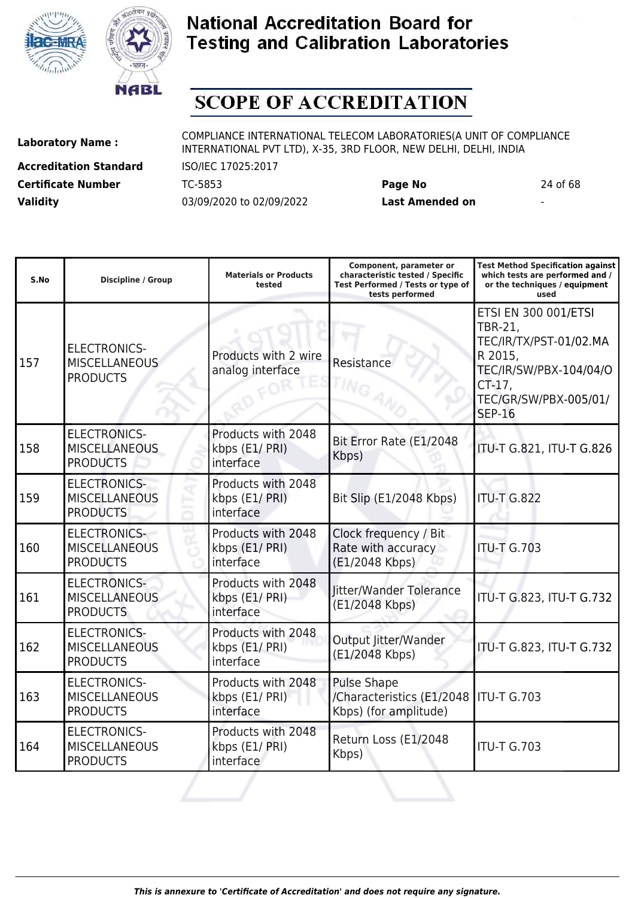# National Accreditation Board for Testing and Calibration Laboratories

# SCOPE OF ACCREDITATION

| | | | |
|---|---|---|---|
| **Laboratory Name :** | COMPLIANCE INTERNATIONAL TELECOM LABORATORIES(A UNIT OF COMPLIANCE INTERNATIONAL PVT LTD), X-35, 3RD FLOOR, NEW DELHI, DELHI, INDIA | | |
| **Accreditation Standard** | ISO/IEC 17025:2017 | | |
| **Certificate Number** | TC-5853 | **Page No** | 24 of 68 |
| **Validity** | 03/09/2020 to 02/09/2022 | **Last Amended on** | - |

| S.No | Discipline / Group | Materials or Products tested | Component, parameter or characteristic tested / Specific Test Performed / Tests or type of tests performed | Test Method Specification against which tests are performed and / or the techniques / equipment used |
|---|---|---|---|---|
| 157 | ELECTRONICS-MISCELLANEOUS PRODUCTS | Products with 2 wire analog interface | Resistance | ETSI EN 300 001/ETSI TBR-21, TEC/IR/TX/PST-01/02.MAR 2015, TEC/IR/SW/PBX-104/04/OCT-17, TEC/GR/SW/PBX-005/01/SEP-16 |
| 158 | ELECTRONICS-MISCELLANEOUS PRODUCTS | Products with 2048 kbps (E1/ PRI) interface | Bit Error Rate (E1/2048 Kbps) | ITU-T G.821, ITU-T G.826 |
| 159 | ELECTRONICS-MISCELLANEOUS PRODUCTS | Products with 2048 kbps (E1/ PRI) interface | Bit Slip (E1/2048 Kbps) | ITU-T G.822 |
| 160 | ELECTRONICS-MISCELLANEOUS PRODUCTS | Products with 2048 kbps (E1/ PRI) interface | Clock frequency / Bit Rate with accuracy (E1/2048 Kbps) | ITU-T G.703 |
| 161 | ELECTRONICS-MISCELLANEOUS PRODUCTS | Products with 2048 kbps (E1/ PRI) interface | Jitter/Wander Tolerance (E1/2048 Kbps) | ITU-T G.823, ITU-T G.732 |
| 162 | ELECTRONICS-MISCELLANEOUS PRODUCTS | Products with 2048 kbps (E1/ PRI) interface | Output Jitter/Wander (E1/2048 Kbps) | ITU-T G.823, ITU-T G.732 |
| 163 | ELECTRONICS-MISCELLANEOUS PRODUCTS | Products with 2048 kbps (E1/ PRI) interface | Pulse Shape /Characteristics (E1/2048 Kbps) (for amplitude) | ITU-T G.703 |
| 164 | ELECTRONICS-MISCELLANEOUS PRODUCTS | Products with 2048 kbps (E1/ PRI) interface | Return Loss (E1/2048 Kbps) | ITU-T G.703 |

*This is annexure to 'Certificate of Accreditation' and does not require any signature.*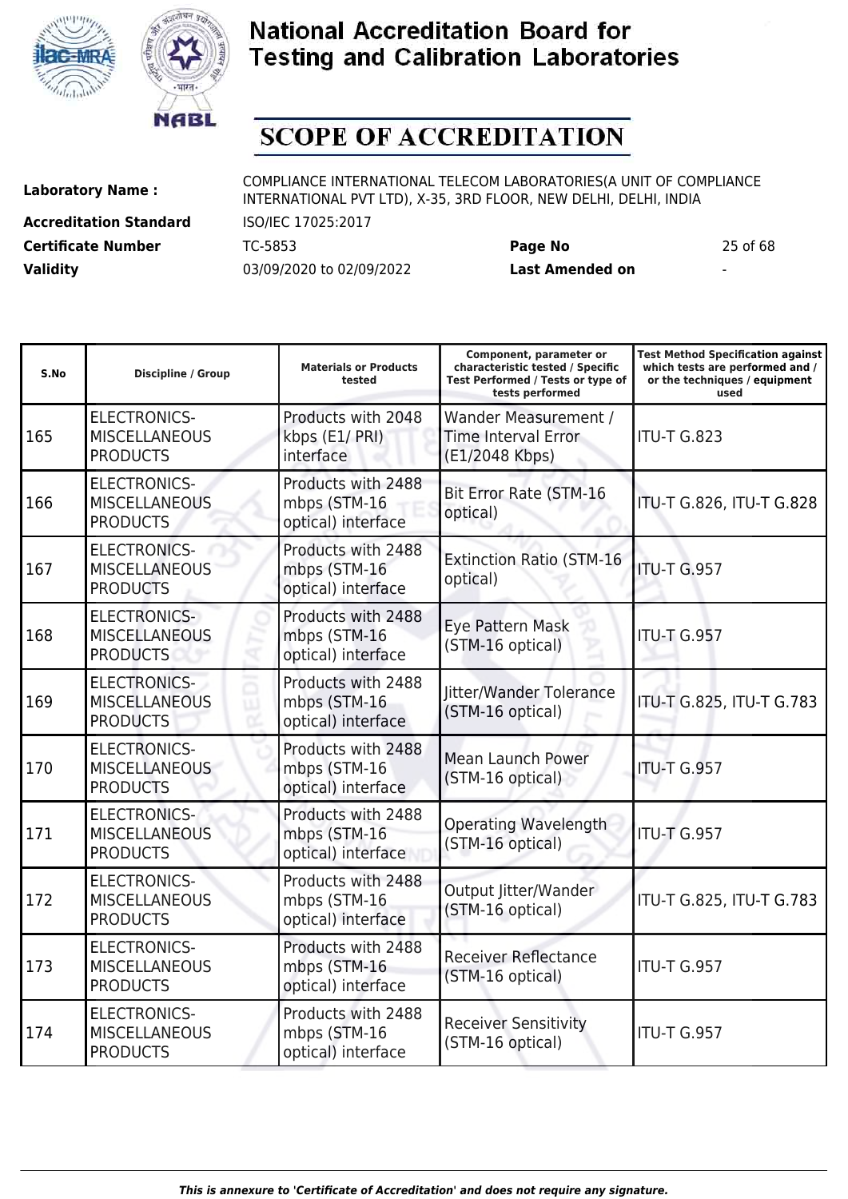# National Accreditation Board for Testing and Calibration Laboratories

## SCOPE OF ACCREDITATION

| | | | |
|---|---|---|---|
| **Laboratory Name :** | COMPLIANCE INTERNATIONAL TELECOM LABORATORIES(A UNIT OF COMPLIANCE INTERNATIONAL PVT LTD), X-35, 3RD FLOOR, NEW DELHI, DELHI, INDIA | | |
| **Accreditation Standard** | ISO/IEC 17025:2017 | | |
| **Certificate Number** | TC-5853 | **Page No** | 25 of 68 |
| **Validity** | 03/09/2020 to 02/09/2022 | **Last Amended on** | - |

| S.No | Discipline / Group | Materials or Products tested | Component, parameter or characteristic tested / Specific Test Performed / Tests or type of tests performed | Test Method Specification against which tests are performed and / or the techniques / equipment used |
|---|---|---|---|---|
| 165 | ELECTRONICS-MISCELLANEOUS PRODUCTS | Products with 2048 kbps (E1/ PRI) interface | Wander Measurement / Time Interval Error (E1/2048 Kbps) | ITU-T G.823 |
| 166 | ELECTRONICS-MISCELLANEOUS PRODUCTS | Products with 2488 mbps (STM-16 optical) interface | Bit Error Rate (STM-16 optical) | ITU-T G.826, ITU-T G.828 |
| 167 | ELECTRONICS-MISCELLANEOUS PRODUCTS | Products with 2488 mbps (STM-16 optical) interface | Extinction Ratio (STM-16 optical) | ITU-T G.957 |
| 168 | ELECTRONICS-MISCELLANEOUS PRODUCTS | Products with 2488 mbps (STM-16 optical) interface | Eye Pattern Mask (STM-16 optical) | ITU-T G.957 |
| 169 | ELECTRONICS-MISCELLANEOUS PRODUCTS | Products with 2488 mbps (STM-16 optical) interface | Jitter/Wander Tolerance (STM-16 optical) | ITU-T G.825, ITU-T G.783 |
| 170 | ELECTRONICS-MISCELLANEOUS PRODUCTS | Products with 2488 mbps (STM-16 optical) interface | Mean Launch Power (STM-16 optical) | ITU-T G.957 |
| 171 | ELECTRONICS-MISCELLANEOUS PRODUCTS | Products with 2488 mbps (STM-16 optical) interface | Operating Wavelength (STM-16 optical) | ITU-T G.957 |
| 172 | ELECTRONICS-MISCELLANEOUS PRODUCTS | Products with 2488 mbps (STM-16 optical) interface | Output Jitter/Wander (STM-16 optical) | ITU-T G.825, ITU-T G.783 |
| 173 | ELECTRONICS-MISCELLANEOUS PRODUCTS | Products with 2488 mbps (STM-16 optical) interface | Receiver Reflectance (STM-16 optical) | ITU-T G.957 |
| 174 | ELECTRONICS-MISCELLANEOUS PRODUCTS | Products with 2488 mbps (STM-16 optical) interface | Receiver Sensitivity (STM-16 optical) | ITU-T G.957 |

*This is annexure to 'Certificate of Accreditation' and does not require any signature.*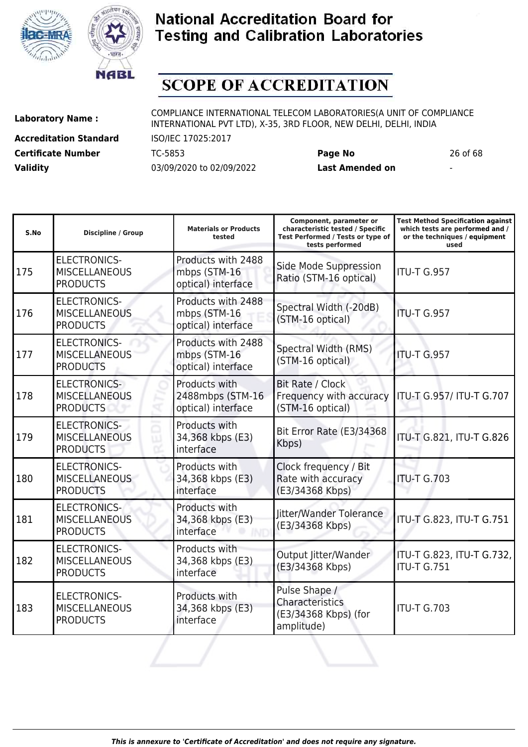# National Accreditation Board for Testing and Calibration Laboratories

## SCOPE OF ACCREDITATION

| | | | |
|---|---|---|---|
| **Laboratory Name :** | COMPLIANCE INTERNATIONAL TELECOM LABORATORIES(A UNIT OF COMPLIANCE INTERNATIONAL PVT LTD), X-35, 3RD FLOOR, NEW DELHI, DELHI, INDIA | | |
| **Accreditation Standard** | ISO/IEC 17025:2017 | | |
| **Certificate Number** | TC-5853 | **Page No** | 26 of 68 |
| **Validity** | 03/09/2020 to 02/09/2022 | **Last Amended on** | - |

| S.No | Discipline / Group | Materials or Products tested | Component, parameter or characteristic tested / Specific Test Performed / Tests or type of tests performed | Test Method Specification against which tests are performed and / or the techniques / equipment used |
|---|---|---|---|---|
| 175 | ELECTRONICS-MISCELLANEOUS PRODUCTS | Products with 2488 mbps (STM-16 optical) interface | Side Mode Suppression Ratio (STM-16 optical) | ITU-T G.957 |
| 176 | ELECTRONICS-MISCELLANEOUS PRODUCTS | Products with 2488 mbps (STM-16 optical) interface | Spectral Width (-20dB) (STM-16 optical) | ITU-T G.957 |
| 177 | ELECTRONICS-MISCELLANEOUS PRODUCTS | Products with 2488 mbps (STM-16 optical) interface | Spectral Width (RMS) (STM-16 optical) | ITU-T G.957 |
| 178 | ELECTRONICS-MISCELLANEOUS PRODUCTS | Products with 2488mbps (STM-16 optical) interface | Bit Rate / Clock Frequency with accuracy (STM-16 optical) | ITU-T G.957/ ITU-T G.707 |
| 179 | ELECTRONICS-MISCELLANEOUS PRODUCTS | Products with 34,368 kbps (E3) interface | Bit Error Rate (E3/34368 Kbps) | ITU-T G.821, ITU-T G.826 |
| 180 | ELECTRONICS-MISCELLANEOUS PRODUCTS | Products with 34,368 kbps (E3) interface | Clock frequency / Bit Rate with accuracy (E3/34368 Kbps) | ITU-T G.703 |
| 181 | ELECTRONICS-MISCELLANEOUS PRODUCTS | Products with 34,368 kbps (E3) interface | Jitter/Wander Tolerance (E3/34368 Kbps) | ITU-T G.823, ITU-T G.751 |
| 182 | ELECTRONICS-MISCELLANEOUS PRODUCTS | Products with 34,368 kbps (E3) interface | Output Jitter/Wander (E3/34368 Kbps) | ITU-T G.823, ITU-T G.732, ITU-T G.751 |
| 183 | ELECTRONICS-MISCELLANEOUS PRODUCTS | Products with 34,368 kbps (E3) interface | Pulse Shape / Characteristics (E3/34368 Kbps) (for amplitude) | ITU-T G.703 |

*This is annexure to 'Certificate of Accreditation' and does not require any signature.*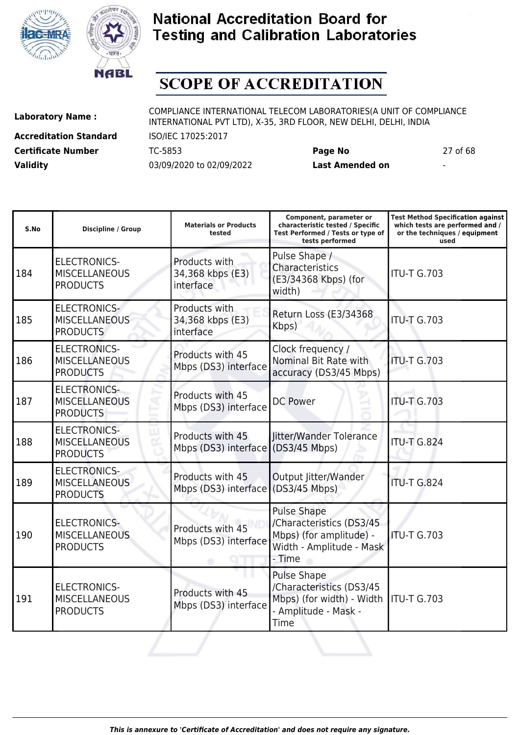# National Accreditation Board for Testing and Calibration Laboratories

## SCOPE OF ACCREDITATION

**Laboratory Name :** COMPLIANCE INTERNATIONAL TELECOM LABORATORIES(A UNIT OF COMPLIANCE INTERNATIONAL PVT LTD), X-35, 3RD FLOOR, NEW DELHI, DELHI, INDIA

**Accreditation Standard** ISO/IEC 17025:2017

**Certificate Number** TC-5853 **Page No** 27 of 68

**Validity** 03/09/2020 to 02/09/2022 **Last Amended on** -

| S.No | Discipline / Group | Materials or Products tested | Component, parameter or characteristic tested / Specific Test Performed / Tests or type of tests performed | Test Method Specification against which tests are performed and / or the techniques / equipment used |
|---|---|---|---|---|
| 184 | ELECTRONICS-MISCELLANEOUS PRODUCTS | Products with 34,368 kbps (E3) interface | Pulse Shape / Characteristics (E3/34368 Kbps) (for width) | ITU-T G.703 |
| 185 | ELECTRONICS-MISCELLANEOUS PRODUCTS | Products with 34,368 kbps (E3) interface | Return Loss (E3/34368 Kbps) | ITU-T G.703 |
| 186 | ELECTRONICS-MISCELLANEOUS PRODUCTS | Products with 45 Mbps (DS3) interface | Clock frequency / Nominal Bit Rate with accuracy (DS3/45 Mbps) | ITU-T G.703 |
| 187 | ELECTRONICS-MISCELLANEOUS PRODUCTS | Products with 45 Mbps (DS3) interface | DC Power | ITU-T G.703 |
| 188 | ELECTRONICS-MISCELLANEOUS PRODUCTS | Products with 45 Mbps (DS3) interface | Jitter/Wander Tolerance (DS3/45 Mbps) | ITU-T G.824 |
| 189 | ELECTRONICS-MISCELLANEOUS PRODUCTS | Products with 45 Mbps (DS3) interface | Output Jitter/Wander (DS3/45 Mbps) | ITU-T G.824 |
| 190 | ELECTRONICS-MISCELLANEOUS PRODUCTS | Products with 45 Mbps (DS3) interface | Pulse Shape /Characteristics (DS3/45 Mbps) (for amplitude) - Width - Amplitude - Mask - Time | ITU-T G.703 |
| 191 | ELECTRONICS-MISCELLANEOUS PRODUCTS | Products with 45 Mbps (DS3) interface | Pulse Shape /Characteristics (DS3/45 Mbps) (for width) - Width - Amplitude - Mask - Time | ITU-T G.703 |

*This is annexure to 'Certificate of Accreditation' and does not require any signature.*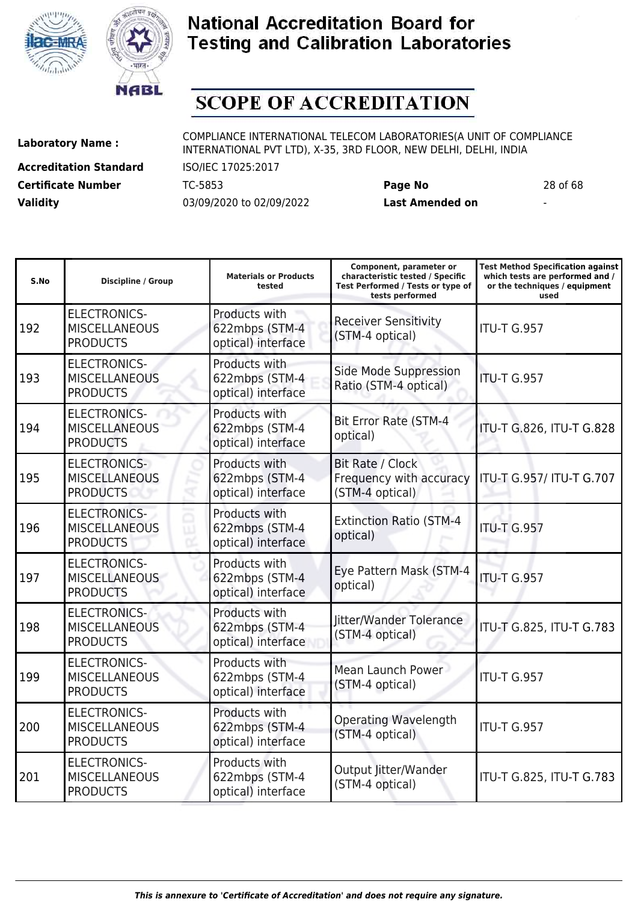# National Accreditation Board for Testing and Calibration Laboratories

## SCOPE OF ACCREDITATION

| | | | | |
|---|---|---|---|---|
| **Laboratory Name :** | COMPLIANCE INTERNATIONAL TELECOM LABORATORIES(A UNIT OF COMPLIANCE INTERNATIONAL PVT LTD), X-35, 3RD FLOOR, NEW DELHI, DELHI, INDIA | | | |
| **Accreditation Standard** | ISO/IEC 17025:2017 | | | |
| **Certificate Number** | TC-5853 | **Page No** | 28 of 68 | |
| **Validity** | 03/09/2020 to 02/09/2022 | **Last Amended on** | - | |

| S.No | Discipline / Group | Materials or Products tested | Component, parameter or characteristic tested / Specific Test Performed / Tests or type of tests performed | Test Method Specification against which tests are performed and / or the techniques / equipment used |
|---|---|---|---|---|
| 192 | ELECTRONICS-MISCELLANEOUS PRODUCTS | Products with 622mbps (STM-4 optical) interface | Receiver Sensitivity (STM-4 optical) | ITU-T G.957 |
| 193 | ELECTRONICS-MISCELLANEOUS PRODUCTS | Products with 622mbps (STM-4 optical) interface | Side Mode Suppression Ratio (STM-4 optical) | ITU-T G.957 |
| 194 | ELECTRONICS-MISCELLANEOUS PRODUCTS | Products with 622mbps (STM-4 optical) interface | Bit Error Rate (STM-4 optical) | ITU-T G.826, ITU-T G.828 |
| 195 | ELECTRONICS-MISCELLANEOUS PRODUCTS | Products with 622mbps (STM-4 optical) interface | Bit Rate / Clock Frequency with accuracy (STM-4 optical) | ITU-T G.957/ ITU-T G.707 |
| 196 | ELECTRONICS-MISCELLANEOUS PRODUCTS | Products with 622mbps (STM-4 optical) interface | Extinction Ratio (STM-4 optical) | ITU-T G.957 |
| 197 | ELECTRONICS-MISCELLANEOUS PRODUCTS | Products with 622mbps (STM-4 optical) interface | Eye Pattern Mask (STM-4 optical) | ITU-T G.957 |
| 198 | ELECTRONICS-MISCELLANEOUS PRODUCTS | Products with 622mbps (STM-4 optical) interface | Jitter/Wander Tolerance (STM-4 optical) | ITU-T G.825, ITU-T G.783 |
| 199 | ELECTRONICS-MISCELLANEOUS PRODUCTS | Products with 622mbps (STM-4 optical) interface | Mean Launch Power (STM-4 optical) | ITU-T G.957 |
| 200 | ELECTRONICS-MISCELLANEOUS PRODUCTS | Products with 622mbps (STM-4 optical) interface | Operating Wavelength (STM-4 optical) | ITU-T G.957 |
| 201 | ELECTRONICS-MISCELLANEOUS PRODUCTS | Products with 622mbps (STM-4 optical) interface | Output Jitter/Wander (STM-4 optical) | ITU-T G.825, ITU-T G.783 |

*This is annexure to 'Certificate of Accreditation' and does not require any signature.*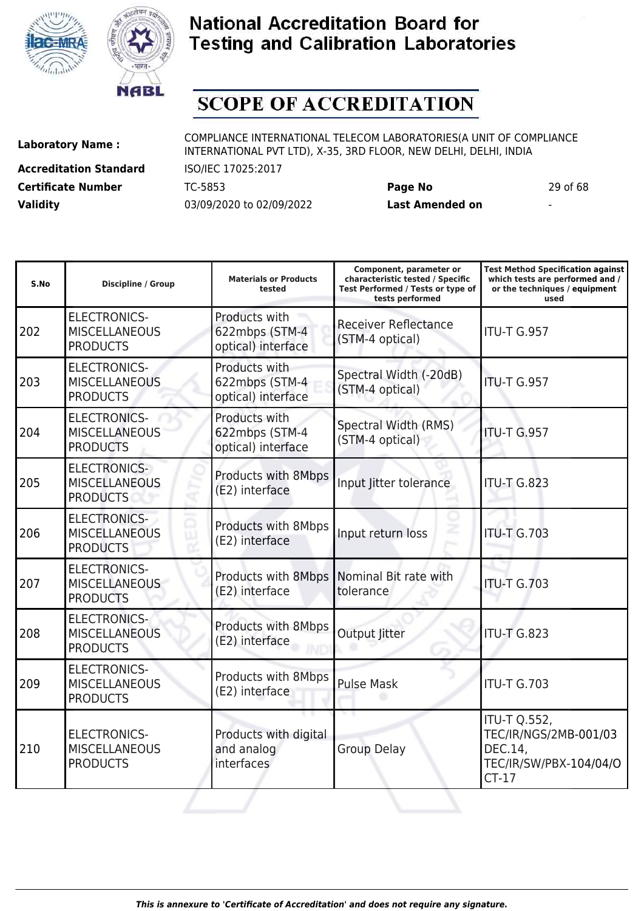# National Accreditation Board for Testing and Calibration Laboratories

## SCOPE OF ACCREDITATION

**Laboratory Name :** COMPLIANCE INTERNATIONAL TELECOM LABORATORIES(A UNIT OF COMPLIANCE INTERNATIONAL PVT LTD), X-35, 3RD FLOOR, NEW DELHI, DELHI, INDIA

**Accreditation Standard** ISO/IEC 17025:2017

**Certificate Number** TC-5853 **Page No** 29 of 68

**Validity** 03/09/2020 to 02/09/2022 **Last Amended on** -

| S.No | Discipline / Group | Materials or Products tested | Component, parameter or characteristic tested / Specific Test Performed / Tests or type of tests performed | Test Method Specification against which tests are performed and / or the techniques / equipment used |
|---|---|---|---|---|
| 202 | ELECTRONICS- MISCELLANEOUS PRODUCTS | Products with 622mbps (STM-4 optical) interface | Receiver Reflectance (STM-4 optical) | ITU-T G.957 |
| 203 | ELECTRONICS- MISCELLANEOUS PRODUCTS | Products with 622mbps (STM-4 optical) interface | Spectral Width (-20dB) (STM-4 optical) | ITU-T G.957 |
| 204 | ELECTRONICS- MISCELLANEOUS PRODUCTS | Products with 622mbps (STM-4 optical) interface | Spectral Width (RMS) (STM-4 optical) | ITU-T G.957 |
| 205 | ELECTRONICS- MISCELLANEOUS PRODUCTS | Products with 8Mbps (E2) interface | Input Jitter tolerance | ITU-T G.823 |
| 206 | ELECTRONICS- MISCELLANEOUS PRODUCTS | Products with 8Mbps (E2) interface | Input return loss | ITU-T G.703 |
| 207 | ELECTRONICS- MISCELLANEOUS PRODUCTS | Products with 8Mbps (E2) interface | Nominal Bit rate with tolerance | ITU-T G.703 |
| 208 | ELECTRONICS- MISCELLANEOUS PRODUCTS | Products with 8Mbps (E2) interface | Output Jitter | ITU-T G.823 |
| 209 | ELECTRONICS- MISCELLANEOUS PRODUCTS | Products with 8Mbps (E2) interface | Pulse Mask | ITU-T G.703 |
| 210 | ELECTRONICS- MISCELLANEOUS PRODUCTS | Products with digital and analog interfaces | Group Delay | ITU-T Q.552, TEC/IR/NGS/2MB-001/03 DEC.14, TEC/IR/SW/PBX-104/04/OCT-17 |

*This is annexure to 'Certificate of Accreditation' and does not require any signature.*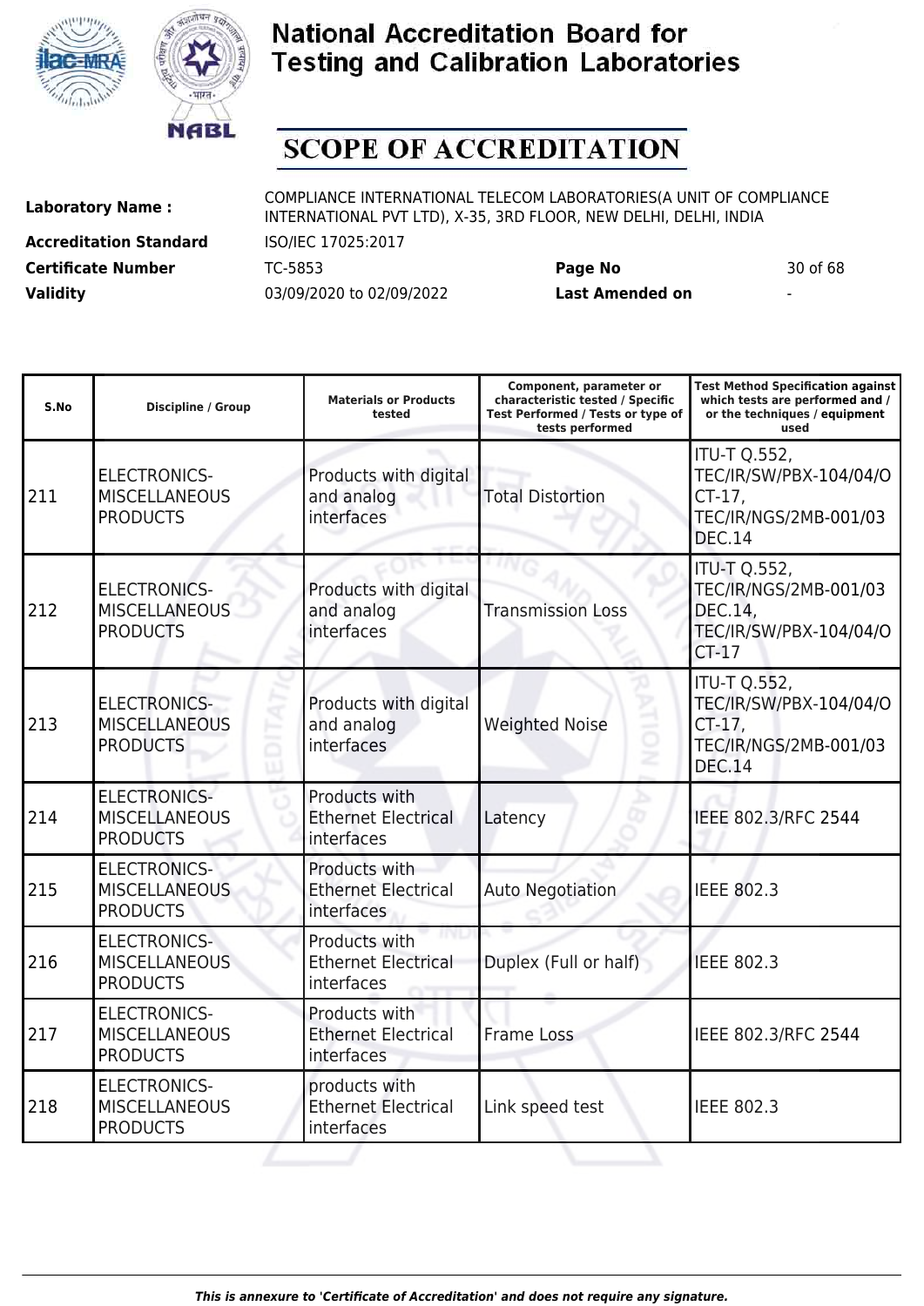# National Accreditation Board for Testing and Calibration Laboratories

## SCOPE OF ACCREDITATION

| | | | |
|---|---|---|---|
| **Laboratory Name :** | COMPLIANCE INTERNATIONAL TELECOM LABORATORIES(A UNIT OF COMPLIANCE INTERNATIONAL PVT LTD), X-35, 3RD FLOOR, NEW DELHI, DELHI, INDIA | | |
| **Accreditation Standard** | ISO/IEC 17025:2017 | | |
| **Certificate Number** | TC-5853 | **Page No** | 30 of 68 |
| **Validity** | 03/09/2020 to 02/09/2022 | **Last Amended on** | - |

| S.No | Discipline / Group | Materials or Products tested | Component, parameter or characteristic tested / Specific Test Performed / Tests or type of tests performed | Test Method Specification against which tests are performed and / or the techniques / equipment used |
|---|---|---|---|---|
| 211 | ELECTRONICS-MISCELLANEOUS PRODUCTS | Products with digital and analog interfaces | Total Distortion | ITU-T Q.552, TEC/IR/SW/PBX-104/04/OCT-17, TEC/IR/NGS/2MB-001/03 DEC.14 |
| 212 | ELECTRONICS-MISCELLANEOUS PRODUCTS | Products with digital and analog interfaces | Transmission Loss | ITU-T Q.552, TEC/IR/NGS/2MB-001/03 DEC.14, TEC/IR/SW/PBX-104/04/OCT-17 |
| 213 | ELECTRONICS-MISCELLANEOUS PRODUCTS | Products with digital and analog interfaces | Weighted Noise | ITU-T Q.552, TEC/IR/SW/PBX-104/04/OCT-17, TEC/IR/NGS/2MB-001/03 DEC.14 |
| 214 | ELECTRONICS-MISCELLANEOUS PRODUCTS | Products with Ethernet Electrical interfaces | Latency | IEEE 802.3/RFC 2544 |
| 215 | ELECTRONICS-MISCELLANEOUS PRODUCTS | Products with Ethernet Electrical interfaces | Auto Negotiation | IEEE 802.3 |
| 216 | ELECTRONICS-MISCELLANEOUS PRODUCTS | Products with Ethernet Electrical interfaces | Duplex (Full or half) | IEEE 802.3 |
| 217 | ELECTRONICS-MISCELLANEOUS PRODUCTS | Products with Ethernet Electrical interfaces | Frame Loss | IEEE 802.3/RFC 2544 |
| 218 | ELECTRONICS-MISCELLANEOUS PRODUCTS | products with Ethernet Electrical interfaces | Link speed test | IEEE 802.3 |

*This is annexure to 'Certificate of Accreditation' and does not require any signature.*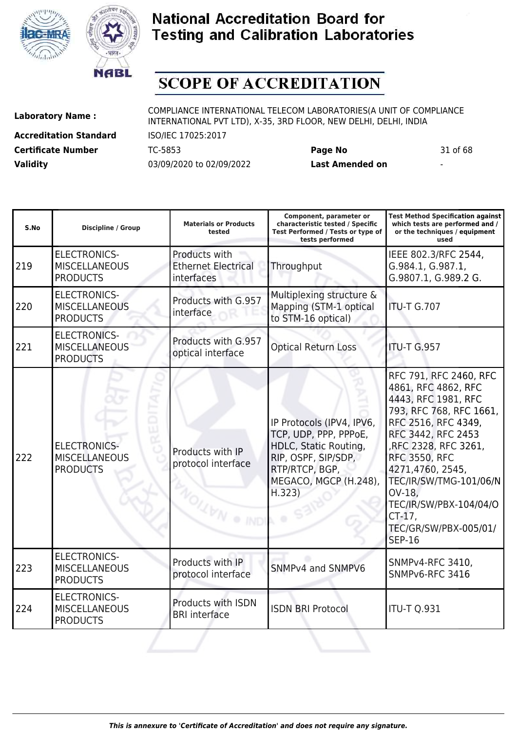# National Accreditation Board for Testing and Calibration Laboratories

# SCOPE OF ACCREDITATION

| | | | |
|---|---|---|---|
| **Laboratory Name :** | COMPLIANCE INTERNATIONAL TELECOM LABORATORIES(A UNIT OF COMPLIANCE INTERNATIONAL PVT LTD), X-35, 3RD FLOOR, NEW DELHI, DELHI, INDIA | | |
| **Accreditation Standard** | ISO/IEC 17025:2017 | | |
| **Certificate Number** | TC-5853 | **Page No** | 31 of 68 |
| **Validity** | 03/09/2020 to 02/09/2022 | **Last Amended on** | - |

| S.No | Discipline / Group | Materials or Products tested | Component, parameter or characteristic tested / Specific Test Performed / Tests or type of tests performed | Test Method Specification against which tests are performed and / or the techniques / equipment used |
|---|---|---|---|---|
| 219 | ELECTRONICS-MISCELLANEOUS PRODUCTS | Products with Ethernet Electrical interfaces | Throughput | IEEE 802.3/RFC 2544, G.984.1, G.987.1, G.9807.1, G.989.2 G. |
| 220 | ELECTRONICS-MISCELLANEOUS PRODUCTS | Products with G.957 interface | Multiplexing structure & Mapping (STM-1 optical to STM-16 optical) | ITU-T G.707 |
| 221 | ELECTRONICS-MISCELLANEOUS PRODUCTS | Products with G.957 optical interface | Optical Return Loss | ITU-T G.957 |
| 222 | ELECTRONICS-MISCELLANEOUS PRODUCTS | Products with IP protocol interface | IP Protocols (IPV4, IPV6, TCP, UDP, PPP, PPPoE, HDLC, Static Routing, RIP, OSPF, SIP/SDP, RTP/RTCP, BGP, MEGACO, MGCP (H.248), H.323) | RFC 791, RFC 2460, RFC 4861, RFC 4862, RFC 4443, RFC 1981, RFC 793, RFC 768, RFC 1661, RFC 2516, RFC 4349, RFC 3442, RFC 2453 ,RFC 2328, RFC 3261, RFC 3550, RFC 4271,4760, 2545, TEC/IR/SW/TMG-101/06/NOV-18, TEC/IR/SW/PBX-104/04/OCT-17, TEC/GR/SW/PBX-005/01/SEP-16 |
| 223 | ELECTRONICS-MISCELLANEOUS PRODUCTS | Products with IP protocol interface | SNMPv4 and SNMPV6 | SNMPv4-RFC 3410, SNMPv6-RFC 3416 |
| 224 | ELECTRONICS-MISCELLANEOUS PRODUCTS | Products with ISDN BRI interface | ISDN BRI Protocol | ITU-T Q.931 |

*This is annexure to 'Certificate of Accreditation' and does not require any signature.*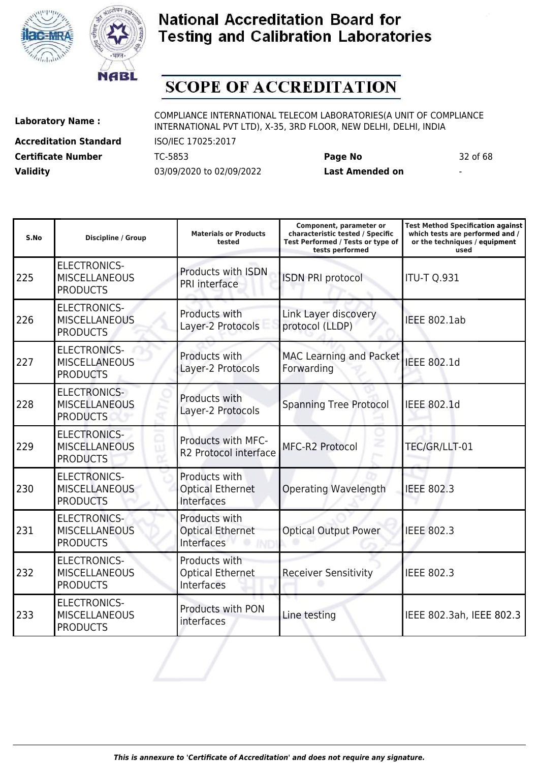# National Accreditation Board for Testing and Calibration Laboratories

## SCOPE OF ACCREDITATION

| | | | |
|---|---|---|---|
| **Laboratory Name :** | COMPLIANCE INTERNATIONAL TELECOM LABORATORIES(A UNIT OF COMPLIANCE INTERNATIONAL PVT LTD), X-35, 3RD FLOOR, NEW DELHI, DELHI, INDIA | | |
| **Accreditation Standard** | ISO/IEC 17025:2017 | | |
| **Certificate Number** | TC-5853 | **Page No** | 32 of 68 |
| **Validity** | 03/09/2020 to 02/09/2022 | **Last Amended on** | - |

| S.No | Discipline / Group | Materials or Products tested | Component, parameter or characteristic tested / Specific Test Performed / Tests or type of tests performed | Test Method Specification against which tests are performed and / or the techniques / equipment used |
|---|---|---|---|---|
| 225 | ELECTRONICS- MISCELLANEOUS PRODUCTS | Products with ISDN PRI interface | ISDN PRI protocol | ITU-T Q.931 |
| 226 | ELECTRONICS- MISCELLANEOUS PRODUCTS | Products with Layer-2 Protocols | Link Layer discovery protocol (LLDP) | IEEE 802.1ab |
| 227 | ELECTRONICS- MISCELLANEOUS PRODUCTS | Products with Layer-2 Protocols | MAC Learning and Packet Forwarding | IEEE 802.1d |
| 228 | ELECTRONICS- MISCELLANEOUS PRODUCTS | Products with Layer-2 Protocols | Spanning Tree Protocol | IEEE 802.1d |
| 229 | ELECTRONICS- MISCELLANEOUS PRODUCTS | Products with MFC-R2 Protocol interface | MFC-R2 Protocol | TEC/GR/LLT-01 |
| 230 | ELECTRONICS- MISCELLANEOUS PRODUCTS | Products with Optical Ethernet Interfaces | Operating Wavelength | IEEE 802.3 |
| 231 | ELECTRONICS- MISCELLANEOUS PRODUCTS | Products with Optical Ethernet Interfaces | Optical Output Power | IEEE 802.3 |
| 232 | ELECTRONICS- MISCELLANEOUS PRODUCTS | Products with Optical Ethernet Interfaces | Receiver Sensitivity | IEEE 802.3 |
| 233 | ELECTRONICS- MISCELLANEOUS PRODUCTS | Products with PON interfaces | Line testing | IEEE 802.3ah, IEEE 802.3 |

*This is annexure to 'Certificate of Accreditation' and does not require any signature.*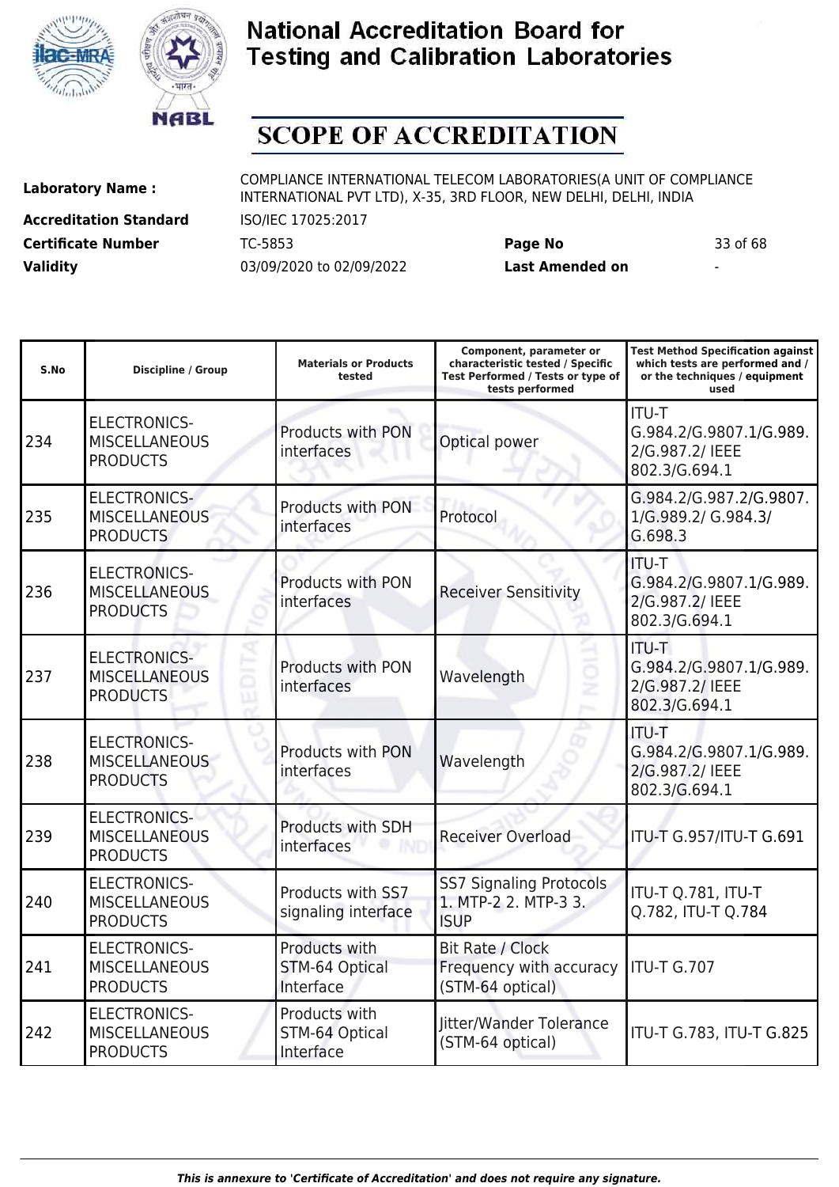# National Accreditation Board for Testing and Calibration Laboratories

## SCOPE OF ACCREDITATION

**Laboratory Name :** COMPLIANCE INTERNATIONAL TELECOM LABORATORIES(A UNIT OF COMPLIANCE INTERNATIONAL PVT LTD), X-35, 3RD FLOOR, NEW DELHI, DELHI, INDIA

**Accreditation Standard** ISO/IEC 17025:2017

**Certificate Number** TC-5853 **Page No** 33 of 68

**Validity** 03/09/2020 to 02/09/2022 **Last Amended on** -

| S.No | Discipline / Group | Materials or Products tested | Component, parameter or characteristic tested / Specific Test Performed / Tests or type of tests performed | Test Method Specification against which tests are performed and / or the techniques / equipment used |
|---|---|---|---|---|
| 234 | ELECTRONICS-MISCELLANEOUS PRODUCTS | Products with PON interfaces | Optical power | ITU-T G.984.2/G.9807.1/G.989.2/G.987.2/ IEEE 802.3/G.694.1 |
| 235 | ELECTRONICS-MISCELLANEOUS PRODUCTS | Products with PON interfaces | Protocol | G.984.2/G.987.2/G.9807.1/G.989.2/ G.984.3/ G.698.3 |
| 236 | ELECTRONICS-MISCELLANEOUS PRODUCTS | Products with PON interfaces | Receiver Sensitivity | ITU-T G.984.2/G.9807.1/G.989.2/G.987.2/ IEEE 802.3/G.694.1 |
| 237 | ELECTRONICS-MISCELLANEOUS PRODUCTS | Products with PON interfaces | Wavelength | ITU-T G.984.2/G.9807.1/G.989.2/G.987.2/ IEEE 802.3/G.694.1 |
| 238 | ELECTRONICS-MISCELLANEOUS PRODUCTS | Products with PON interfaces | Wavelength | ITU-T G.984.2/G.9807.1/G.989.2/G.987.2/ IEEE 802.3/G.694.1 |
| 239 | ELECTRONICS-MISCELLANEOUS PRODUCTS | Products with SDH interfaces | Receiver Overload | ITU-T G.957/ITU-T G.691 |
| 240 | ELECTRONICS-MISCELLANEOUS PRODUCTS | Products with SS7 signaling interface | SS7 Signaling Protocols 1. MTP-2 2. MTP-3 3. ISUP | ITU-T Q.781, ITU-T Q.782, ITU-T Q.784 |
| 241 | ELECTRONICS-MISCELLANEOUS PRODUCTS | Products with STM-64 Optical Interface | Bit Rate / Clock Frequency with accuracy (STM-64 optical) | ITU-T G.707 |
| 242 | ELECTRONICS-MISCELLANEOUS PRODUCTS | Products with STM-64 Optical Interface | Jitter/Wander Tolerance (STM-64 optical) | ITU-T G.783, ITU-T G.825 |

*This is annexure to 'Certificate of Accreditation' and does not require any signature.*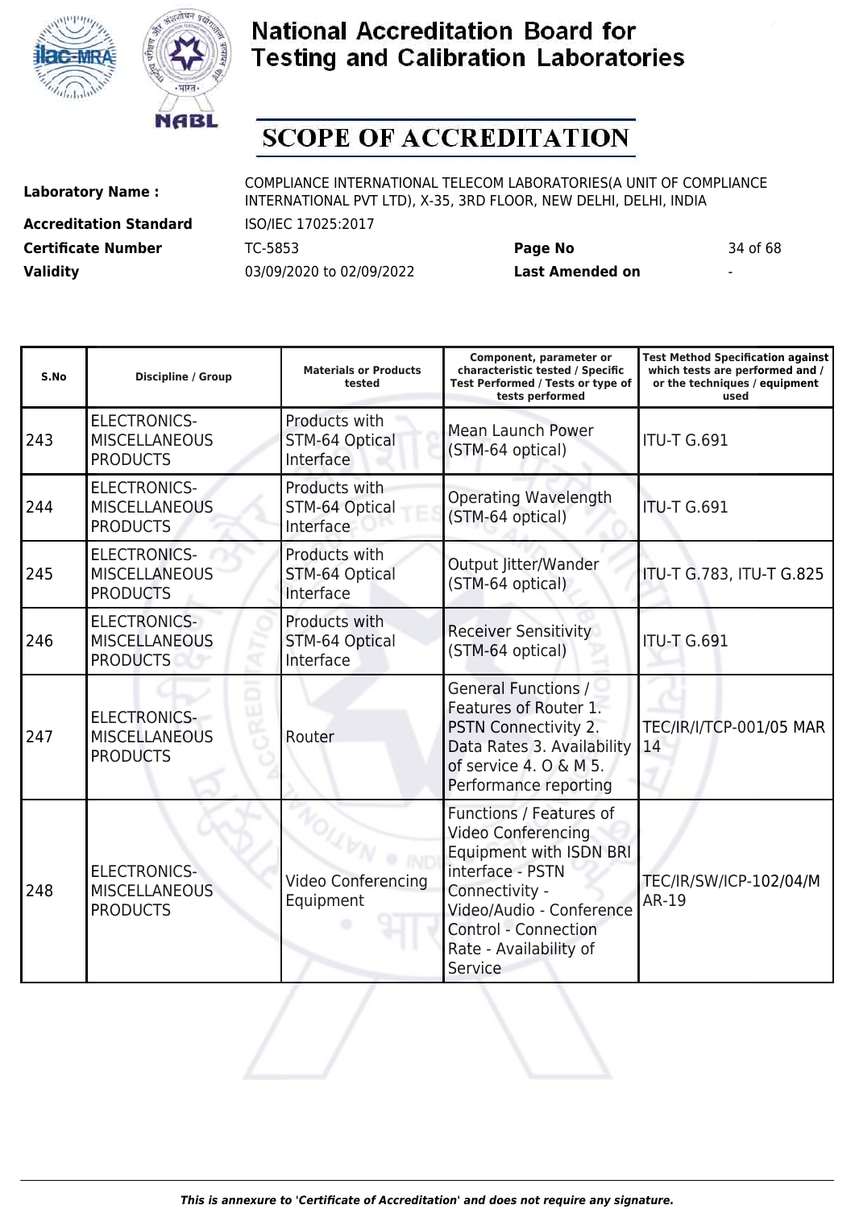# National Accreditation Board for Testing and Calibration Laboratories

## SCOPE OF ACCREDITATION

**Laboratory Name :** COMPLIANCE INTERNATIONAL TELECOM LABORATORIES(A UNIT OF COMPLIANCE INTERNATIONAL PVT LTD), X-35, 3RD FLOOR, NEW DELHI, DELHI, INDIA

**Accreditation Standard** ISO/IEC 17025:2017

**Certificate Number** TC-5853 **Page No** 34 of 68

**Validity** 03/09/2020 to 02/09/2022 **Last Amended on** -

| S.No | Discipline / Group | Materials or Products tested | Component, parameter or characteristic tested / Specific Test Performed / Tests or type of tests performed | Test Method Specification against which tests are performed and / or the techniques / equipment used |
|---|---|---|---|---|
| 243 | ELECTRONICS-MISCELLANEOUS PRODUCTS | Products with STM-64 Optical Interface | Mean Launch Power (STM-64 optical) | ITU-T G.691 |
| 244 | ELECTRONICS-MISCELLANEOUS PRODUCTS | Products with STM-64 Optical Interface | Operating Wavelength (STM-64 optical) | ITU-T G.691 |
| 245 | ELECTRONICS-MISCELLANEOUS PRODUCTS | Products with STM-64 Optical Interface | Output Jitter/Wander (STM-64 optical) | ITU-T G.783, ITU-T G.825 |
| 246 | ELECTRONICS-MISCELLANEOUS PRODUCTS | Products with STM-64 Optical Interface | Receiver Sensitivity (STM-64 optical) | ITU-T G.691 |
| 247 | ELECTRONICS-MISCELLANEOUS PRODUCTS | Router | General Functions / Features of Router 1. PSTN Connectivity 2. Data Rates 3. Availability of service 4. O & M 5. Performance reporting | TEC/IR/I/TCP-001/05 MAR 14 |
| 248 | ELECTRONICS-MISCELLANEOUS PRODUCTS | Video Conferencing Equipment | Functions / Features of Video Conferencing Equipment with ISDN BRI interface - PSTN Connectivity - Video/Audio - Conference Control - Connection Rate - Availability of Service | TEC/IR/SW/ICP-102/04/MAR-19 |

*This is annexure to 'Certificate of Accreditation' and does not require any signature.*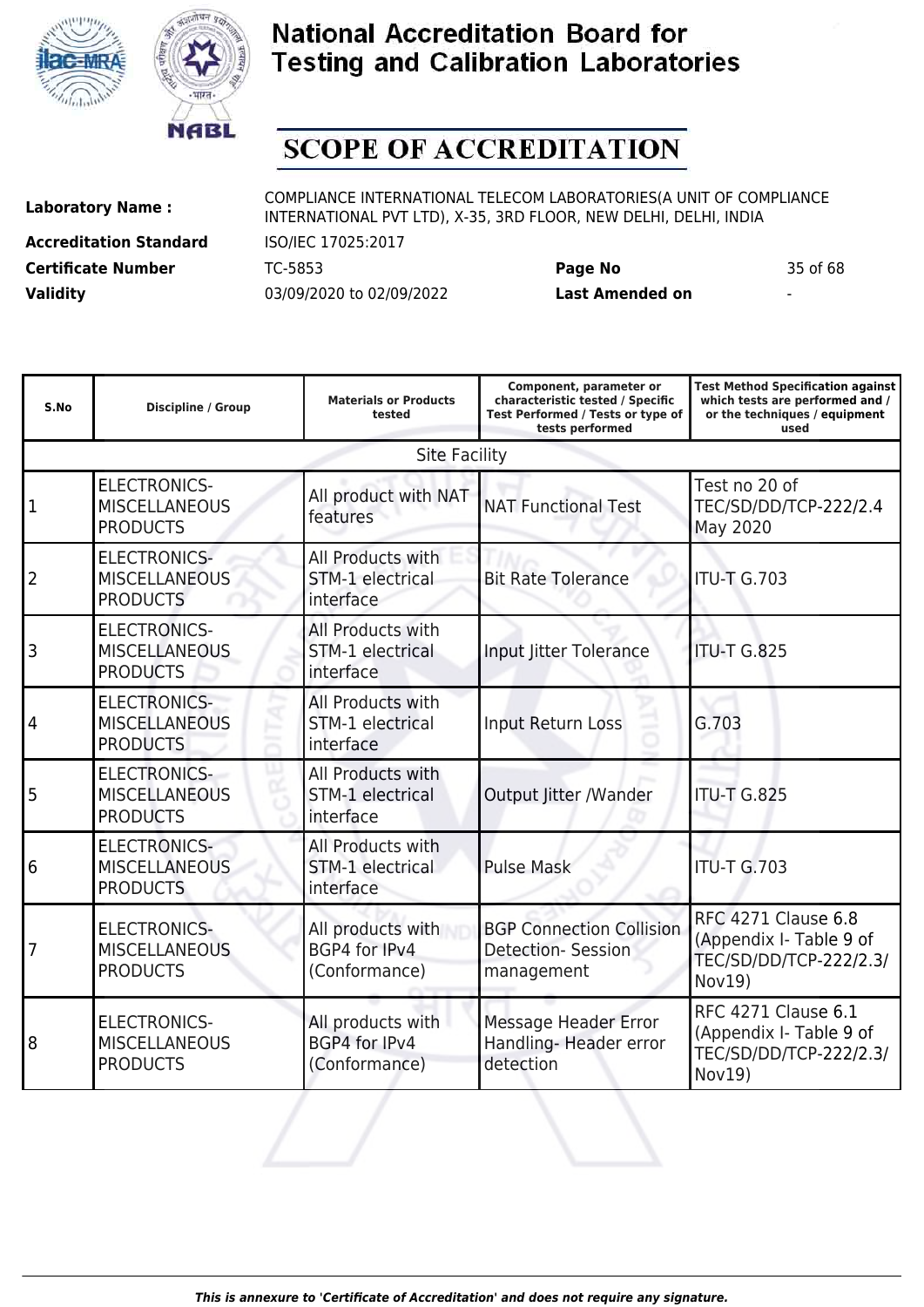# National Accreditation Board for Testing and Calibration Laboratories

## SCOPE OF ACCREDITATION

**Laboratory Name :** COMPLIANCE INTERNATIONAL TELECOM LABORATORIES(A UNIT OF COMPLIANCE INTERNATIONAL PVT LTD), X-35, 3RD FLOOR, NEW DELHI, DELHI, INDIA

**Accreditation Standard** ISO/IEC 17025:2017

**Certificate Number** TC-5853 **Page No** 35 of 68

**Validity** 03/09/2020 to 02/09/2022 **Last Amended on** -

| S.No | Discipline / Group | Materials or Products tested | Component, parameter or characteristic tested / Specific Test Performed / Tests or type of tests performed | Test Method Specification against which tests are performed and / or the techniques / equipment used |
|---|---|---|---|---|
| Site Facility | | | | |
| 1 | ELECTRONICS-MISCELLANEOUS PRODUCTS | All product with NAT features | NAT Functional Test | Test no 20 of TEC/SD/DD/TCP-222/2.4 May 2020 |
| 2 | ELECTRONICS-MISCELLANEOUS PRODUCTS | All Products with STM-1 electrical interface | Bit Rate Tolerance | ITU-T G.703 |
| 3 | ELECTRONICS-MISCELLANEOUS PRODUCTS | All Products with STM-1 electrical interface | Input Jitter Tolerance | ITU-T G.825 |
| 4 | ELECTRONICS-MISCELLANEOUS PRODUCTS | All Products with STM-1 electrical interface | Input Return Loss | G.703 |
| 5 | ELECTRONICS-MISCELLANEOUS PRODUCTS | All Products with STM-1 electrical interface | Output Jitter /Wander | ITU-T G.825 |
| 6 | ELECTRONICS-MISCELLANEOUS PRODUCTS | All Products with STM-1 electrical interface | Pulse Mask | ITU-T G.703 |
| 7 | ELECTRONICS-MISCELLANEOUS PRODUCTS | All products with BGP4 for IPv4 (Conformance) | BGP Connection Collision Detection- Session management | RFC 4271 Clause 6.8 (Appendix I- Table 9 of TEC/SD/DD/TCP-222/2.3/ Nov19) |
| 8 | ELECTRONICS-MISCELLANEOUS PRODUCTS | All products with BGP4 for IPv4 (Conformance) | Message Header Error Handling- Header error detection | RFC 4271 Clause 6.1 (Appendix I- Table 9 of TEC/SD/DD/TCP-222/2.3/ Nov19) |

*This is annexure to 'Certificate of Accreditation' and does not require any signature.*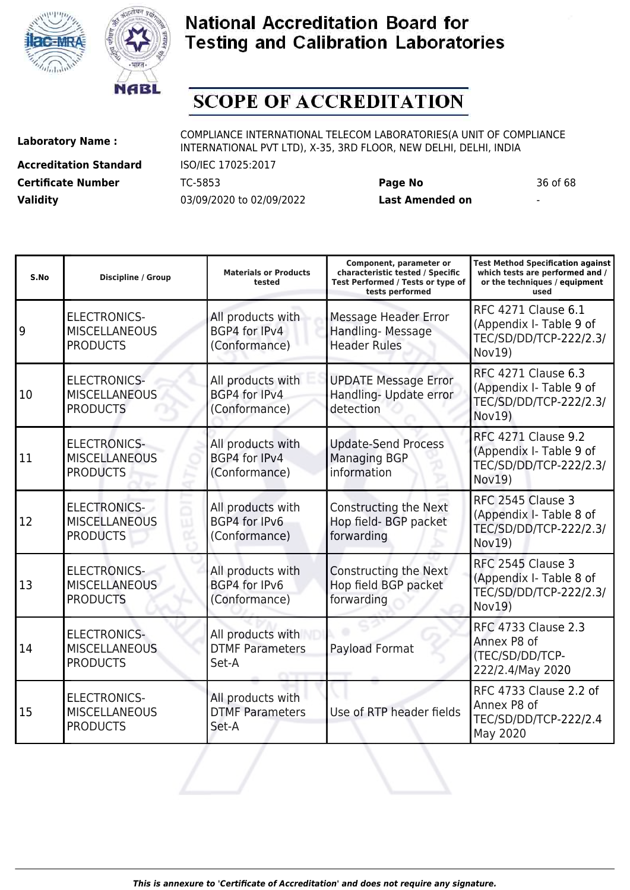# National Accreditation Board for Testing and Calibration Laboratories

# SCOPE OF ACCREDITATION

| | | | |
|---|---|---|---|
| **Laboratory Name :** | COMPLIANCE INTERNATIONAL TELECOM LABORATORIES(A UNIT OF COMPLIANCE INTERNATIONAL PVT LTD), X-35, 3RD FLOOR, NEW DELHI, DELHI, INDIA | | |
| **Accreditation Standard** | ISO/IEC 17025:2017 | | |
| **Certificate Number** | TC-5853 | **Page No** | 36 of 68 |
| **Validity** | 03/09/2020 to 02/09/2022 | **Last Amended on** | - |

| S.No | Discipline / Group | Materials or Products tested | Component, parameter or characteristic tested / Specific Test Performed / Tests or type of tests performed | Test Method Specification against which tests are performed and / or the techniques / equipment used |
|---|---|---|---|---|
| 9 | ELECTRONICS- MISCELLANEOUS PRODUCTS | All products with BGP4 for IPv4 (Conformance) | Message Header Error Handling- Message Header Rules | RFC 4271 Clause 6.1 (Appendix I- Table 9 of TEC/SD/DD/TCP-222/2.3/ Nov19) |
| 10 | ELECTRONICS- MISCELLANEOUS PRODUCTS | All products with BGP4 for IPv4 (Conformance) | UPDATE Message Error Handling- Update error detection | RFC 4271 Clause 6.3 (Appendix I- Table 9 of TEC/SD/DD/TCP-222/2.3/ Nov19) |
| 11 | ELECTRONICS- MISCELLANEOUS PRODUCTS | All products with BGP4 for IPv4 (Conformance) | Update-Send Process Managing BGP information | RFC 4271 Clause 9.2 (Appendix I- Table 9 of TEC/SD/DD/TCP-222/2.3/ Nov19) |
| 12 | ELECTRONICS- MISCELLANEOUS PRODUCTS | All products with BGP4 for IPv6 (Conformance) | Constructing the Next Hop field- BGP packet forwarding | RFC 2545 Clause 3 (Appendix I- Table 8 of TEC/SD/DD/TCP-222/2.3/ Nov19) |
| 13 | ELECTRONICS- MISCELLANEOUS PRODUCTS | All products with BGP4 for IPv6 (Conformance) | Constructing the Next Hop field BGP packet forwarding | RFC 2545 Clause 3 (Appendix I- Table 8 of TEC/SD/DD/TCP-222/2.3/ Nov19) |
| 14 | ELECTRONICS- MISCELLANEOUS PRODUCTS | All products with DTMF Parameters Set-A | Payload Format | RFC 4733 Clause 2.3 Annex P8 of (TEC/SD/DD/TCP-222/2.4/May 2020 |
| 15 | ELECTRONICS- MISCELLANEOUS PRODUCTS | All products with DTMF Parameters Set-A | Use of RTP header fields | RFC 4733 Clause 2.2 of Annex P8 of TEC/SD/DD/TCP-222/2.4 May 2020 |

*This is annexure to 'Certificate of Accreditation' and does not require any signature.*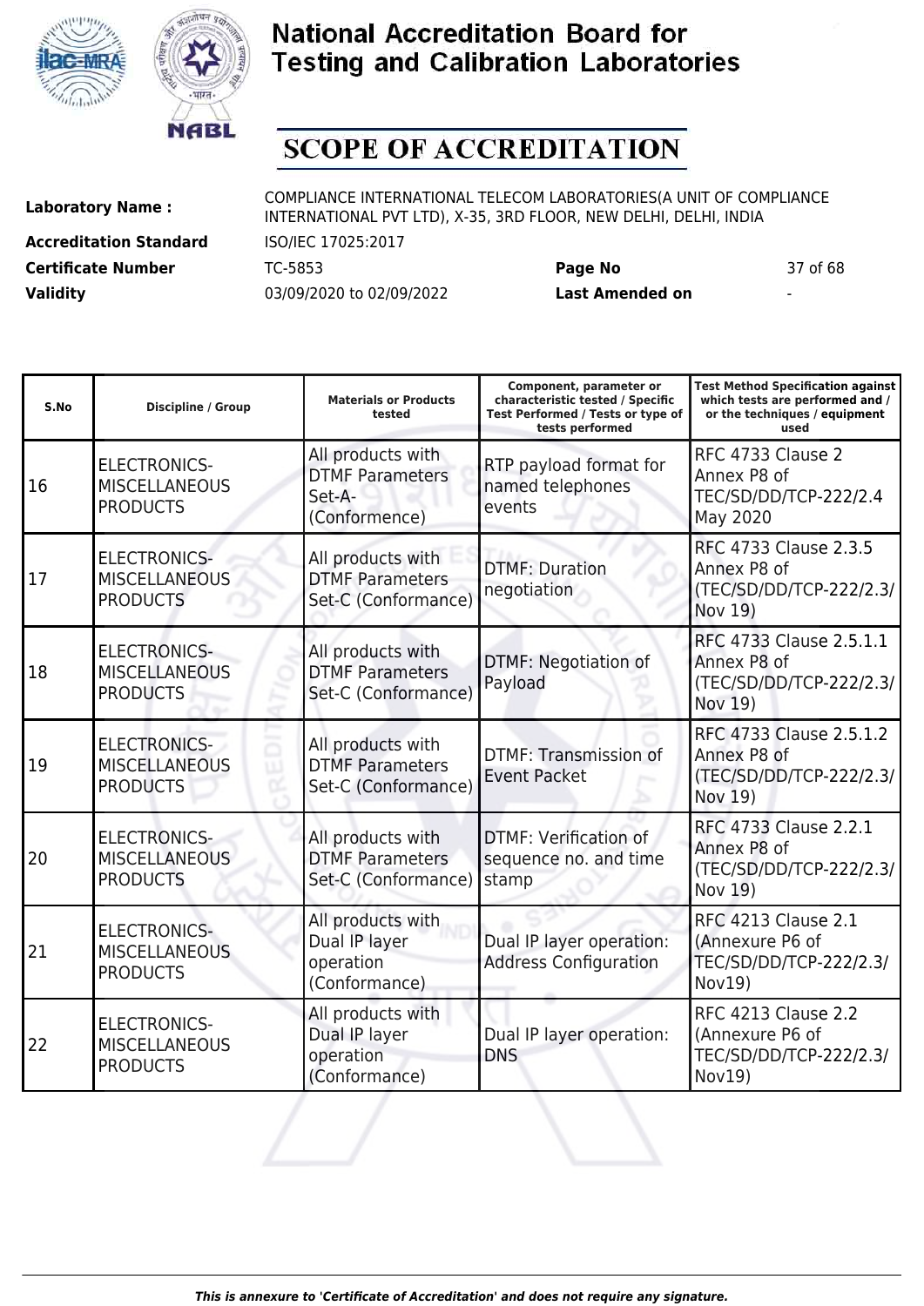# National Accreditation Board for Testing and Calibration Laboratories

# SCOPE OF ACCREDITATION

**Laboratory Name :** COMPLIANCE INTERNATIONAL TELECOM LABORATORIES(A UNIT OF COMPLIANCE INTERNATIONAL PVT LTD), X-35, 3RD FLOOR, NEW DELHI, DELHI, INDIA

**Accreditation Standard** ISO/IEC 17025:2017

**Certificate Number** TC-5853 **Page No** 37 of 68

**Validity** 03/09/2020 to 02/09/2022 **Last Amended on** -

| S.No | Discipline / Group | Materials or Products tested | Component, parameter or characteristic tested / Specific Test Performed / Tests or type of tests performed | Test Method Specification against which tests are performed and / or the techniques / equipment used |
|---|---|---|---|---|
| 16 | ELECTRONICS-MISCELLANEOUS PRODUCTS | All products with DTMF Parameters Set-A-(Conformence) | RTP payload format for named telephones events | RFC 4733 Clause 2 Annex P8 of TEC/SD/DD/TCP-222/2.4 May 2020 |
| 17 | ELECTRONICS-MISCELLANEOUS PRODUCTS | All products with DTMF Parameters Set-C (Conformance) | DTMF: Duration negotiation | RFC 4733 Clause 2.3.5 Annex P8 of (TEC/SD/DD/TCP-222/2.3/ Nov 19) |
| 18 | ELECTRONICS-MISCELLANEOUS PRODUCTS | All products with DTMF Parameters Set-C (Conformance) | DTMF: Negotiation of Payload | RFC 4733 Clause 2.5.1.1 Annex P8 of (TEC/SD/DD/TCP-222/2.3/ Nov 19) |
| 19 | ELECTRONICS-MISCELLANEOUS PRODUCTS | All products with DTMF Parameters Set-C (Conformance) | DTMF: Transmission of Event Packet | RFC 4733 Clause 2.5.1.2 Annex P8 of (TEC/SD/DD/TCP-222/2.3/ Nov 19) |
| 20 | ELECTRONICS-MISCELLANEOUS PRODUCTS | All products with DTMF Parameters Set-C (Conformance) | DTMF: Verification of sequence no. and time stamp | RFC 4733 Clause 2.2.1 Annex P8 of (TEC/SD/DD/TCP-222/2.3/ Nov 19) |
| 21 | ELECTRONICS-MISCELLANEOUS PRODUCTS | All products with Dual IP layer operation (Conformance) | Dual IP layer operation: Address Configuration | RFC 4213 Clause 2.1 (Annexure P6 of TEC/SD/DD/TCP-222/2.3/ Nov19) |
| 22 | ELECTRONICS-MISCELLANEOUS PRODUCTS | All products with Dual IP layer operation (Conformance) | Dual IP layer operation: DNS | RFC 4213 Clause 2.2 (Annexure P6 of TEC/SD/DD/TCP-222/2.3/ Nov19) |

*This is annexure to 'Certificate of Accreditation' and does not require any signature.*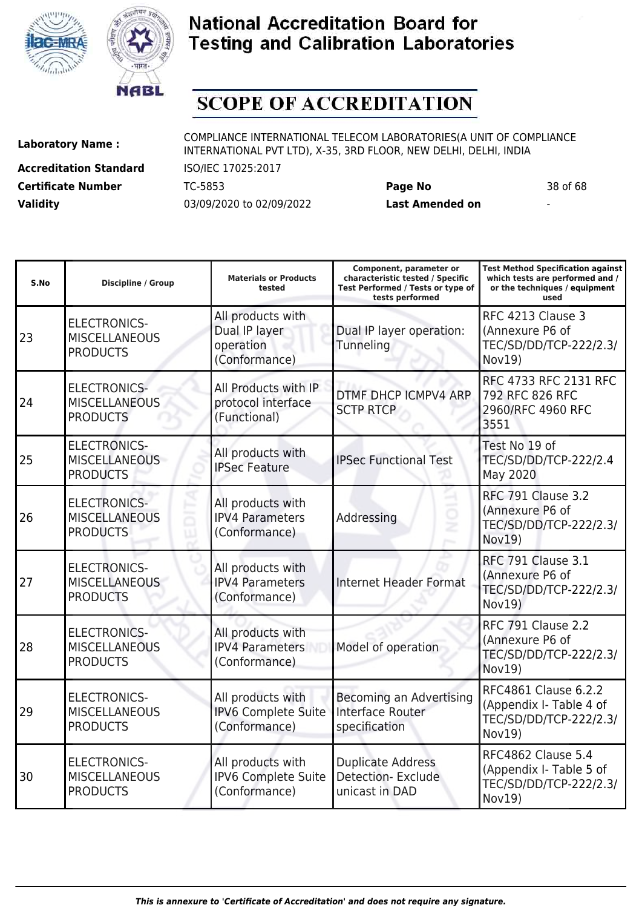# National Accreditation Board for Testing and Calibration Laboratories

## SCOPE OF ACCREDITATION

| | | | |
|---|---|---|---|
| **Laboratory Name :** | COMPLIANCE INTERNATIONAL TELECOM LABORATORIES(A UNIT OF COMPLIANCE INTERNATIONAL PVT LTD), X-35, 3RD FLOOR, NEW DELHI, DELHI, INDIA | | |
| **Accreditation Standard** | ISO/IEC 17025:2017 | | |
| **Certificate Number** | TC-5853 | **Page No** | 38 of 68 |
| **Validity** | 03/09/2020 to 02/09/2022 | **Last Amended on** | - |

| S.No | Discipline / Group | Materials or Products tested | Component, parameter or characteristic tested / Specific Test Performed / Tests or type of tests performed | Test Method Specification against which tests are performed and / or the techniques / equipment used |
|---|---|---|---|---|
| 23 | ELECTRONICS-MISCELLANEOUS PRODUCTS | All products with Dual IP layer operation (Conformance) | Dual IP layer operation: Tunneling | RFC 4213 Clause 3 (Annexure P6 of TEC/SD/DD/TCP-222/2.3/ Nov19) |
| 24 | ELECTRONICS-MISCELLANEOUS PRODUCTS | All Products with IP protocol interface (Functional) | DTMF DHCP ICMPV4 ARP SCTP RTCP | RFC 4733 RFC 2131 RFC 792 RFC 826 RFC 2960/RFC 4960 RFC 3551 |
| 25 | ELECTRONICS-MISCELLANEOUS PRODUCTS | All products with IPSec Feature | IPSec Functional Test | Test No 19 of TEC/SD/DD/TCP-222/2.4 May 2020 |
| 26 | ELECTRONICS-MISCELLANEOUS PRODUCTS | All products with IPV4 Parameters (Conformance) | Addressing | RFC 791 Clause 3.2 (Annexure P6 of TEC/SD/DD/TCP-222/2.3/ Nov19) |
| 27 | ELECTRONICS-MISCELLANEOUS PRODUCTS | All products with IPV4 Parameters (Conformance) | Internet Header Format | RFC 791 Clause 3.1 (Annexure P6 of TEC/SD/DD/TCP-222/2.3/ Nov19) |
| 28 | ELECTRONICS-MISCELLANEOUS PRODUCTS | All products with IPV4 Parameters (Conformance) | Model of operation | RFC 791 Clause 2.2 (Annexure P6 of TEC/SD/DD/TCP-222/2.3/ Nov19) |
| 29 | ELECTRONICS-MISCELLANEOUS PRODUCTS | All products with IPV6 Complete Suite (Conformance) | Becoming an Advertising Interface Router specification | RFC4861 Clause 6.2.2 (Appendix I- Table 4 of TEC/SD/DD/TCP-222/2.3/ Nov19) |
| 30 | ELECTRONICS-MISCELLANEOUS PRODUCTS | All products with IPV6 Complete Suite (Conformance) | Duplicate Address Detection- Exclude unicast in DAD | RFC4862 Clause 5.4 (Appendix I- Table 5 of TEC/SD/DD/TCP-222/2.3/ Nov19) |

*This is annexure to 'Certificate of Accreditation' and does not require any signature.*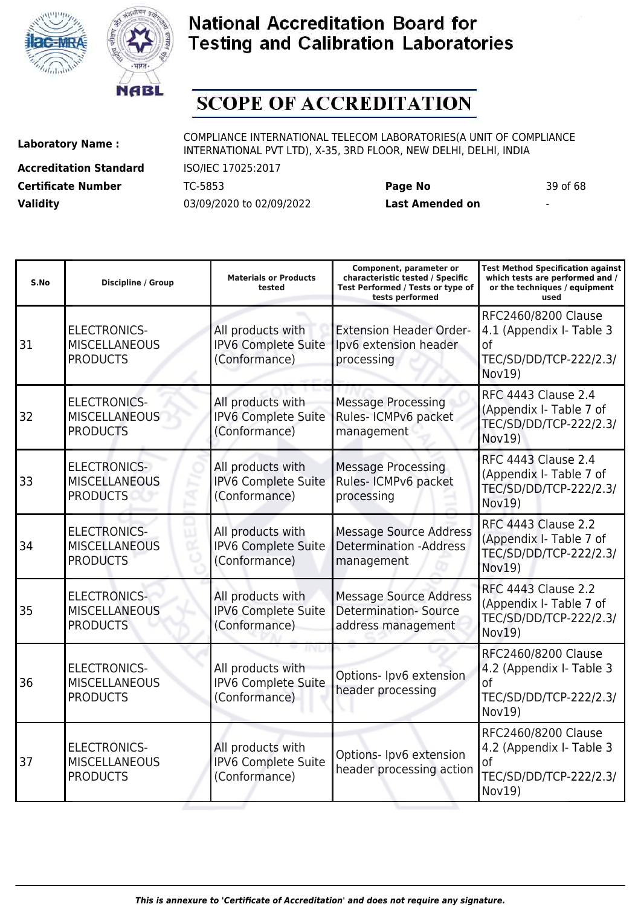# National Accreditation Board for Testing and Calibration Laboratories

# SCOPE OF ACCREDITATION

| | | | |
|---|---|---|---|
| **Laboratory Name :** | COMPLIANCE INTERNATIONAL TELECOM LABORATORIES(A UNIT OF COMPLIANCE INTERNATIONAL PVT LTD), X-35, 3RD FLOOR, NEW DELHI, DELHI, INDIA | | |
| **Accreditation Standard** | ISO/IEC 17025:2017 | | |
| **Certificate Number** | TC-5853 | **Page No** | 39 of 68 |
| **Validity** | 03/09/2020 to 02/09/2022 | **Last Amended on** | - |

| S.No | Discipline / Group | Materials or Products tested | Component, parameter or characteristic tested / Specific Test Performed / Tests or type of tests performed | Test Method Specification against which tests are performed and / or the techniques / equipment used |
|---|---|---|---|---|
| 31 | ELECTRONICS-MISCELLANEOUS PRODUCTS | All products with IPV6 Complete Suite (Conformance) | Extension Header Order-Ipv6 extension header processing | RFC2460/8200 Clause 4.1 (Appendix I- Table 3 of TEC/SD/DD/TCP-222/2.3/ Nov19) |
| 32 | ELECTRONICS-MISCELLANEOUS PRODUCTS | All products with IPV6 Complete Suite (Conformance) | Message Processing Rules- ICMPv6 packet management | RFC 4443 Clause 2.4 (Appendix I- Table 7 of TEC/SD/DD/TCP-222/2.3/ Nov19) |
| 33 | ELECTRONICS-MISCELLANEOUS PRODUCTS | All products with IPV6 Complete Suite (Conformance) | Message Processing Rules- ICMPv6 packet processing | RFC 4443 Clause 2.4 (Appendix I- Table 7 of TEC/SD/DD/TCP-222/2.3/ Nov19) |
| 34 | ELECTRONICS-MISCELLANEOUS PRODUCTS | All products with IPV6 Complete Suite (Conformance) | Message Source Address Determination -Address management | RFC 4443 Clause 2.2 (Appendix I- Table 7 of TEC/SD/DD/TCP-222/2.3/ Nov19) |
| 35 | ELECTRONICS-MISCELLANEOUS PRODUCTS | All products with IPV6 Complete Suite (Conformance) | Message Source Address Determination- Source address management | RFC 4443 Clause 2.2 (Appendix I- Table 7 of TEC/SD/DD/TCP-222/2.3/ Nov19) |
| 36 | ELECTRONICS-MISCELLANEOUS PRODUCTS | All products with IPV6 Complete Suite (Conformance) | Options- Ipv6 extension header processing | RFC2460/8200 Clause 4.2 (Appendix I- Table 3 of TEC/SD/DD/TCP-222/2.3/ Nov19) |
| 37 | ELECTRONICS-MISCELLANEOUS PRODUCTS | All products with IPV6 Complete Suite (Conformance) | Options- Ipv6 extension header processing action | RFC2460/8200 Clause 4.2 (Appendix I- Table 3 of TEC/SD/DD/TCP-222/2.3/ Nov19) |

*This is annexure to 'Certificate of Accreditation' and does not require any signature.*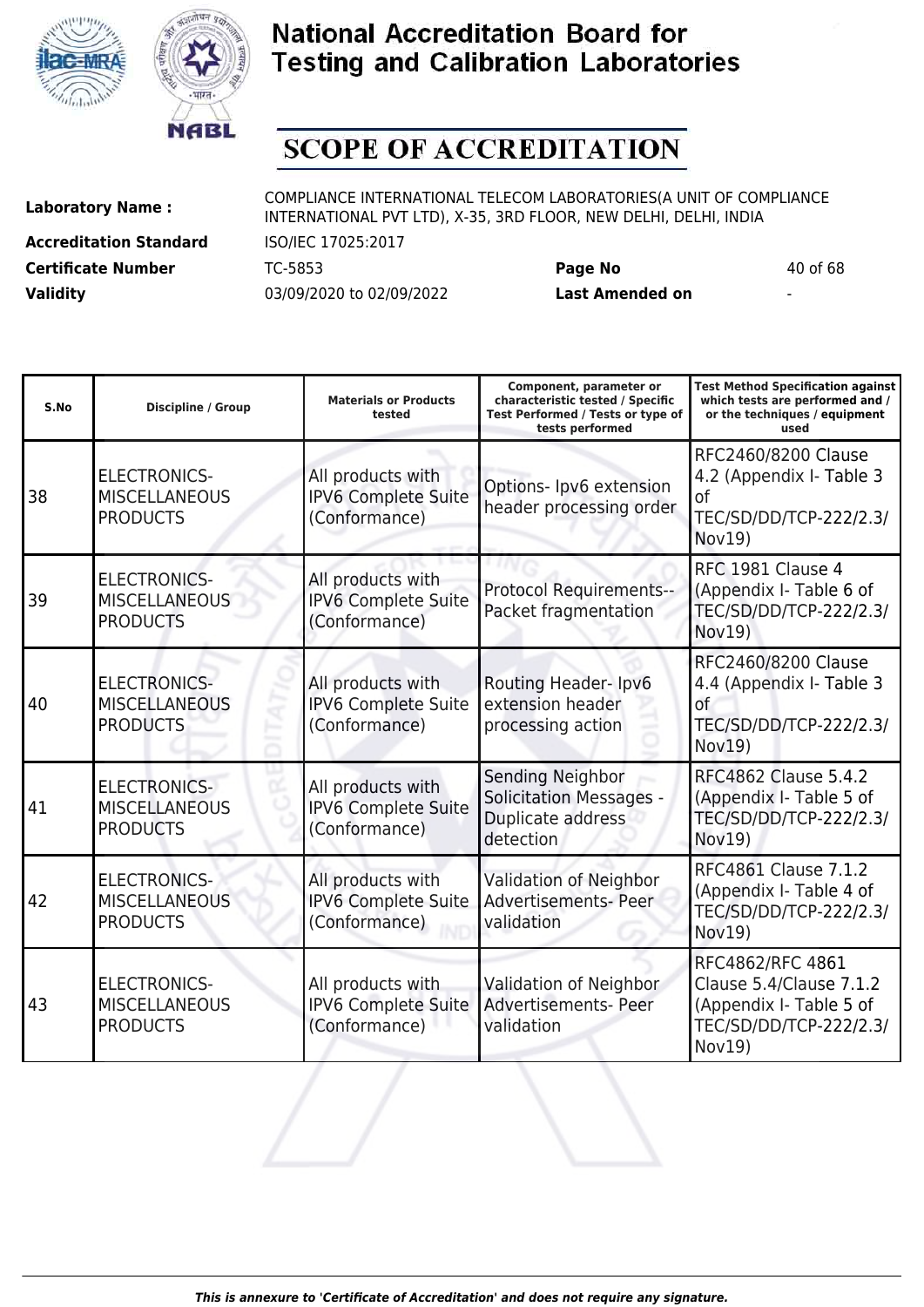# National Accreditation Board for Testing and Calibration Laboratories

## SCOPE OF ACCREDITATION

| | | | |
|---|---|---|---|
| **Laboratory Name :** | COMPLIANCE INTERNATIONAL TELECOM LABORATORIES(A UNIT OF COMPLIANCE INTERNATIONAL PVT LTD), X-35, 3RD FLOOR, NEW DELHI, DELHI, INDIA | | |
| **Accreditation Standard** | ISO/IEC 17025:2017 | | |
| **Certificate Number** | TC-5853 | **Page No** | 40 of 68 |
| **Validity** | 03/09/2020 to 02/09/2022 | **Last Amended on** | - |

| S.No | Discipline / Group | Materials or Products tested | Component, parameter or characteristic tested / Specific Test Performed / Tests or type of tests performed | Test Method Specification against which tests are performed and / or the techniques / equipment used |
|---|---|---|---|---|
| 38 | ELECTRONICS-MISCELLANEOUS PRODUCTS | All products with IPV6 Complete Suite (Conformance) | Options- Ipv6 extension header processing order | RFC2460/8200 Clause 4.2 (Appendix I- Table 3 of TEC/SD/DD/TCP-222/2.3/ Nov19) |
| 39 | ELECTRONICS-MISCELLANEOUS PRODUCTS | All products with IPV6 Complete Suite (Conformance) | Protocol Requirements--Packet fragmentation | RFC 1981 Clause 4 (Appendix I- Table 6 of TEC/SD/DD/TCP-222/2.3/ Nov19) |
| 40 | ELECTRONICS-MISCELLANEOUS PRODUCTS | All products with IPV6 Complete Suite (Conformance) | Routing Header- Ipv6 extension header processing action | RFC2460/8200 Clause 4.4 (Appendix I- Table 3 of TEC/SD/DD/TCP-222/2.3/ Nov19) |
| 41 | ELECTRONICS-MISCELLANEOUS PRODUCTS | All products with IPV6 Complete Suite (Conformance) | Sending Neighbor Solicitation Messages - Duplicate address detection | RFC4862 Clause 5.4.2 (Appendix I- Table 5 of TEC/SD/DD/TCP-222/2.3/ Nov19) |
| 42 | ELECTRONICS-MISCELLANEOUS PRODUCTS | All products with IPV6 Complete Suite (Conformance) | Validation of Neighbor Advertisements- Peer validation | RFC4861 Clause 7.1.2 (Appendix I- Table 4 of TEC/SD/DD/TCP-222/2.3/ Nov19) |
| 43 | ELECTRONICS-MISCELLANEOUS PRODUCTS | All products with IPV6 Complete Suite (Conformance) | Validation of Neighbor Advertisements- Peer validation | RFC4862/RFC 4861 Clause 5.4/Clause 7.1.2 (Appendix I- Table 5 of TEC/SD/DD/TCP-222/2.3/ Nov19) |

*This is annexure to 'Certificate of Accreditation' and does not require any signature.*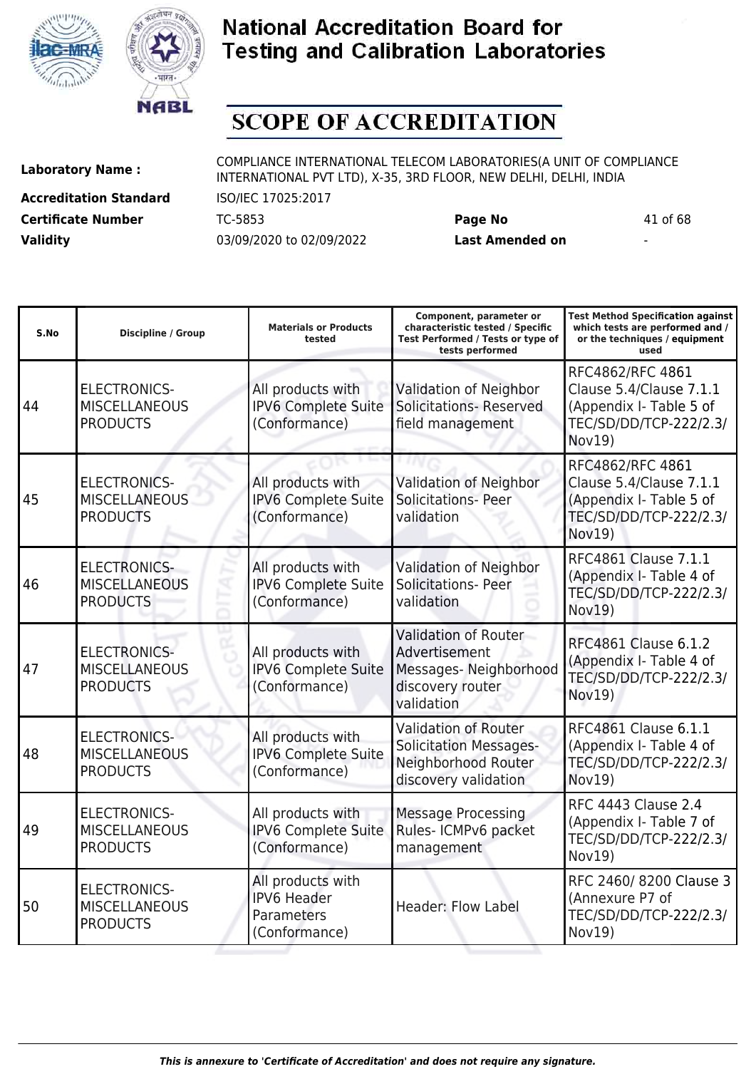# National Accreditation Board for Testing and Calibration Laboratories

## SCOPE OF ACCREDITATION

**Laboratory Name :** COMPLIANCE INTERNATIONAL TELECOM LABORATORIES(A UNIT OF COMPLIANCE INTERNATIONAL PVT LTD), X-35, 3RD FLOOR, NEW DELHI, DELHI, INDIA

**Accreditation Standard** ISO/IEC 17025:2017

**Certificate Number** TC-5853 **Page No** 41 of 68

**Validity** 03/09/2020 to 02/09/2022 **Last Amended on** -

| S.No | Discipline / Group | Materials or Products tested | Component, parameter or characteristic tested / Specific Test Performed / Tests or type of tests performed | Test Method Specification against which tests are performed and / or the techniques / equipment used |
|---|---|---|---|---|
| 44 | ELECTRONICS- MISCELLANEOUS PRODUCTS | All products with IPV6 Complete Suite (Conformance) | Validation of Neighbor Solicitations- Reserved field management | RFC4862/RFC 4861 Clause 5.4/Clause 7.1.1 (Appendix I- Table 5 of TEC/SD/DD/TCP-222/2.3/ Nov19) |
| 45 | ELECTRONICS- MISCELLANEOUS PRODUCTS | All products with IPV6 Complete Suite (Conformance) | Validation of Neighbor Solicitations- Peer validation | RFC4862/RFC 4861 Clause 5.4/Clause 7.1.1 (Appendix I- Table 5 of TEC/SD/DD/TCP-222/2.3/ Nov19) |
| 46 | ELECTRONICS- MISCELLANEOUS PRODUCTS | All products with IPV6 Complete Suite (Conformance) | Validation of Neighbor Solicitations- Peer validation | RFC4861 Clause 7.1.1 (Appendix I- Table 4 of TEC/SD/DD/TCP-222/2.3/ Nov19) |
| 47 | ELECTRONICS- MISCELLANEOUS PRODUCTS | All products with IPV6 Complete Suite (Conformance) | Validation of Router Advertisement Messages- Neighborhood discovery router validation | RFC4861 Clause 6.1.2 (Appendix I- Table 4 of TEC/SD/DD/TCP-222/2.3/ Nov19) |
| 48 | ELECTRONICS- MISCELLANEOUS PRODUCTS | All products with IPV6 Complete Suite (Conformance) | Validation of Router Solicitation Messages- Neighborhood Router discovery validation | RFC4861 Clause 6.1.1 (Appendix I- Table 4 of TEC/SD/DD/TCP-222/2.3/ Nov19) |
| 49 | ELECTRONICS- MISCELLANEOUS PRODUCTS | All products with IPV6 Complete Suite (Conformance) | Message Processing Rules- ICMPv6 packet management | RFC 4443 Clause 2.4 (Appendix I- Table 7 of TEC/SD/DD/TCP-222/2.3/ Nov19) |
| 50 | ELECTRONICS- MISCELLANEOUS PRODUCTS | All products with IPV6 Header Parameters (Conformance) | Header: Flow Label | RFC 2460/ 8200 Clause 3 (Annexure P7 of TEC/SD/DD/TCP-222/2.3/ Nov19) |

*This is annexure to 'Certificate of Accreditation' and does not require any signature.*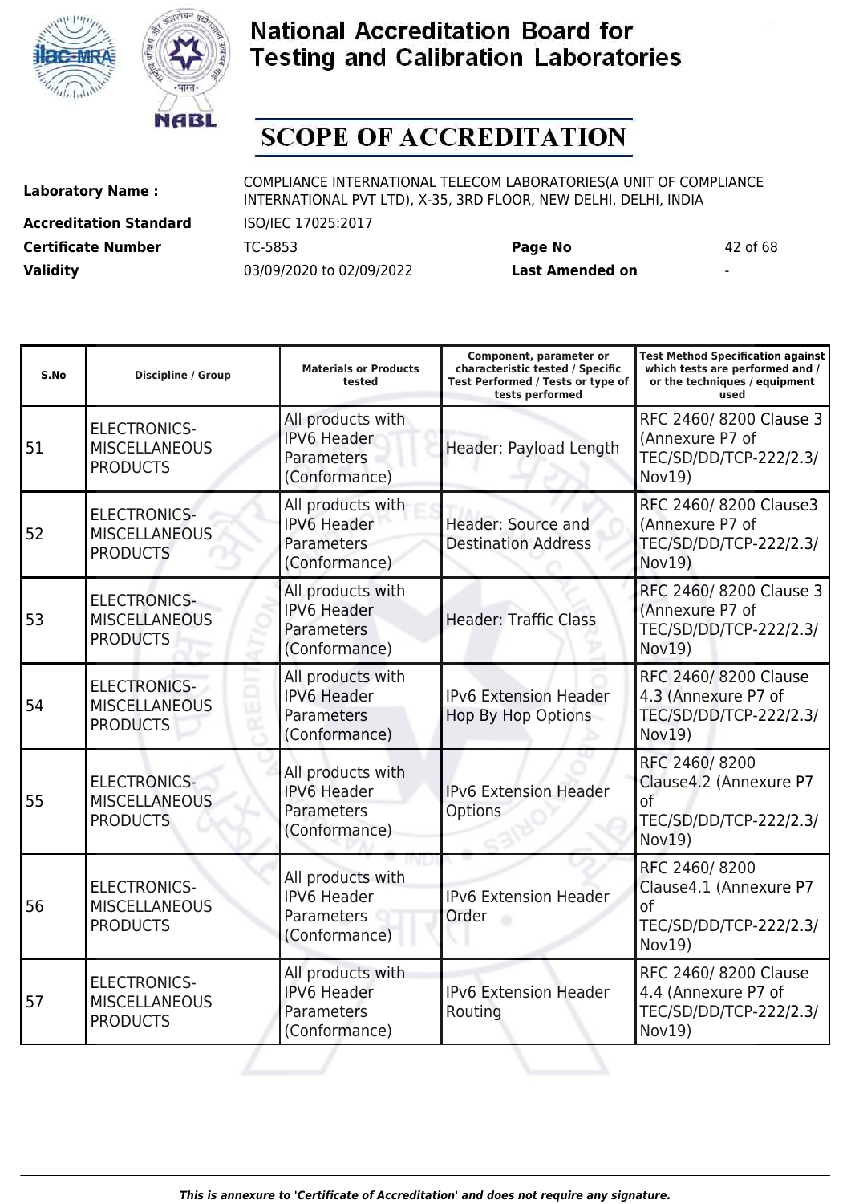# National Accreditation Board for Testing and Calibration Laboratories

## SCOPE OF ACCREDITATION

| | | | |
|---|---|---|---|
| **Laboratory Name :** | COMPLIANCE INTERNATIONAL TELECOM LABORATORIES(A UNIT OF COMPLIANCE INTERNATIONAL PVT LTD), X-35, 3RD FLOOR, NEW DELHI, DELHI, INDIA | | |
| **Accreditation Standard** | ISO/IEC 17025:2017 | | |
| **Certificate Number** | TC-5853 | **Page No** | 42 of 68 |
| **Validity** | 03/09/2020 to 02/09/2022 | **Last Amended on** | - |

| S.No | Discipline / Group | Materials or Products tested | Component, parameter or characteristic tested / Specific Test Performed / Tests or type of tests performed | Test Method Specification against which tests are performed and / or the techniques / equipment used |
|---|---|---|---|---|
| 51 | ELECTRONICS-MISCELLANEOUS PRODUCTS | All products with IPV6 Header Parameters (Conformance) | Header: Payload Length | RFC 2460/ 8200 Clause 3 (Annexure P7 of TEC/SD/DD/TCP-222/2.3/ Nov19) |
| 52 | ELECTRONICS-MISCELLANEOUS PRODUCTS | All products with IPV6 Header Parameters (Conformance) | Header: Source and Destination Address | RFC 2460/ 8200 Clause3 (Annexure P7 of TEC/SD/DD/TCP-222/2.3/ Nov19) |
| 53 | ELECTRONICS-MISCELLANEOUS PRODUCTS | All products with IPV6 Header Parameters (Conformance) | Header: Traffic Class | RFC 2460/ 8200 Clause 3 (Annexure P7 of TEC/SD/DD/TCP-222/2.3/ Nov19) |
| 54 | ELECTRONICS-MISCELLANEOUS PRODUCTS | All products with IPV6 Header Parameters (Conformance) | IPv6 Extension Header Hop By Hop Options | RFC 2460/ 8200 Clause 4.3 (Annexure P7 of TEC/SD/DD/TCP-222/2.3/ Nov19) |
| 55 | ELECTRONICS-MISCELLANEOUS PRODUCTS | All products with IPV6 Header Parameters (Conformance) | IPv6 Extension Header Options | RFC 2460/ 8200 Clause4.2 (Annexure P7 of TEC/SD/DD/TCP-222/2.3/ Nov19) |
| 56 | ELECTRONICS-MISCELLANEOUS PRODUCTS | All products with IPV6 Header Parameters (Conformance) | IPv6 Extension Header Order | RFC 2460/ 8200 Clause4.1 (Annexure P7 of TEC/SD/DD/TCP-222/2.3/ Nov19) |
| 57 | ELECTRONICS-MISCELLANEOUS PRODUCTS | All products with IPV6 Header Parameters (Conformance) | IPv6 Extension Header Routing | RFC 2460/ 8200 Clause 4.4 (Annexure P7 of TEC/SD/DD/TCP-222/2.3/ Nov19) |

*This is annexure to 'Certificate of Accreditation' and does not require any signature.*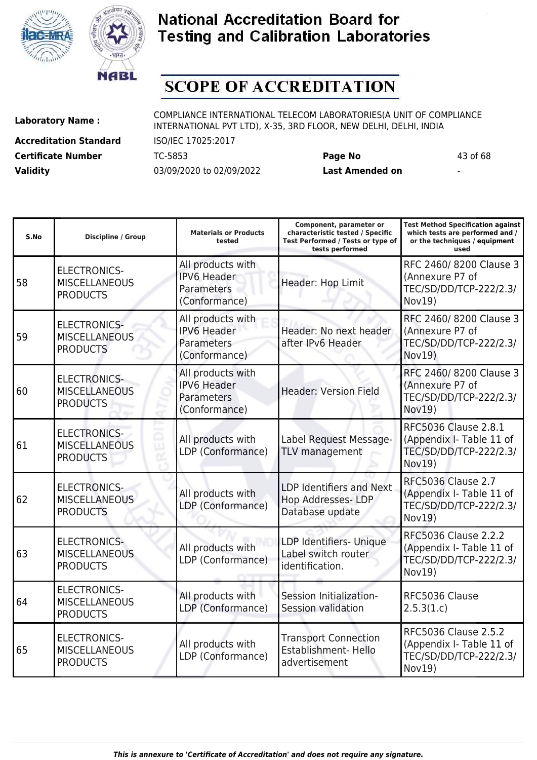# National Accreditation Board for Testing and Calibration Laboratories

## SCOPE OF ACCREDITATION

**Laboratory Name :** COMPLIANCE INTERNATIONAL TELECOM LABORATORIES(A UNIT OF COMPLIANCE INTERNATIONAL PVT LTD), X-35, 3RD FLOOR, NEW DELHI, DELHI, INDIA

**Accreditation Standard** ISO/IEC 17025:2017

**Certificate Number** TC-5853 **Page No** 43 of 68

**Validity** 03/09/2020 to 02/09/2022 **Last Amended on** -

| S.No | Discipline / Group | Materials or Products tested | Component, parameter or characteristic tested / Specific Test Performed / Tests or type of tests performed | Test Method Specification against which tests are performed and / or the techniques / equipment used |
|---|---|---|---|---|
| 58 | ELECTRONICS-MISCELLANEOUS PRODUCTS | All products with IPV6 Header Parameters (Conformance) | Header: Hop Limit | RFC 2460/ 8200 Clause 3 (Annexure P7 of TEC/SD/DD/TCP-222/2.3/ Nov19) |
| 59 | ELECTRONICS-MISCELLANEOUS PRODUCTS | All products with IPV6 Header Parameters (Conformance) | Header: No next header after IPv6 Header | RFC 2460/ 8200 Clause 3 (Annexure P7 of TEC/SD/DD/TCP-222/2.3/ Nov19) |
| 60 | ELECTRONICS-MISCELLANEOUS PRODUCTS | All products with IPV6 Header Parameters (Conformance) | Header: Version Field | RFC 2460/ 8200 Clause 3 (Annexure P7 of TEC/SD/DD/TCP-222/2.3/ Nov19) |
| 61 | ELECTRONICS-MISCELLANEOUS PRODUCTS | All products with LDP (Conformance) | Label Request Message-TLV management | RFC5036 Clause 2.8.1 (Appendix I- Table 11 of TEC/SD/DD/TCP-222/2.3/ Nov19) |
| 62 | ELECTRONICS-MISCELLANEOUS PRODUCTS | All products with LDP (Conformance) | LDP Identifiers and Next Hop Addresses- LDP Database update | RFC5036 Clause 2.7 (Appendix I- Table 11 of TEC/SD/DD/TCP-222/2.3/ Nov19) |
| 63 | ELECTRONICS-MISCELLANEOUS PRODUCTS | All products with LDP (Conformance) | LDP Identifiers- Unique Label switch router identification. | RFC5036 Clause 2.2.2 (Appendix I- Table 11 of TEC/SD/DD/TCP-222/2.3/ Nov19) |
| 64 | ELECTRONICS-MISCELLANEOUS PRODUCTS | All products with LDP (Conformance) | Session Initialization-Session validation | RFC5036 Clause 2.5.3(1.c) |
| 65 | ELECTRONICS-MISCELLANEOUS PRODUCTS | All products with LDP (Conformance) | Transport Connection Establishment- Hello advertisement | RFC5036 Clause 2.5.2 (Appendix I- Table 11 of TEC/SD/DD/TCP-222/2.3/ Nov19) |

*This is annexure to 'Certificate of Accreditation' and does not require any signature.*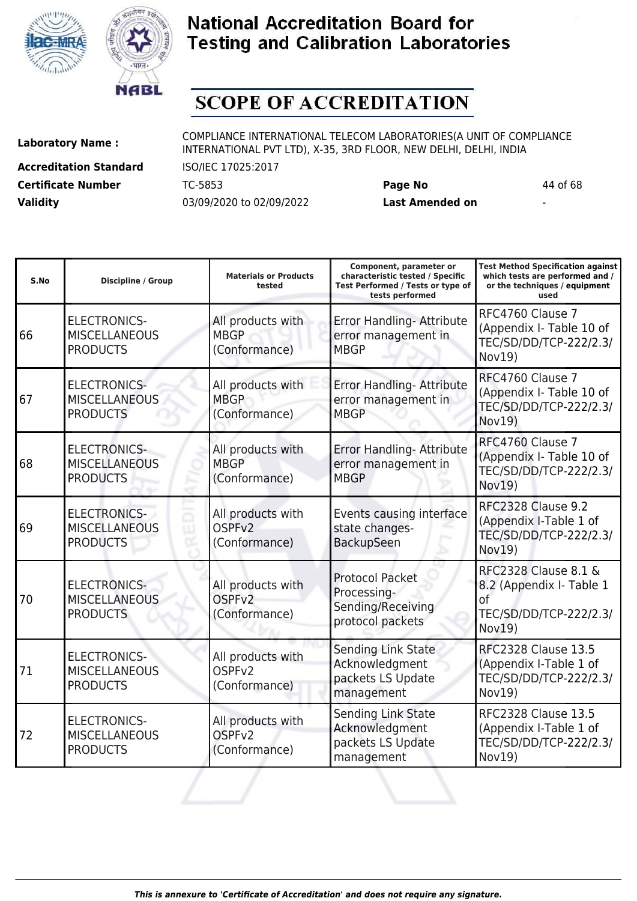# National Accreditation Board for Testing and Calibration Laboratories

# SCOPE OF ACCREDITATION

| | | | |
|---|---|---|---|
| **Laboratory Name :** | COMPLIANCE INTERNATIONAL TELECOM LABORATORIES(A UNIT OF COMPLIANCE INTERNATIONAL PVT LTD), X-35, 3RD FLOOR, NEW DELHI, DELHI, INDIA | | |
| **Accreditation Standard** | ISO/IEC 17025:2017 | | |
| **Certificate Number** | TC-5853 | **Page No** | 44 of 68 |
| **Validity** | 03/09/2020 to 02/09/2022 | **Last Amended on** | - |

| S.No | Discipline / Group | Materials or Products tested | Component, parameter or characteristic tested / Specific Test Performed / Tests or type of tests performed | Test Method Specification against which tests are performed and / or the techniques / equipment used |
|---|---|---|---|---|
| 66 | ELECTRONICS-MISCELLANEOUS PRODUCTS | All products with MBGP (Conformance) | Error Handling- Attribute error management in MBGP | RFC4760 Clause 7 (Appendix I- Table 10 of TEC/SD/DD/TCP-222/2.3/Nov19) |
| 67 | ELECTRONICS-MISCELLANEOUS PRODUCTS | All products with MBGP (Conformance) | Error Handling- Attribute error management in MBGP | RFC4760 Clause 7 (Appendix I- Table 10 of TEC/SD/DD/TCP-222/2.3/Nov19) |
| 68 | ELECTRONICS-MISCELLANEOUS PRODUCTS | All products with MBGP (Conformance) | Error Handling- Attribute error management in MBGP | RFC4760 Clause 7 (Appendix I- Table 10 of TEC/SD/DD/TCP-222/2.3/Nov19) |
| 69 | ELECTRONICS-MISCELLANEOUS PRODUCTS | All products with OSPFv2 (Conformance) | Events causing interface state changes-BackupSeen | RFC2328 Clause 9.2 (Appendix I-Table 1 of TEC/SD/DD/TCP-222/2.3/Nov19) |
| 70 | ELECTRONICS-MISCELLANEOUS PRODUCTS | All products with OSPFv2 (Conformance) | Protocol Packet Processing-Sending/Receiving protocol packets | RFC2328 Clause 8.1 & 8.2 (Appendix I- Table 1 of TEC/SD/DD/TCP-222/2.3/Nov19) |
| 71 | ELECTRONICS-MISCELLANEOUS PRODUCTS | All products with OSPFv2 (Conformance) | Sending Link State Acknowledgment packets LS Update management | RFC2328 Clause 13.5 (Appendix I-Table 1 of TEC/SD/DD/TCP-222/2.3/Nov19) |
| 72 | ELECTRONICS-MISCELLANEOUS PRODUCTS | All products with OSPFv2 (Conformance) | Sending Link State Acknowledgment packets LS Update management | RFC2328 Clause 13.5 (Appendix I-Table 1 of TEC/SD/DD/TCP-222/2.3/Nov19) |

*This is annexure to 'Certificate of Accreditation' and does not require any signature.*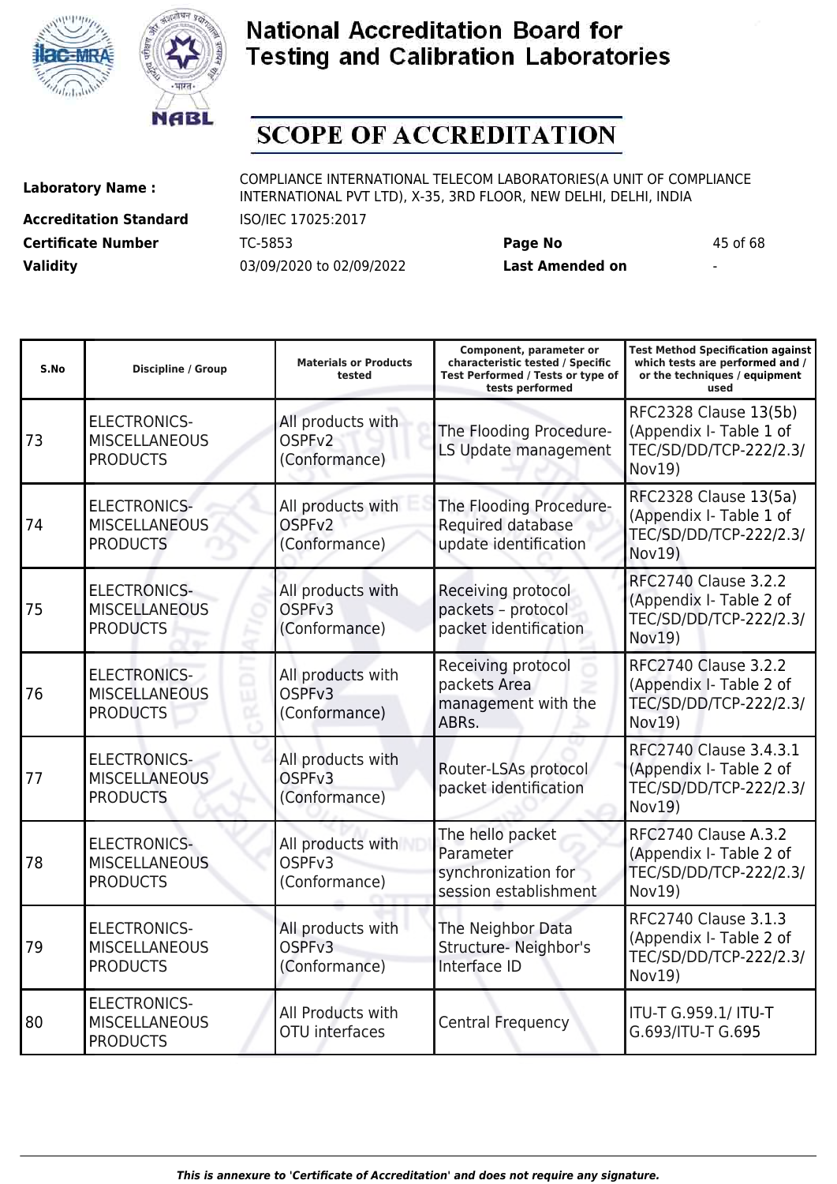# National Accreditation Board for Testing and Calibration Laboratories

# SCOPE OF ACCREDITATION

| | | | |
|---|---|---|---|
| **Laboratory Name :** | COMPLIANCE INTERNATIONAL TELECOM LABORATORIES(A UNIT OF COMPLIANCE INTERNATIONAL PVT LTD), X-35, 3RD FLOOR, NEW DELHI, DELHI, INDIA | | |
| **Accreditation Standard** | ISO/IEC 17025:2017 | | |
| **Certificate Number** | TC-5853 | **Page No** | 45 of 68 |
| **Validity** | 03/09/2020 to 02/09/2022 | **Last Amended on** | - |

| S.No | Discipline / Group | Materials or Products tested | Component, parameter or characteristic tested / Specific Test Performed / Tests or type of tests performed | Test Method Specification against which tests are performed and / or the techniques / equipment used |
|---|---|---|---|---|
| 73 | ELECTRONICS-MISCELLANEOUS PRODUCTS | All products with OSPFv2 (Conformance) | The Flooding Procedure-LS Update management | RFC2328 Clause 13(5b) (Appendix I- Table 1 of TEC/SD/DD/TCP-222/2.3/ Nov19) |
| 74 | ELECTRONICS-MISCELLANEOUS PRODUCTS | All products with OSPFv2 (Conformance) | The Flooding Procedure-Required database update identification | RFC2328 Clause 13(5a) (Appendix I- Table 1 of TEC/SD/DD/TCP-222/2.3/ Nov19) |
| 75 | ELECTRONICS-MISCELLANEOUS PRODUCTS | All products with OSPFv3 (Conformance) | Receiving protocol packets – protocol packet identification | RFC2740 Clause 3.2.2 (Appendix I- Table 2 of TEC/SD/DD/TCP-222/2.3/ Nov19) |
| 76 | ELECTRONICS-MISCELLANEOUS PRODUCTS | All products with OSPFv3 (Conformance) | Receiving protocol packets Area management with the ABRs. | RFC2740 Clause 3.2.2 (Appendix I- Table 2 of TEC/SD/DD/TCP-222/2.3/ Nov19) |
| 77 | ELECTRONICS-MISCELLANEOUS PRODUCTS | All products with OSPFv3 (Conformance) | Router-LSAs protocol packet identification | RFC2740 Clause 3.4.3.1 (Appendix I- Table 2 of TEC/SD/DD/TCP-222/2.3/ Nov19) |
| 78 | ELECTRONICS-MISCELLANEOUS PRODUCTS | All products with OSPFv3 (Conformance) | The hello packet Parameter synchronization for session establishment | RFC2740 Clause A.3.2 (Appendix I- Table 2 of TEC/SD/DD/TCP-222/2.3/ Nov19) |
| 79 | ELECTRONICS-MISCELLANEOUS PRODUCTS | All products with OSPFv3 (Conformance) | The Neighbor Data Structure- Neighbor's Interface ID | RFC2740 Clause 3.1.3 (Appendix I- Table 2 of TEC/SD/DD/TCP-222/2.3/ Nov19) |
| 80 | ELECTRONICS-MISCELLANEOUS PRODUCTS | All Products with OTU interfaces | Central Frequency | ITU-T G.959.1/ ITU-T G.693/ITU-T G.695 |

*This is annexure to 'Certificate of Accreditation' and does not require any signature.*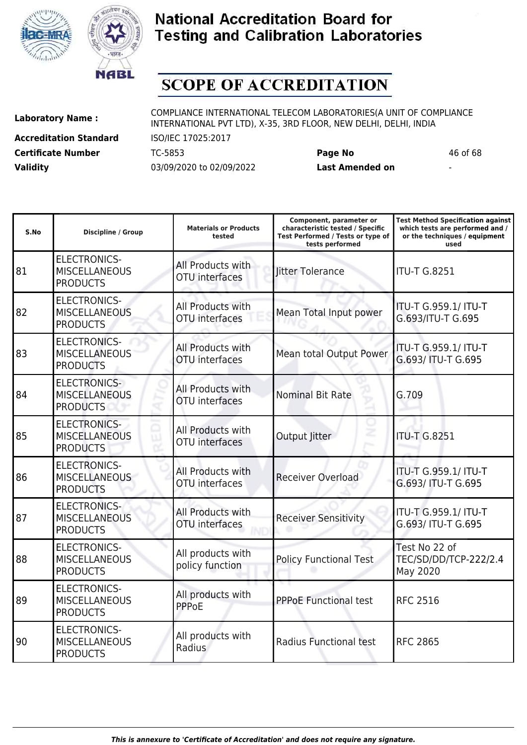# National Accreditation Board for Testing and Calibration Laboratories

## SCOPE OF ACCREDITATION

**Laboratory Name :** COMPLIANCE INTERNATIONAL TELECOM LABORATORIES(A UNIT OF COMPLIANCE INTERNATIONAL PVT LTD), X-35, 3RD FLOOR, NEW DELHI, DELHI, INDIA

**Accreditation Standard** ISO/IEC 17025:2017

**Certificate Number** TC-5853 **Page No** 46 of 68

**Validity** 03/09/2020 to 02/09/2022 **Last Amended on** -

| S.No | Discipline / Group | Materials or Products tested | Component, parameter or characteristic tested / Specific Test Performed / Tests or type of tests performed | Test Method Specification against which tests are performed and / or the techniques / equipment used |
|---|---|---|---|---|
| 81 | ELECTRONICS-MISCELLANEOUS PRODUCTS | All Products with OTU interfaces | Jitter Tolerance | ITU-T G.8251 |
| 82 | ELECTRONICS-MISCELLANEOUS PRODUCTS | All Products with OTU interfaces | Mean Total Input power | ITU-T G.959.1/ ITU-T G.693/ITU-T G.695 |
| 83 | ELECTRONICS-MISCELLANEOUS PRODUCTS | All Products with OTU interfaces | Mean total Output Power | ITU-T G.959.1/ ITU-T G.693/ ITU-T G.695 |
| 84 | ELECTRONICS-MISCELLANEOUS PRODUCTS | All Products with OTU interfaces | Nominal Bit Rate | G.709 |
| 85 | ELECTRONICS-MISCELLANEOUS PRODUCTS | All Products with OTU interfaces | Output Jitter | ITU-T G.8251 |
| 86 | ELECTRONICS-MISCELLANEOUS PRODUCTS | All Products with OTU interfaces | Receiver Overload | ITU-T G.959.1/ ITU-T G.693/ ITU-T G.695 |
| 87 | ELECTRONICS-MISCELLANEOUS PRODUCTS | All Products with OTU interfaces | Receiver Sensitivity | ITU-T G.959.1/ ITU-T G.693/ ITU-T G.695 |
| 88 | ELECTRONICS-MISCELLANEOUS PRODUCTS | All products with policy function | Policy Functional Test | Test No 22 of TEC/SD/DD/TCP-222/2.4 May 2020 |
| 89 | ELECTRONICS-MISCELLANEOUS PRODUCTS | All products with PPPoE | PPPoE Functional test | RFC 2516 |
| 90 | ELECTRONICS-MISCELLANEOUS PRODUCTS | All products with Radius | Radius Functional test | RFC 2865 |

*This is annexure to 'Certificate of Accreditation' and does not require any signature.*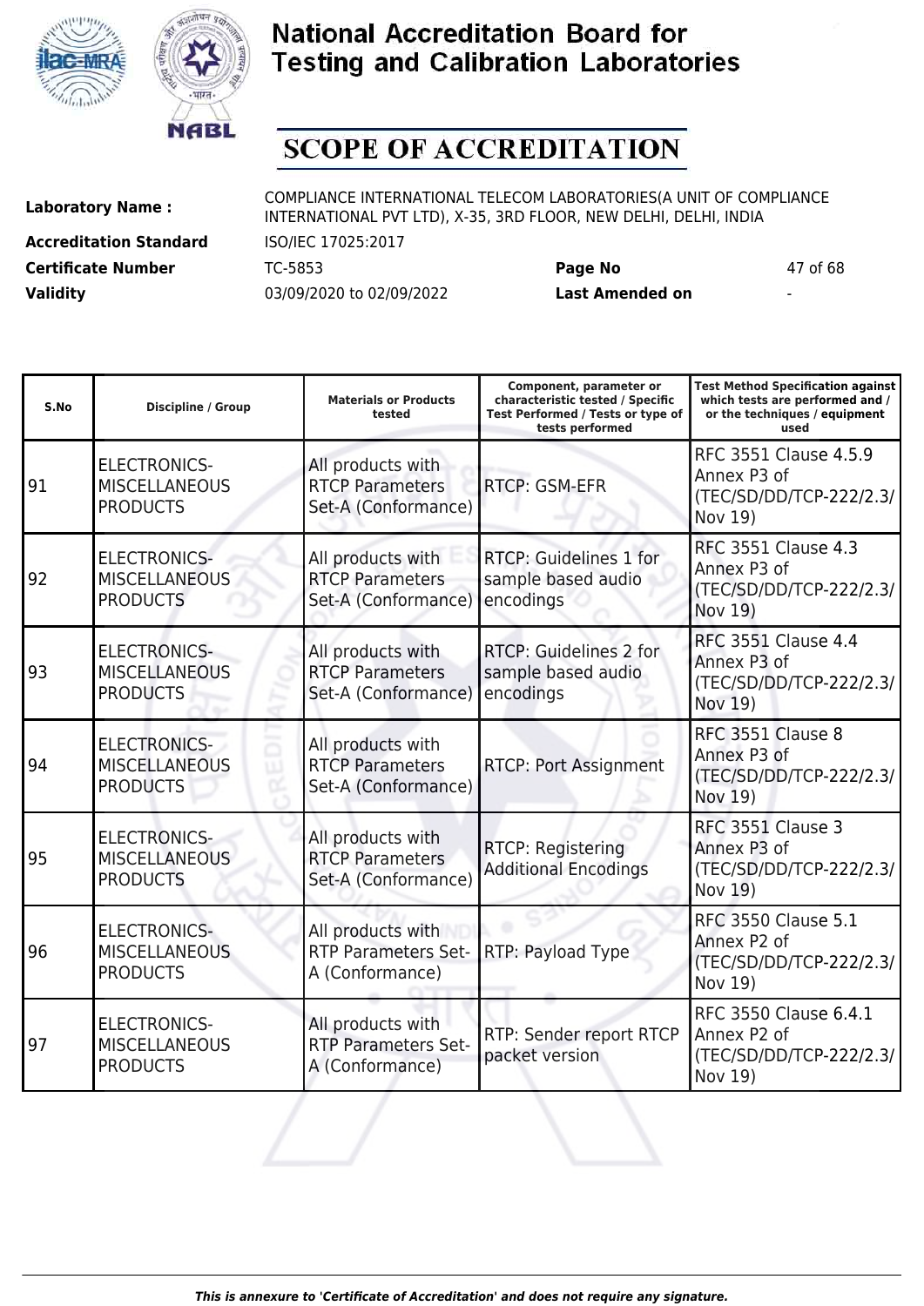# National Accreditation Board for Testing and Calibration Laboratories

## SCOPE OF ACCREDITATION

**Laboratory Name :** COMPLIANCE INTERNATIONAL TELECOM LABORATORIES(A UNIT OF COMPLIANCE INTERNATIONAL PVT LTD), X-35, 3RD FLOOR, NEW DELHI, DELHI, INDIA

**Accreditation Standard** ISO/IEC 17025:2017

**Certificate Number** TC-5853 **Page No** 47 of 68

**Validity** 03/09/2020 to 02/09/2022 **Last Amended on** -

| S.No | Discipline / Group | Materials or Products tested | Component, parameter or characteristic tested / Specific Test Performed / Tests or type of tests performed | Test Method Specification against which tests are performed and / or the techniques / equipment used |
|---|---|---|---|---|
| 91 | ELECTRONICS- MISCELLANEOUS PRODUCTS | All products with RTCP Parameters Set-A (Conformance) | RTCP: GSM-EFR | RFC 3551 Clause 4.5.9 Annex P3 of (TEC/SD/DD/TCP-222/2.3/ Nov 19) |
| 92 | ELECTRONICS- MISCELLANEOUS PRODUCTS | All products with RTCP Parameters Set-A (Conformance) | RTCP: Guidelines 1 for sample based audio encodings | RFC 3551 Clause 4.3 Annex P3 of (TEC/SD/DD/TCP-222/2.3/ Nov 19) |
| 93 | ELECTRONICS- MISCELLANEOUS PRODUCTS | All products with RTCP Parameters Set-A (Conformance) | RTCP: Guidelines 2 for sample based audio encodings | RFC 3551 Clause 4.4 Annex P3 of (TEC/SD/DD/TCP-222/2.3/ Nov 19) |
| 94 | ELECTRONICS- MISCELLANEOUS PRODUCTS | All products with RTCP Parameters Set-A (Conformance) | RTCP: Port Assignment | RFC 3551 Clause 8 Annex P3 of (TEC/SD/DD/TCP-222/2.3/ Nov 19) |
| 95 | ELECTRONICS- MISCELLANEOUS PRODUCTS | All products with RTCP Parameters Set-A (Conformance) | RTCP: Registering Additional Encodings | RFC 3551 Clause 3 Annex P3 of (TEC/SD/DD/TCP-222/2.3/ Nov 19) |
| 96 | ELECTRONICS- MISCELLANEOUS PRODUCTS | All products with RTP Parameters Set-A (Conformance) | RTP: Payload Type | RFC 3550 Clause 5.1 Annex P2 of (TEC/SD/DD/TCP-222/2.3/ Nov 19) |
| 97 | ELECTRONICS- MISCELLANEOUS PRODUCTS | All products with RTP Parameters Set-A (Conformance) | RTP: Sender report RTCP packet version | RFC 3550 Clause 6.4.1 Annex P2 of (TEC/SD/DD/TCP-222/2.3/ Nov 19) |

*This is annexure to 'Certificate of Accreditation' and does not require any signature.*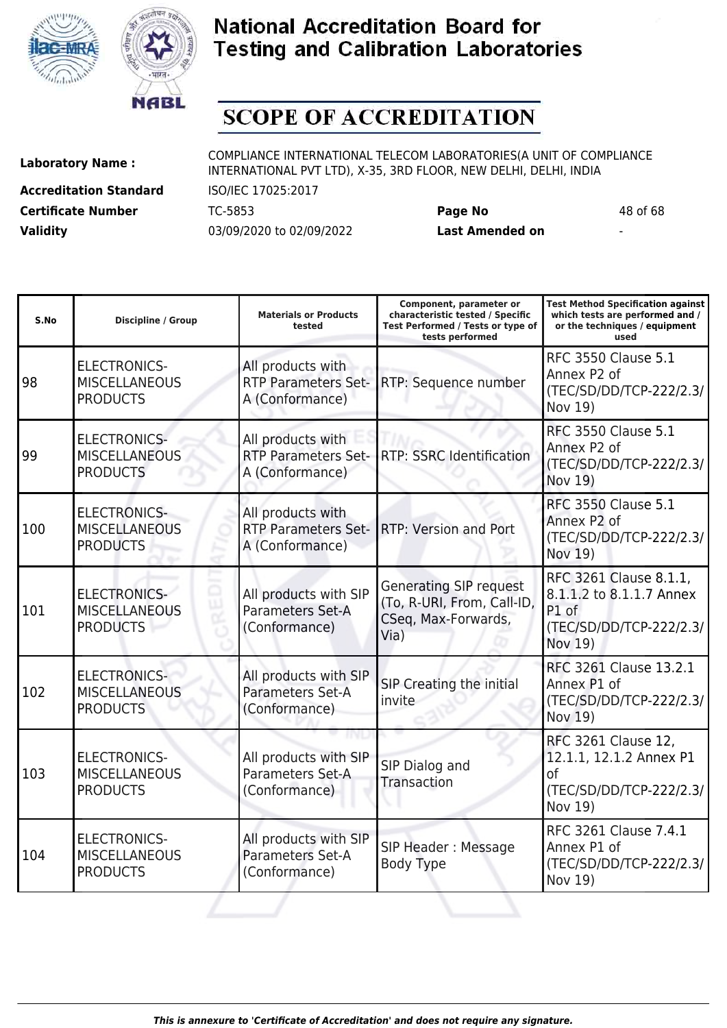# National Accreditation Board for Testing and Calibration Laboratories

# SCOPE OF ACCREDITATION

| | | | |
|---|---|---|---|
| **Laboratory Name :** | COMPLIANCE INTERNATIONAL TELECOM LABORATORIES(A UNIT OF COMPLIANCE INTERNATIONAL PVT LTD), X-35, 3RD FLOOR, NEW DELHI, DELHI, INDIA | | |
| **Accreditation Standard** | ISO/IEC 17025:2017 | | |
| **Certificate Number** | TC-5853 | **Page No** | 48 of 68 |
| **Validity** | 03/09/2020 to 02/09/2022 | **Last Amended on** | - |

| S.No | Discipline / Group | Materials or Products tested | Component, parameter or characteristic tested / Specific Test Performed / Tests or type of tests performed | Test Method Specification against which tests are performed and / or the techniques / equipment used |
|---|---|---|---|---|
| 98 | ELECTRONICS-MISCELLANEOUS PRODUCTS | All products with RTP Parameters Set-A (Conformance) | RTP: Sequence number | RFC 3550 Clause 5.1 Annex P2 of (TEC/SD/DD/TCP-222/2.3/ Nov 19) |
| 99 | ELECTRONICS-MISCELLANEOUS PRODUCTS | All products with RTP Parameters Set-A (Conformance) | RTP: SSRC Identification | RFC 3550 Clause 5.1 Annex P2 of (TEC/SD/DD/TCP-222/2.3/ Nov 19) |
| 100 | ELECTRONICS-MISCELLANEOUS PRODUCTS | All products with RTP Parameters Set-A (Conformance) | RTP: Version and Port | RFC 3550 Clause 5.1 Annex P2 of (TEC/SD/DD/TCP-222/2.3/ Nov 19) |
| 101 | ELECTRONICS-MISCELLANEOUS PRODUCTS | All products with SIP Parameters Set-A (Conformance) | Generating SIP request (To, R-URI, From, Call-ID, CSeq, Max-Forwards, Via) | RFC 3261 Clause 8.1.1, 8.1.1.2 to 8.1.1.7 Annex P1 of (TEC/SD/DD/TCP-222/2.3/ Nov 19) |
| 102 | ELECTRONICS-MISCELLANEOUS PRODUCTS | All products with SIP Parameters Set-A (Conformance) | SIP Creating the initial invite | RFC 3261 Clause 13.2.1 Annex P1 of (TEC/SD/DD/TCP-222/2.3/ Nov 19) |
| 103 | ELECTRONICS-MISCELLANEOUS PRODUCTS | All products with SIP Parameters Set-A (Conformance) | SIP Dialog and Transaction | RFC 3261 Clause 12, 12.1.1, 12.1.2 Annex P1 of (TEC/SD/DD/TCP-222/2.3/ Nov 19) |
| 104 | ELECTRONICS-MISCELLANEOUS PRODUCTS | All products with SIP Parameters Set-A (Conformance) | SIP Header : Message Body Type | RFC 3261 Clause 7.4.1 Annex P1 of (TEC/SD/DD/TCP-222/2.3/ Nov 19) |

*This is annexure to 'Certificate of Accreditation' and does not require any signature.*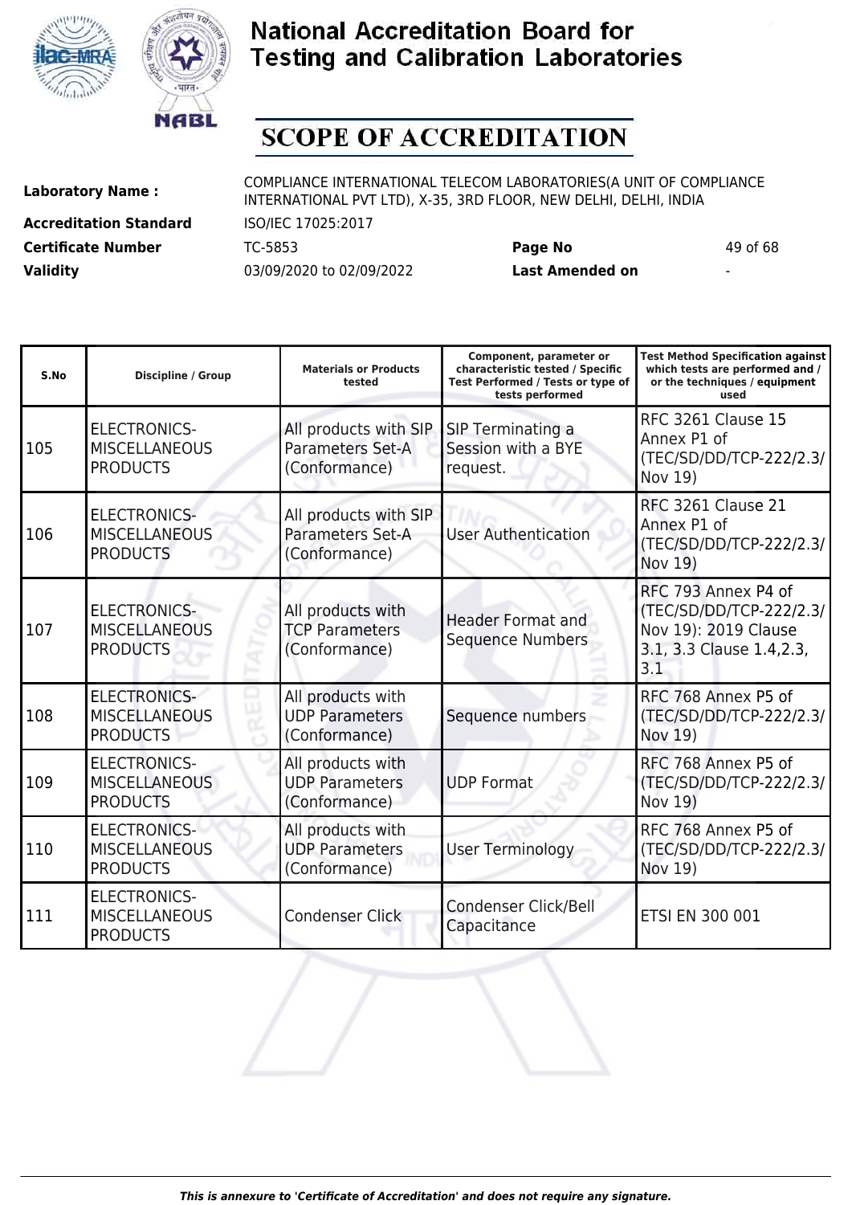# National Accreditation Board for Testing and Calibration Laboratories

## SCOPE OF ACCREDITATION

| | | | |
|---|---|---|---|
| **Laboratory Name :** | COMPLIANCE INTERNATIONAL TELECOM LABORATORIES(A UNIT OF COMPLIANCE INTERNATIONAL PVT LTD), X-35, 3RD FLOOR, NEW DELHI, DELHI, INDIA | | |
| **Accreditation Standard** | ISO/IEC 17025:2017 | | |
| **Certificate Number** | TC-5853 | **Page No** | 49 of 68 |
| **Validity** | 03/09/2020 to 02/09/2022 | **Last Amended on** | - |

| S.No | Discipline / Group | Materials or Products tested | Component, parameter or characteristic tested / Specific Test Performed / Tests or type of tests performed | Test Method Specification against which tests are performed and / or the techniques / equipment used |
|---|---|---|---|---|
| 105 | ELECTRONICS-MISCELLANEOUS PRODUCTS | All products with SIP Parameters Set-A (Conformance) | SIP Terminating a Session with a BYE request. | RFC 3261 Clause 15 Annex P1 of (TEC/SD/DD/TCP-222/2.3/ Nov 19) |
| 106 | ELECTRONICS-MISCELLANEOUS PRODUCTS | All products with SIP Parameters Set-A (Conformance) | User Authentication | RFC 3261 Clause 21 Annex P1 of (TEC/SD/DD/TCP-222/2.3/ Nov 19) |
| 107 | ELECTRONICS-MISCELLANEOUS PRODUCTS | All products with TCP Parameters (Conformance) | Header Format and Sequence Numbers | RFC 793 Annex P4 of (TEC/SD/DD/TCP-222/2.3/ Nov 19): 2019 Clause 3.1, 3.3 Clause 1.4,2.3, 3.1 |
| 108 | ELECTRONICS-MISCELLANEOUS PRODUCTS | All products with UDP Parameters (Conformance) | Sequence numbers | RFC 768 Annex P5 of (TEC/SD/DD/TCP-222/2.3/ Nov 19) |
| 109 | ELECTRONICS-MISCELLANEOUS PRODUCTS | All products with UDP Parameters (Conformance) | UDP Format | RFC 768 Annex P5 of (TEC/SD/DD/TCP-222/2.3/ Nov 19) |
| 110 | ELECTRONICS-MISCELLANEOUS PRODUCTS | All products with UDP Parameters (Conformance) | User Terminology | RFC 768 Annex P5 of (TEC/SD/DD/TCP-222/2.3/ Nov 19) |
| 111 | ELECTRONICS-MISCELLANEOUS PRODUCTS | Condenser Click | Condenser Click/Bell Capacitance | ETSI EN 300 001 |

*This is annexure to 'Certificate of Accreditation' and does not require any signature.*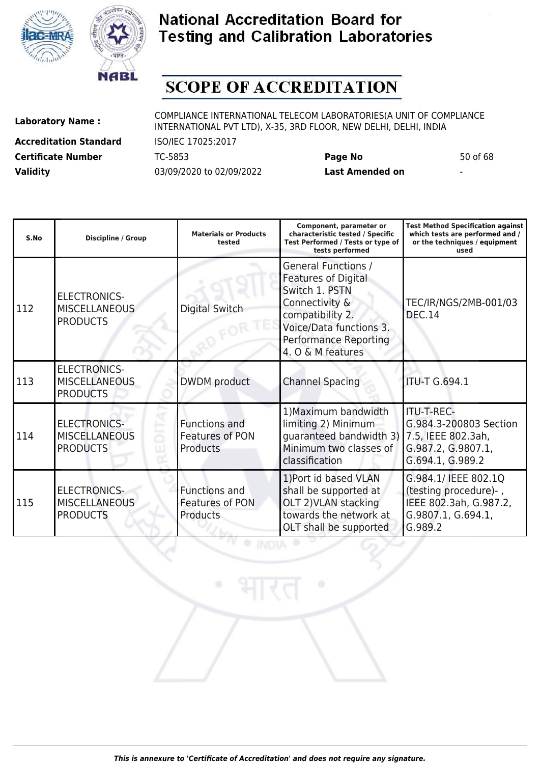# National Accreditation Board for Testing and Calibration Laboratories

# SCOPE OF ACCREDITATION

| | | | |
|---|---|---|---|
| **Laboratory Name :** | COMPLIANCE INTERNATIONAL TELECOM LABORATORIES(A UNIT OF COMPLIANCE INTERNATIONAL PVT LTD), X-35, 3RD FLOOR, NEW DELHI, DELHI, INDIA | | |
| **Accreditation Standard** | ISO/IEC 17025:2017 | | |
| **Certificate Number** | TC-5853 | **Page No** | 50 of 68 |
| **Validity** | 03/09/2020 to 02/09/2022 | **Last Amended on** | - |

| S.No | Discipline / Group | Materials or Products tested | Component, parameter or characteristic tested / Specific Test Performed / Tests or type of tests performed | Test Method Specification against which tests are performed and / or the techniques / equipment used |
|---|---|---|---|---|
| 112 | ELECTRONICS-MISCELLANEOUS PRODUCTS | Digital Switch | General Functions / Features of Digital Switch 1. PSTN Connectivity & compatibility 2. Voice/Data functions 3. Performance Reporting 4. O & M features | TEC/IR/NGS/2MB-001/03 DEC.14 |
| 113 | ELECTRONICS-MISCELLANEOUS PRODUCTS | DWDM product | Channel Spacing | ITU-T G.694.1 |
| 114 | ELECTRONICS-MISCELLANEOUS PRODUCTS | Functions and Features of PON Products | 1)Maximum bandwidth limiting 2) Minimum guaranteed bandwidth 3) Minimum two classes of classification | ITU-T-REC-G.984.3-200803 Section 7.5, IEEE 802.3ah, G.987.2, G.9807.1, G.694.1, G.989.2 |
| 115 | ELECTRONICS-MISCELLANEOUS PRODUCTS | Functions and Features of PON Products | 1)Port id based VLAN shall be supported at OLT 2)VLAN stacking towards the network at OLT shall be supported | G.984.1/ IEEE 802.1Q (testing procedure)- , IEEE 802.3ah, G.987.2, G.9807.1, G.694.1, G.989.2 |

*This is annexure to 'Certificate of Accreditation' and does not require any signature.*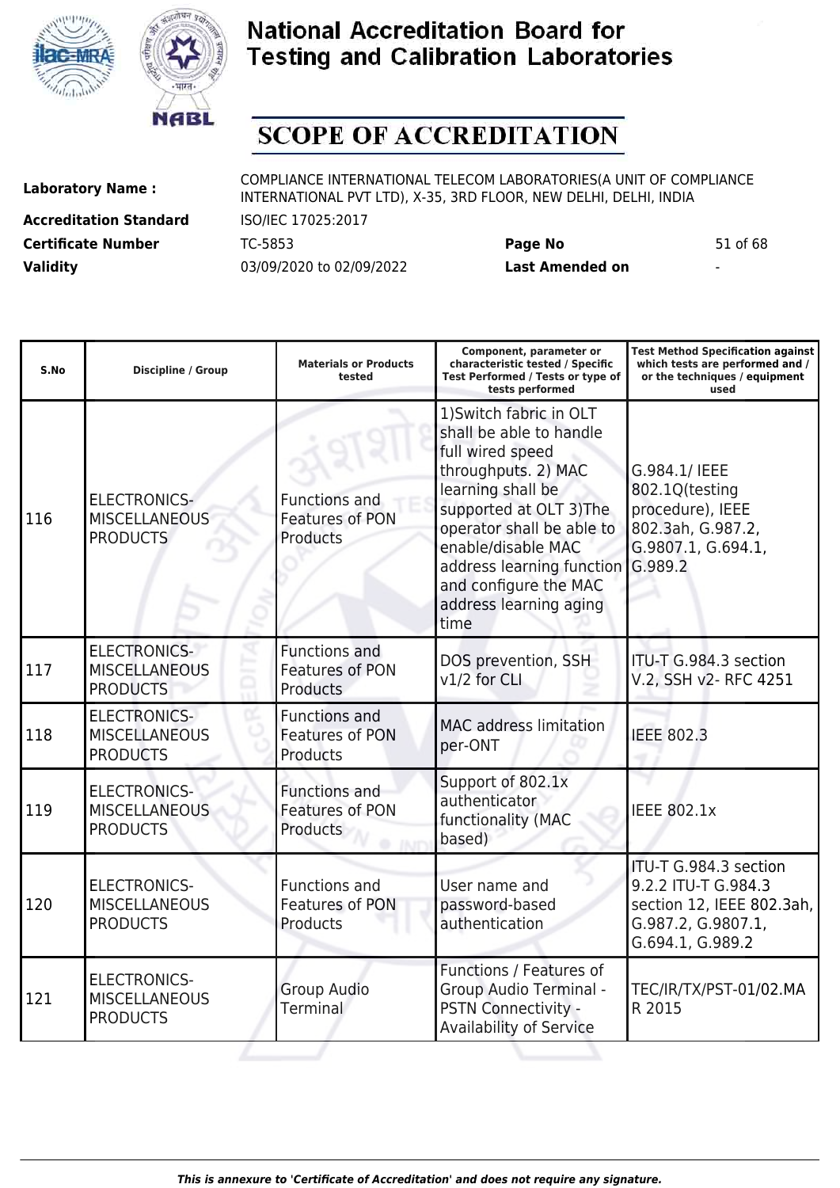# National Accreditation Board for Testing and Calibration Laboratories

## SCOPE OF ACCREDITATION

| | | | |
|---|---|---|---|
| **Laboratory Name :** | COMPLIANCE INTERNATIONAL TELECOM LABORATORIES(A UNIT OF COMPLIANCE INTERNATIONAL PVT LTD), X-35, 3RD FLOOR, NEW DELHI, DELHI, INDIA | | |
| **Accreditation Standard** | ISO/IEC 17025:2017 | | |
| **Certificate Number** | TC-5853 | **Page No** | 51 of 68 |
| **Validity** | 03/09/2020 to 02/09/2022 | **Last Amended on** | - |

| S.No | Discipline / Group | Materials or Products tested | Component, parameter or characteristic tested / Specific Test Performed / Tests or type of tests performed | Test Method Specification against which tests are performed and / or the techniques / equipment used |
|---|---|---|---|---|
| 116 | ELECTRONICS-MISCELLANEOUS PRODUCTS | Functions and Features of PON Products | 1)Switch fabric in OLT shall be able to handle full wired speed throughputs. 2) MAC learning shall be supported at OLT 3)The operator shall be able to enable/disable MAC address learning function and configure the MAC address learning aging time | G.984.1/ IEEE 802.1Q(testing procedure), IEEE 802.3ah, G.987.2, G.9807.1, G.694.1, G.989.2 |
| 117 | ELECTRONICS-MISCELLANEOUS PRODUCTS | Functions and Features of PON Products | DOS prevention, SSH v1/2 for CLI | ITU-T G.984.3 section V.2, SSH v2- RFC 4251 |
| 118 | ELECTRONICS-MISCELLANEOUS PRODUCTS | Functions and Features of PON Products | MAC address limitation per-ONT | IEEE 802.3 |
| 119 | ELECTRONICS-MISCELLANEOUS PRODUCTS | Functions and Features of PON Products | Support of 802.1x authenticator functionality (MAC based) | IEEE 802.1x |
| 120 | ELECTRONICS-MISCELLANEOUS PRODUCTS | Functions and Features of PON Products | User name and password-based authentication | ITU-T G.984.3 section 9.2.2 ITU-T G.984.3 section 12, IEEE 802.3ah, G.987.2, G.9807.1, G.694.1, G.989.2 |
| 121 | ELECTRONICS-MISCELLANEOUS PRODUCTS | Group Audio Terminal | Functions / Features of Group Audio Terminal - PSTN Connectivity - Availability of Service | TEC/IR/TX/PST-01/02.MAR 2015 |

*This is annexure to 'Certificate of Accreditation' and does not require any signature.*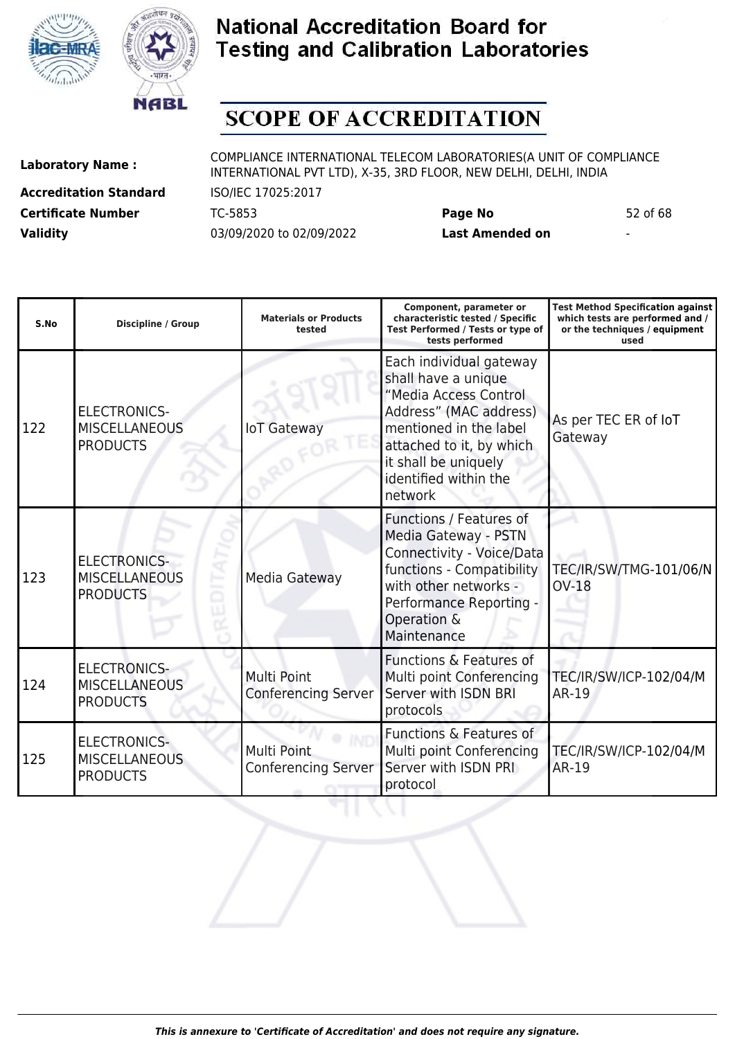# National Accreditation Board for Testing and Calibration Laboratories

## SCOPE OF ACCREDITATION

**Laboratory Name :** COMPLIANCE INTERNATIONAL TELECOM LABORATORIES(A UNIT OF COMPLIANCE INTERNATIONAL PVT LTD), X-35, 3RD FLOOR, NEW DELHI, DELHI, INDIA

**Accreditation Standard** ISO/IEC 17025:2017

**Certificate Number** TC-5853 **Page No** 52 of 68

**Validity** 03/09/2020 to 02/09/2022 **Last Amended on** -

| S.No | Discipline / Group | Materials or Products tested | Component, parameter or characteristic tested / Specific Test Performed / Tests or type of tests performed | Test Method Specification against which tests are performed and / or the techniques / equipment used |
|---|---|---|---|---|
| 122 | ELECTRONICS-MISCELLANEOUS PRODUCTS | IoT Gateway | Each individual gateway shall have a unique "Media Access Control Address" (MAC address) mentioned in the label attached to it, by which it shall be uniquely identified within the network | As per TEC ER of IoT Gateway |
| 123 | ELECTRONICS-MISCELLANEOUS PRODUCTS | Media Gateway | Functions / Features of Media Gateway - PSTN Connectivity - Voice/Data functions - Compatibility with other networks - Performance Reporting - Operation & Maintenance | TEC/IR/SW/TMG-101/06/NOV-18 |
| 124 | ELECTRONICS-MISCELLANEOUS PRODUCTS | Multi Point Conferencing Server | Functions & Features of Multi point Conferencing Server with ISDN BRI protocols | TEC/IR/SW/ICP-102/04/MAR-19 |
| 125 | ELECTRONICS-MISCELLANEOUS PRODUCTS | Multi Point Conferencing Server | Functions & Features of Multi point Conferencing Server with ISDN PRI protocol | TEC/IR/SW/ICP-102/04/MAR-19 |

*This is annexure to 'Certificate of Accreditation' and does not require any signature.*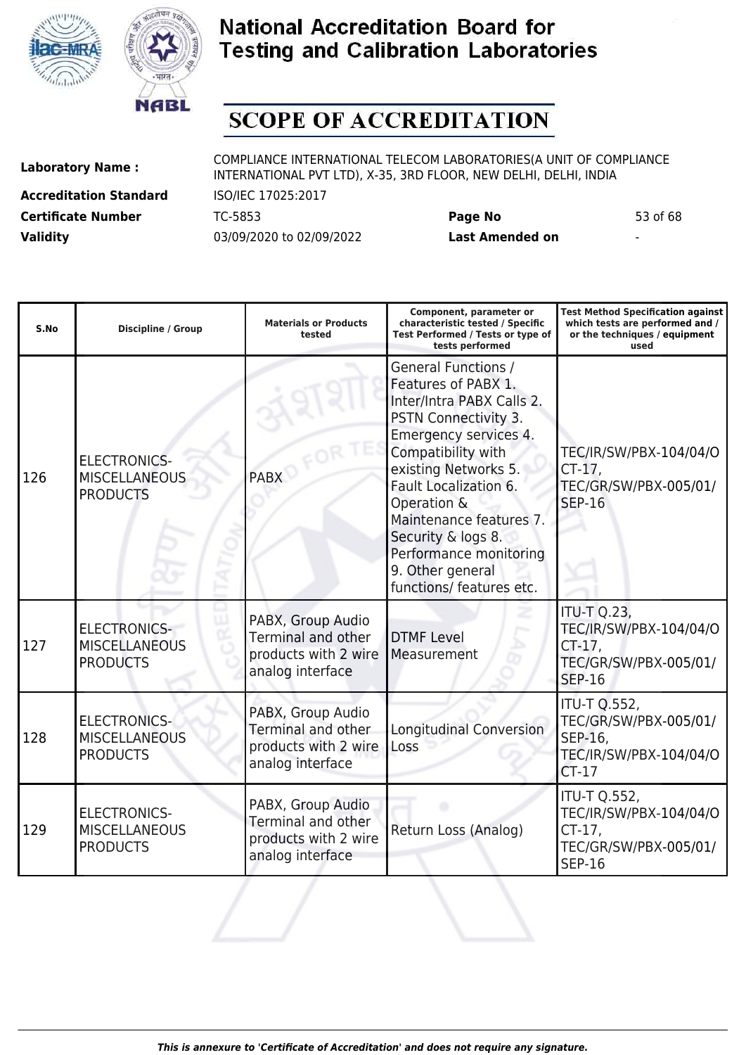# National Accreditation Board for Testing and Calibration Laboratories

## SCOPE OF ACCREDITATION

**Laboratory Name :** COMPLIANCE INTERNATIONAL TELECOM LABORATORIES(A UNIT OF COMPLIANCE INTERNATIONAL PVT LTD), X-35, 3RD FLOOR, NEW DELHI, DELHI, INDIA

**Accreditation Standard** ISO/IEC 17025:2017

**Certificate Number** TC-5853 **Page No** 53 of 68

**Validity** 03/09/2020 to 02/09/2022 **Last Amended on** -

| S.No | Discipline / Group | Materials or Products tested | Component, parameter or characteristic tested / Specific Test Performed / Tests or type of tests performed | Test Method Specification against which tests are performed and / or the techniques / equipment used |
|---|---|---|---|---|
| 126 | ELECTRONICS-MISCELLANEOUS PRODUCTS | PABX | General Functions / Features of PABX 1. Inter/Intra PABX Calls 2. PSTN Connectivity 3. Emergency services 4. Compatibility with existing Networks 5. Fault Localization 6. Operation & Maintenance features 7. Security & logs 8. Performance monitoring 9. Other general functions/ features etc. | TEC/IR/SW/PBX-104/04/OCT-17, TEC/GR/SW/PBX-005/01/SEP-16 |
| 127 | ELECTRONICS-MISCELLANEOUS PRODUCTS | PABX, Group Audio Terminal and other products with 2 wire analog interface | DTMF Level Measurement | ITU-T Q.23, TEC/IR/SW/PBX-104/04/OCT-17, TEC/GR/SW/PBX-005/01/SEP-16 |
| 128 | ELECTRONICS-MISCELLANEOUS PRODUCTS | PABX, Group Audio Terminal and other products with 2 wire analog interface | Longitudinal Conversion Loss | ITU-T Q.552, TEC/GR/SW/PBX-005/01/SEP-16, TEC/IR/SW/PBX-104/04/OCT-17 |
| 129 | ELECTRONICS-MISCELLANEOUS PRODUCTS | PABX, Group Audio Terminal and other products with 2 wire analog interface | Return Loss (Analog) | ITU-T Q.552, TEC/IR/SW/PBX-104/04/OCT-17, TEC/GR/SW/PBX-005/01/SEP-16 |

*This is annexure to 'Certificate of Accreditation' and does not require any signature.*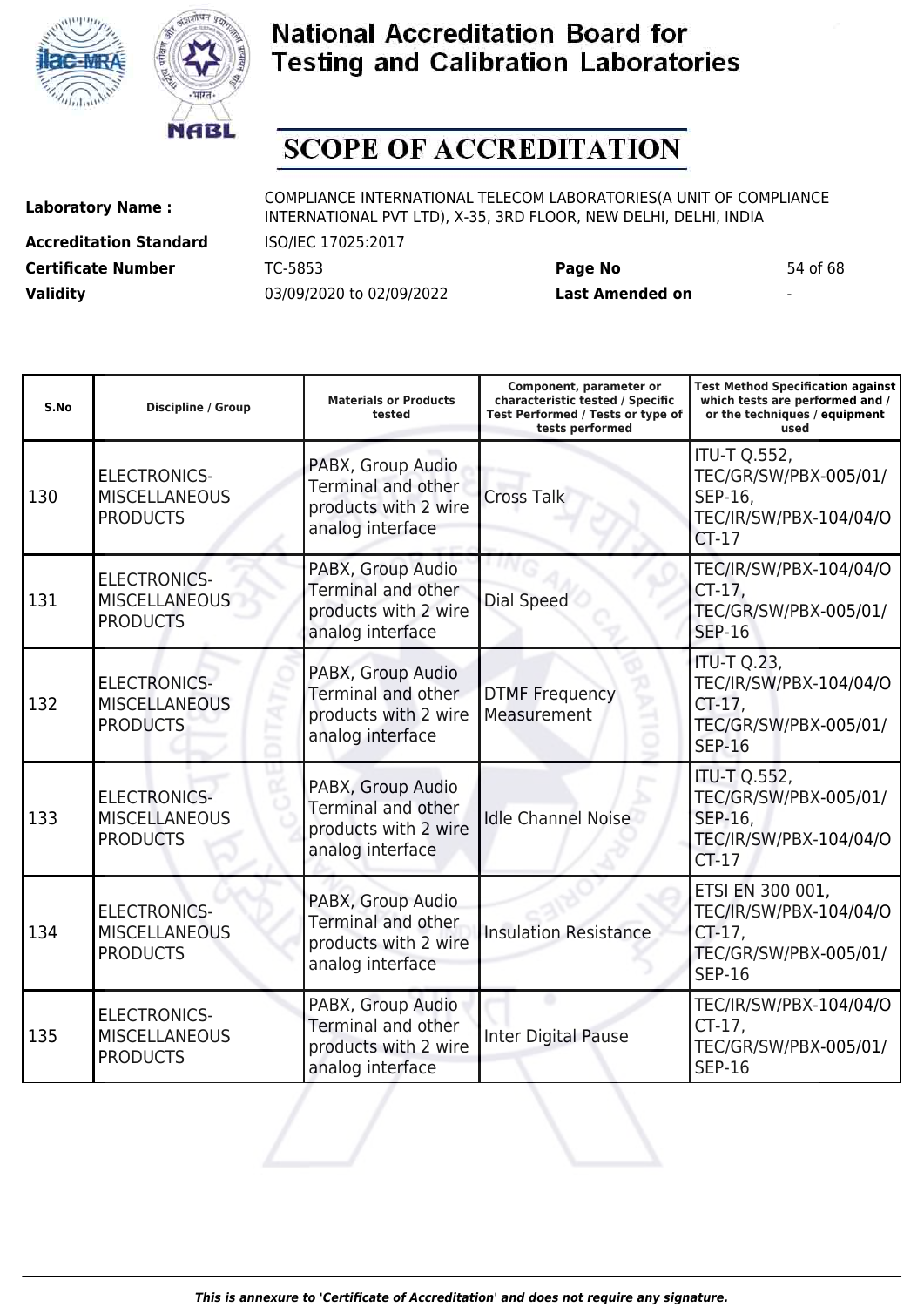# National Accreditation Board for Testing and Calibration Laboratories

## SCOPE OF ACCREDITATION

**Laboratory Name :** COMPLIANCE INTERNATIONAL TELECOM LABORATORIES(A UNIT OF COMPLIANCE INTERNATIONAL PVT LTD), X-35, 3RD FLOOR, NEW DELHI, DELHI, INDIA

**Accreditation Standard** ISO/IEC 17025:2017

**Certificate Number** TC-5853 **Page No** 54 of 68

**Validity** 03/09/2020 to 02/09/2022 **Last Amended on** -

| S.No | Discipline / Group | Materials or Products tested | Component, parameter or characteristic tested / Specific Test Performed / Tests or type of tests performed | Test Method Specification against which tests are performed and / or the techniques / equipment used |
|---|---|---|---|---|
| 130 | ELECTRONICS-MISCELLANEOUS PRODUCTS | PABX, Group Audio Terminal and other products with 2 wire analog interface | Cross Talk | ITU-T Q.552, TEC/GR/SW/PBX-005/01/SEP-16, TEC/IR/SW/PBX-104/04/OCT-17 |
| 131 | ELECTRONICS-MISCELLANEOUS PRODUCTS | PABX, Group Audio Terminal and other products with 2 wire analog interface | Dial Speed | TEC/IR/SW/PBX-104/04/OCT-17, TEC/GR/SW/PBX-005/01/SEP-16 |
| 132 | ELECTRONICS-MISCELLANEOUS PRODUCTS | PABX, Group Audio Terminal and other products with 2 wire analog interface | DTMF Frequency Measurement | ITU-T Q.23, TEC/IR/SW/PBX-104/04/OCT-17, TEC/GR/SW/PBX-005/01/SEP-16 |
| 133 | ELECTRONICS-MISCELLANEOUS PRODUCTS | PABX, Group Audio Terminal and other products with 2 wire analog interface | Idle Channel Noise | ITU-T Q.552, TEC/GR/SW/PBX-005/01/SEP-16, TEC/IR/SW/PBX-104/04/OCT-17 |
| 134 | ELECTRONICS-MISCELLANEOUS PRODUCTS | PABX, Group Audio Terminal and other products with 2 wire analog interface | Insulation Resistance | ETSI EN 300 001, TEC/IR/SW/PBX-104/04/OCT-17, TEC/GR/SW/PBX-005/01/SEP-16 |
| 135 | ELECTRONICS-MISCELLANEOUS PRODUCTS | PABX, Group Audio Terminal and other products with 2 wire analog interface | Inter Digital Pause | TEC/IR/SW/PBX-104/04/OCT-17, TEC/GR/SW/PBX-005/01/SEP-16 |

*This is annexure to 'Certificate of Accreditation' and does not require any signature.*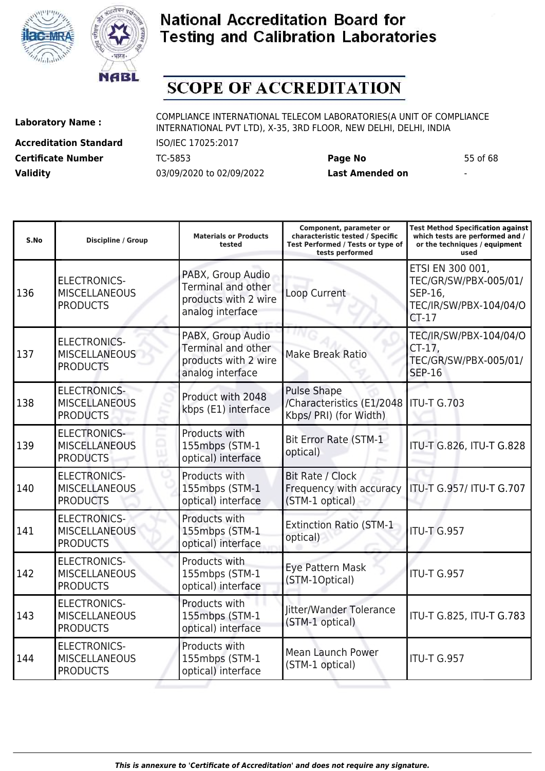# National Accreditation Board for Testing and Calibration Laboratories

# SCOPE OF ACCREDITATION

**Laboratory Name :** COMPLIANCE INTERNATIONAL TELECOM LABORATORIES(A UNIT OF COMPLIANCE INTERNATIONAL PVT LTD), X-35, 3RD FLOOR, NEW DELHI, DELHI, INDIA

**Accreditation Standard** ISO/IEC 17025:2017

**Certificate Number** TC-5853 **Page No** 55 of 68

**Validity** 03/09/2020 to 02/09/2022 **Last Amended on** -

| S.No | Discipline / Group | Materials or Products tested | Component, parameter or characteristic tested / Specific Test Performed / Tests or type of tests performed | Test Method Specification against which tests are performed and / or the techniques / equipment used |
|---|---|---|---|---|
| 136 | ELECTRONICS-MISCELLANEOUS PRODUCTS | PABX, Group Audio Terminal and other products with 2 wire analog interface | Loop Current | ETSI EN 300 001, TEC/GR/SW/PBX-005/01/SEP-16, TEC/IR/SW/PBX-104/04/OCT-17 |
| 137 | ELECTRONICS-MISCELLANEOUS PRODUCTS | PABX, Group Audio Terminal and other products with 2 wire analog interface | Make Break Ratio | TEC/IR/SW/PBX-104/04/OCT-17, TEC/GR/SW/PBX-005/01/SEP-16 |
| 138 | ELECTRONICS-MISCELLANEOUS PRODUCTS | Product with 2048 kbps (E1) interface | Pulse Shape /Characteristics (E1/2048 Kbps/ PRI) (for Width) | ITU-T G.703 |
| 139 | ELECTRONICS-MISCELLANEOUS PRODUCTS | Products with 155mbps (STM-1 optical) interface | Bit Error Rate (STM-1 optical) | ITU-T G.826, ITU-T G.828 |
| 140 | ELECTRONICS-MISCELLANEOUS PRODUCTS | Products with 155mbps (STM-1 optical) interface | Bit Rate / Clock Frequency with accuracy (STM-1 optical) | ITU-T G.957/ ITU-T G.707 |
| 141 | ELECTRONICS-MISCELLANEOUS PRODUCTS | Products with 155mbps (STM-1 optical) interface | Extinction Ratio (STM-1 optical) | ITU-T G.957 |
| 142 | ELECTRONICS-MISCELLANEOUS PRODUCTS | Products with 155mbps (STM-1 optical) interface | Eye Pattern Mask (STM-1Optical) | ITU-T G.957 |
| 143 | ELECTRONICS-MISCELLANEOUS PRODUCTS | Products with 155mbps (STM-1 optical) interface | Jitter/Wander Tolerance (STM-1 optical) | ITU-T G.825, ITU-T G.783 |
| 144 | ELECTRONICS-MISCELLANEOUS PRODUCTS | Products with 155mbps (STM-1 optical) interface | Mean Launch Power (STM-1 optical) | ITU-T G.957 |

*This is annexure to 'Certificate of Accreditation' and does not require any signature.*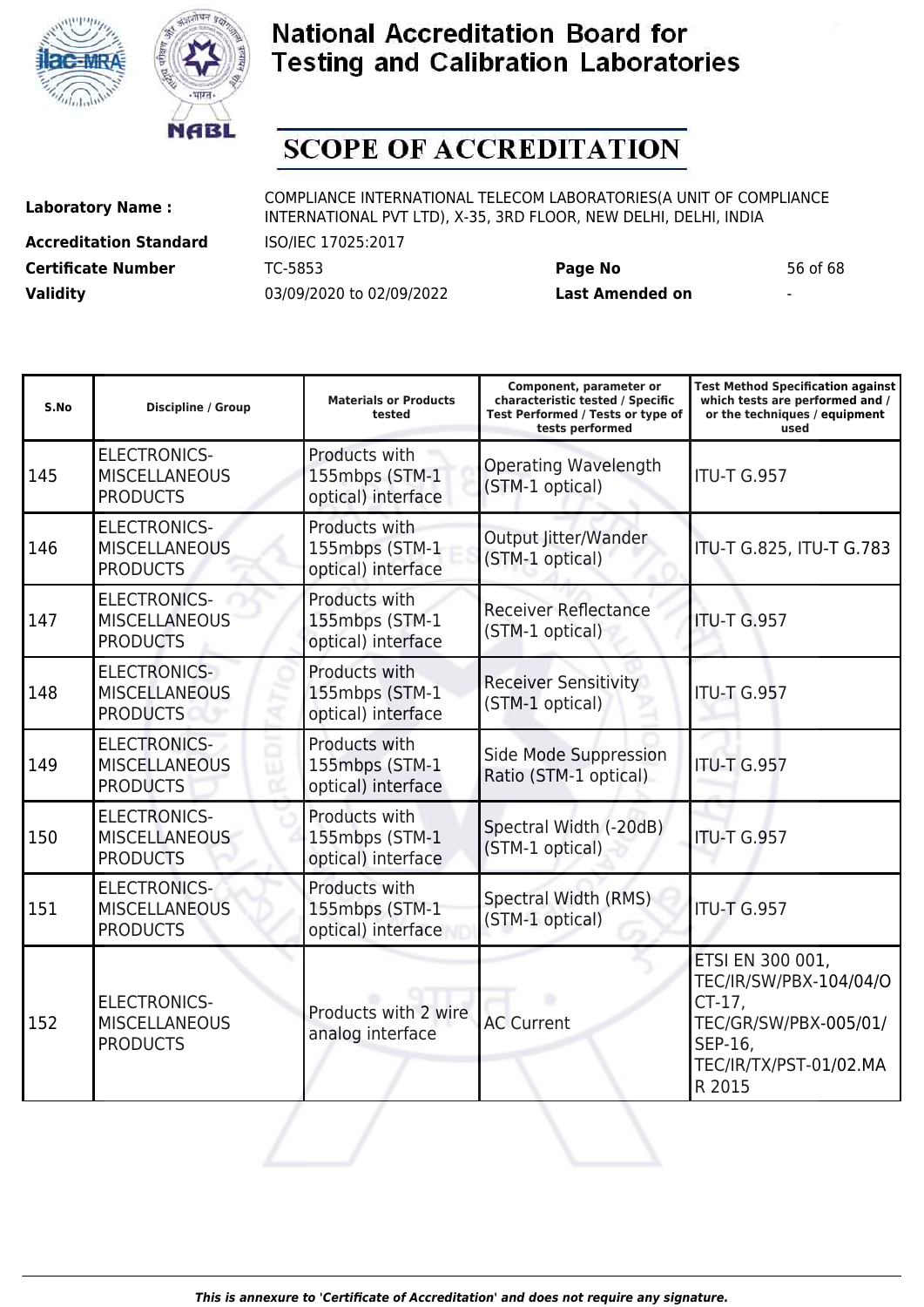# National Accreditation Board for Testing and Calibration Laboratories

## SCOPE OF ACCREDITATION

**Laboratory Name :** COMPLIANCE INTERNATIONAL TELECOM LABORATORIES(A UNIT OF COMPLIANCE INTERNATIONAL PVT LTD), X-35, 3RD FLOOR, NEW DELHI, DELHI, INDIA

**Accreditation Standard** ISO/IEC 17025:2017

**Certificate Number** TC-5853 **Page No** 56 of 68

**Validity** 03/09/2020 to 02/09/2022 **Last Amended on** -

| S.No | Discipline / Group | Materials or Products tested | Component, parameter or characteristic tested / Specific Test Performed / Tests or type of tests performed | Test Method Specification against which tests are performed and / or the techniques / equipment used |
|---|---|---|---|---|
| 145 | ELECTRONICS-MISCELLANEOUS PRODUCTS | Products with 155mbps (STM-1 optical) interface | Operating Wavelength (STM-1 optical) | ITU-T G.957 |
| 146 | ELECTRONICS-MISCELLANEOUS PRODUCTS | Products with 155mbps (STM-1 optical) interface | Output Jitter/Wander (STM-1 optical) | ITU-T G.825, ITU-T G.783 |
| 147 | ELECTRONICS-MISCELLANEOUS PRODUCTS | Products with 155mbps (STM-1 optical) interface | Receiver Reflectance (STM-1 optical) | ITU-T G.957 |
| 148 | ELECTRONICS-MISCELLANEOUS PRODUCTS | Products with 155mbps (STM-1 optical) interface | Receiver Sensitivity (STM-1 optical) | ITU-T G.957 |
| 149 | ELECTRONICS-MISCELLANEOUS PRODUCTS | Products with 155mbps (STM-1 optical) interface | Side Mode Suppression Ratio (STM-1 optical) | ITU-T G.957 |
| 150 | ELECTRONICS-MISCELLANEOUS PRODUCTS | Products with 155mbps (STM-1 optical) interface | Spectral Width (-20dB) (STM-1 optical) | ITU-T G.957 |
| 151 | ELECTRONICS-MISCELLANEOUS PRODUCTS | Products with 155mbps (STM-1 optical) interface | Spectral Width (RMS) (STM-1 optical) | ITU-T G.957 |
| 152 | ELECTRONICS-MISCELLANEOUS PRODUCTS | Products with 2 wire analog interface | AC Current | ETSI EN 300 001, TEC/IR/SW/PBX-104/04/OCT-17, TEC/GR/SW/PBX-005/01/SEP-16, TEC/IR/TX/PST-01/02.MAR 2015 |

*This is annexure to 'Certificate of Accreditation' and does not require any signature.*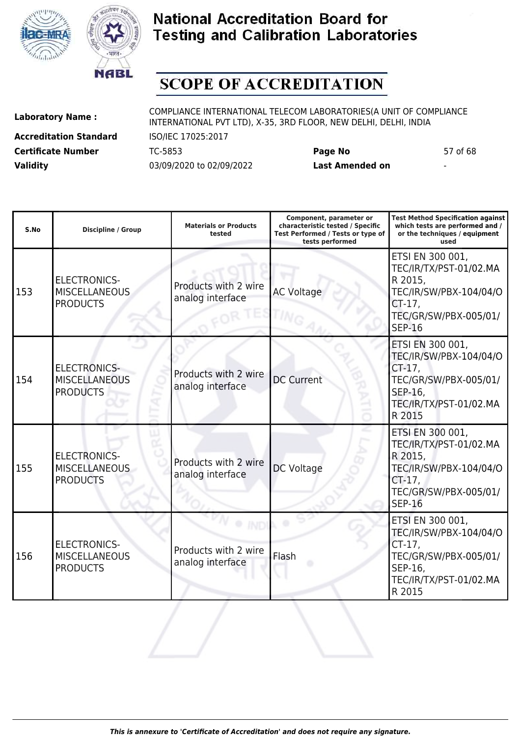# National Accreditation Board for Testing and Calibration Laboratories

# SCOPE OF ACCREDITATION

| | | | |
|---|---|---|---|
| **Laboratory Name :** | COMPLIANCE INTERNATIONAL TELECOM LABORATORIES(A UNIT OF COMPLIANCE INTERNATIONAL PVT LTD), X-35, 3RD FLOOR, NEW DELHI, DELHI, INDIA | | |
| **Accreditation Standard** | ISO/IEC 17025:2017 | | |
| **Certificate Number** | TC-5853 | **Page No** | 57 of 68 |
| **Validity** | 03/09/2020 to 02/09/2022 | **Last Amended on** | - |

| S.No | Discipline / Group | Materials or Products tested | Component, parameter or characteristic tested / Specific Test Performed / Tests or type of tests performed | Test Method Specification against which tests are performed and / or the techniques / equipment used |
|---|---|---|---|---|
| 153 | ELECTRONICS-MISCELLANEOUS PRODUCTS | Products with 2 wire analog interface | AC Voltage | ETSI EN 300 001, TEC/IR/TX/PST-01/02.MAR 2015, TEC/IR/SW/PBX-104/04/OCT-17, TEC/GR/SW/PBX-005/01/SEP-16 |
| 154 | ELECTRONICS-MISCELLANEOUS PRODUCTS | Products with 2 wire analog interface | DC Current | ETSI EN 300 001, TEC/IR/SW/PBX-104/04/OCT-17, TEC/GR/SW/PBX-005/01/SEP-16, TEC/IR/TX/PST-01/02.MAR 2015 |
| 155 | ELECTRONICS-MISCELLANEOUS PRODUCTS | Products with 2 wire analog interface | DC Voltage | ETSI EN 300 001, TEC/IR/TX/PST-01/02.MAR 2015, TEC/IR/SW/PBX-104/04/OCT-17, TEC/GR/SW/PBX-005/01/SEP-16 |
| 156 | ELECTRONICS-MISCELLANEOUS PRODUCTS | Products with 2 wire analog interface | Flash | ETSI EN 300 001, TEC/IR/SW/PBX-104/04/OCT-17, TEC/GR/SW/PBX-005/01/SEP-16, TEC/IR/TX/PST-01/02.MAR 2015 |

*This is annexure to 'Certificate of Accreditation' and does not require any signature.*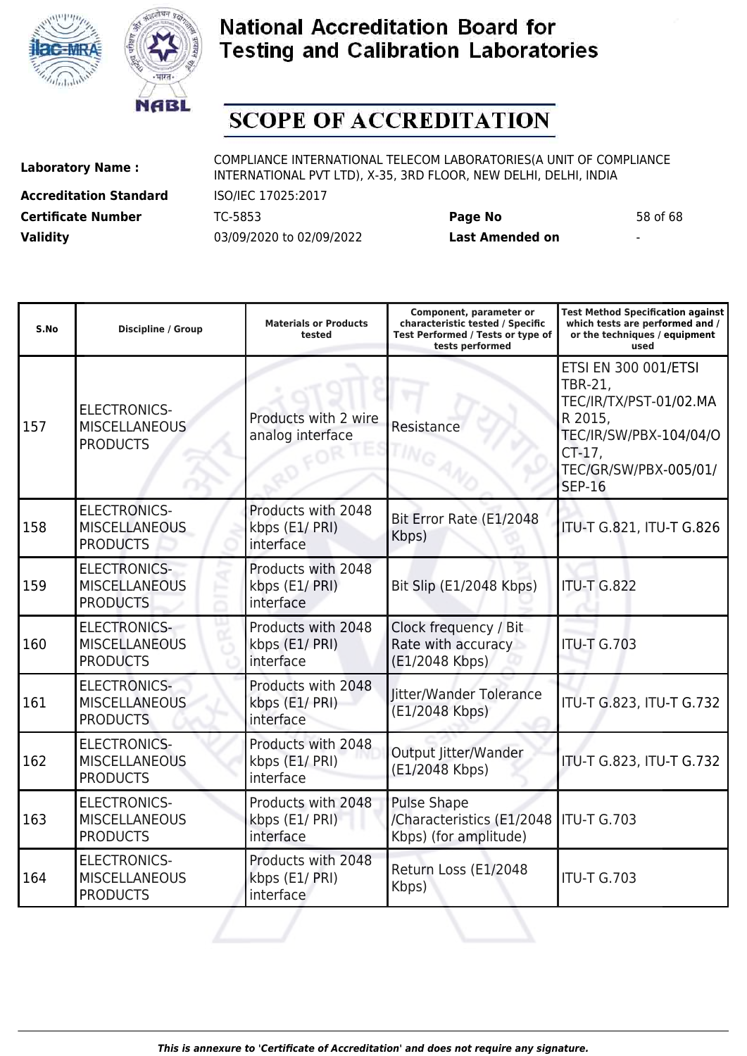# National Accreditation Board for Testing and Calibration Laboratories

## SCOPE OF ACCREDITATION

**Laboratory Name :** COMPLIANCE INTERNATIONAL TELECOM LABORATORIES(A UNIT OF COMPLIANCE INTERNATIONAL PVT LTD), X-35, 3RD FLOOR, NEW DELHI, DELHI, INDIA

**Accreditation Standard** ISO/IEC 17025:2017

**Certificate Number** TC-5853 **Page No** 58 of 68

**Validity** 03/09/2020 to 02/09/2022 **Last Amended on** -

| S.No | Discipline / Group | Materials or Products tested | Component, parameter or characteristic tested / Specific Test Performed / Tests or type of tests performed | Test Method Specification against which tests are performed and / or the techniques / equipment used |
|---|---|---|---|---|
| 157 | ELECTRONICS-MISCELLANEOUS PRODUCTS | Products with 2 wire analog interface | Resistance | ETSI EN 300 001/ETSI TBR-21, TEC/IR/TX/PST-01/02.MAR 2015, TEC/IR/SW/PBX-104/04/OCT-17, TEC/GR/SW/PBX-005/01/SEP-16 |
| 158 | ELECTRONICS-MISCELLANEOUS PRODUCTS | Products with 2048 kbps (E1/ PRI) interface | Bit Error Rate (E1/2048 Kbps) | ITU-T G.821, ITU-T G.826 |
| 159 | ELECTRONICS-MISCELLANEOUS PRODUCTS | Products with 2048 kbps (E1/ PRI) interface | Bit Slip (E1/2048 Kbps) | ITU-T G.822 |
| 160 | ELECTRONICS-MISCELLANEOUS PRODUCTS | Products with 2048 kbps (E1/ PRI) interface | Clock frequency / Bit Rate with accuracy (E1/2048 Kbps) | ITU-T G.703 |
| 161 | ELECTRONICS-MISCELLANEOUS PRODUCTS | Products with 2048 kbps (E1/ PRI) interface | Jitter/Wander Tolerance (E1/2048 Kbps) | ITU-T G.823, ITU-T G.732 |
| 162 | ELECTRONICS-MISCELLANEOUS PRODUCTS | Products with 2048 kbps (E1/ PRI) interface | Output Jitter/Wander (E1/2048 Kbps) | ITU-T G.823, ITU-T G.732 |
| 163 | ELECTRONICS-MISCELLANEOUS PRODUCTS | Products with 2048 kbps (E1/ PRI) interface | Pulse Shape /Characteristics (E1/2048 Kbps) (for amplitude) | ITU-T G.703 |
| 164 | ELECTRONICS-MISCELLANEOUS PRODUCTS | Products with 2048 kbps (E1/ PRI) interface | Return Loss (E1/2048 Kbps) | ITU-T G.703 |

*This is annexure to 'Certificate of Accreditation' and does not require any signature.*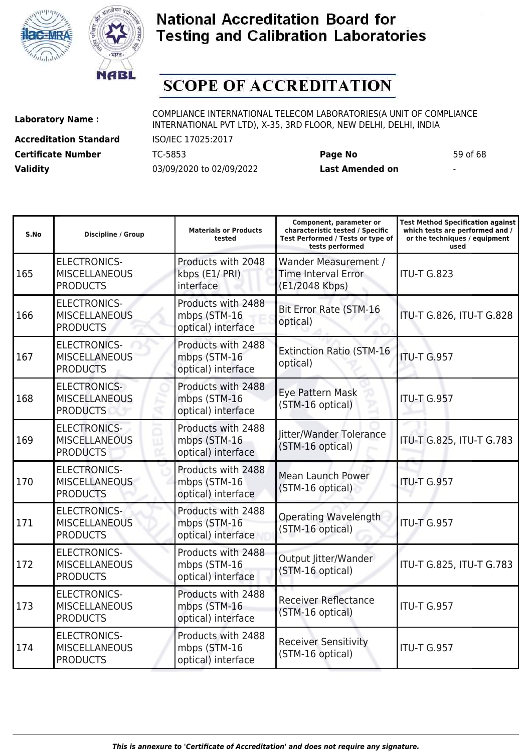# National Accreditation Board for Testing and Calibration Laboratories

## SCOPE OF ACCREDITATION

**Laboratory Name :** COMPLIANCE INTERNATIONAL TELECOM LABORATORIES(A UNIT OF COMPLIANCE INTERNATIONAL PVT LTD), X-35, 3RD FLOOR, NEW DELHI, DELHI, INDIA

**Accreditation Standard** ISO/IEC 17025:2017

**Certificate Number** TC-5853 **Page No** 59 of 68

**Validity** 03/09/2020 to 02/09/2022 **Last Amended on** -

| S.No | Discipline / Group | Materials or Products tested | Component, parameter or characteristic tested / Specific Test Performed / Tests or type of tests performed | Test Method Specification against which tests are performed and / or the techniques / equipment used |
|---|---|---|---|---|
| 165 | ELECTRONICS-MISCELLANEOUS PRODUCTS | Products with 2048 kbps (E1/ PRI) interface | Wander Measurement / Time Interval Error (E1/2048 Kbps) | ITU-T G.823 |
| 166 | ELECTRONICS-MISCELLANEOUS PRODUCTS | Products with 2488 mbps (STM-16 optical) interface | Bit Error Rate (STM-16 optical) | ITU-T G.826, ITU-T G.828 |
| 167 | ELECTRONICS-MISCELLANEOUS PRODUCTS | Products with 2488 mbps (STM-16 optical) interface | Extinction Ratio (STM-16 optical) | ITU-T G.957 |
| 168 | ELECTRONICS-MISCELLANEOUS PRODUCTS | Products with 2488 mbps (STM-16 optical) interface | Eye Pattern Mask (STM-16 optical) | ITU-T G.957 |
| 169 | ELECTRONICS-MISCELLANEOUS PRODUCTS | Products with 2488 mbps (STM-16 optical) interface | Jitter/Wander Tolerance (STM-16 optical) | ITU-T G.825, ITU-T G.783 |
| 170 | ELECTRONICS-MISCELLANEOUS PRODUCTS | Products with 2488 mbps (STM-16 optical) interface | Mean Launch Power (STM-16 optical) | ITU-T G.957 |
| 171 | ELECTRONICS-MISCELLANEOUS PRODUCTS | Products with 2488 mbps (STM-16 optical) interface | Operating Wavelength (STM-16 optical) | ITU-T G.957 |
| 172 | ELECTRONICS-MISCELLANEOUS PRODUCTS | Products with 2488 mbps (STM-16 optical) interface | Output Jitter/Wander (STM-16 optical) | ITU-T G.825, ITU-T G.783 |
| 173 | ELECTRONICS-MISCELLANEOUS PRODUCTS | Products with 2488 mbps (STM-16 optical) interface | Receiver Reflectance (STM-16 optical) | ITU-T G.957 |
| 174 | ELECTRONICS-MISCELLANEOUS PRODUCTS | Products with 2488 mbps (STM-16 optical) interface | Receiver Sensitivity (STM-16 optical) | ITU-T G.957 |

*This is annexure to 'Certificate of Accreditation' and does not require any signature.*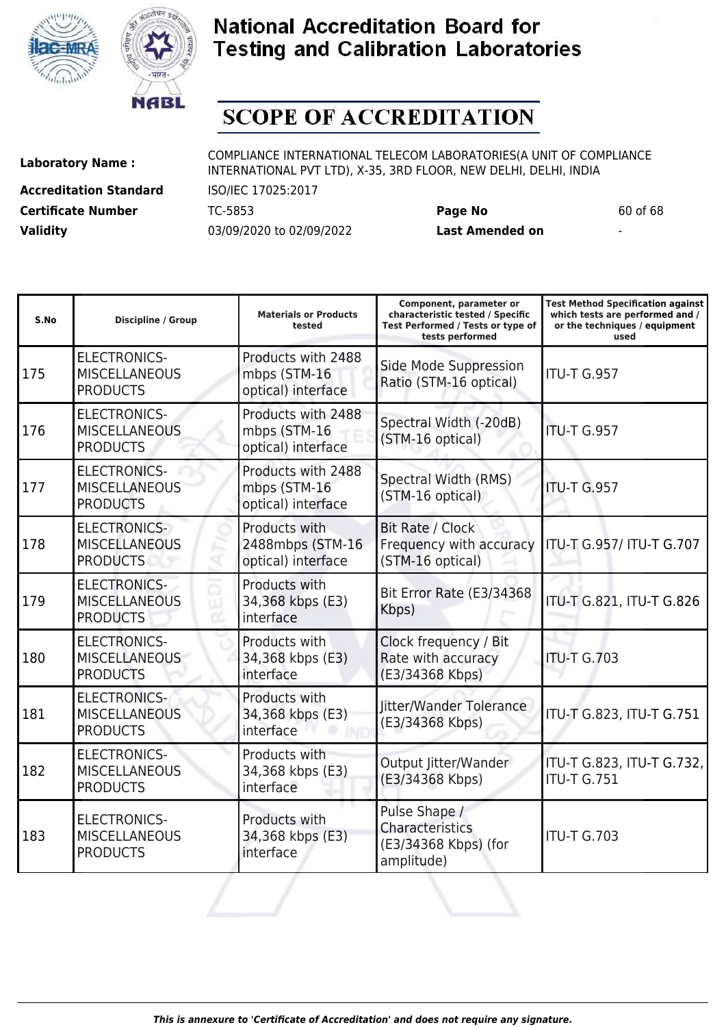# National Accreditation Board for Testing and Calibration Laboratories

## SCOPE OF ACCREDITATION

**Laboratory Name :** COMPLIANCE INTERNATIONAL TELECOM LABORATORIES(A UNIT OF COMPLIANCE INTERNATIONAL PVT LTD), X-35, 3RD FLOOR, NEW DELHI, DELHI, INDIA

**Accreditation Standard** ISO/IEC 17025:2017

**Certificate Number** TC-5853 **Page No** 60 of 68

**Validity** 03/09/2020 to 02/09/2022 **Last Amended on** -

| S.No | Discipline / Group | Materials or Products tested | Component, parameter or characteristic tested / Specific Test Performed / Tests or type of tests performed | Test Method Specification against which tests are performed and / or the techniques / equipment used |
|---|---|---|---|---|
| 175 | ELECTRONICS-MISCELLANEOUS PRODUCTS | Products with 2488 mbps (STM-16 optical) interface | Side Mode Suppression Ratio (STM-16 optical) | ITU-T G.957 |
| 176 | ELECTRONICS-MISCELLANEOUS PRODUCTS | Products with 2488 mbps (STM-16 optical) interface | Spectral Width (-20dB) (STM-16 optical) | ITU-T G.957 |
| 177 | ELECTRONICS-MISCELLANEOUS PRODUCTS | Products with 2488 mbps (STM-16 optical) interface | Spectral Width (RMS) (STM-16 optical) | ITU-T G.957 |
| 178 | ELECTRONICS-MISCELLANEOUS PRODUCTS | Products with 2488mbps (STM-16 optical) interface | Bit Rate / Clock Frequency with accuracy (STM-16 optical) | ITU-T G.957/ ITU-T G.707 |
| 179 | ELECTRONICS-MISCELLANEOUS PRODUCTS | Products with 34,368 kbps (E3) interface | Bit Error Rate (E3/34368 Kbps) | ITU-T G.821, ITU-T G.826 |
| 180 | ELECTRONICS-MISCELLANEOUS PRODUCTS | Products with 34,368 kbps (E3) interface | Clock frequency / Bit Rate with accuracy (E3/34368 Kbps) | ITU-T G.703 |
| 181 | ELECTRONICS-MISCELLANEOUS PRODUCTS | Products with 34,368 kbps (E3) interface | Jitter/Wander Tolerance (E3/34368 Kbps) | ITU-T G.823, ITU-T G.751 |
| 182 | ELECTRONICS-MISCELLANEOUS PRODUCTS | Products with 34,368 kbps (E3) interface | Output Jitter/Wander (E3/34368 Kbps) | ITU-T G.823, ITU-T G.732, ITU-T G.751 |
| 183 | ELECTRONICS-MISCELLANEOUS PRODUCTS | Products with 34,368 kbps (E3) interface | Pulse Shape / Characteristics (E3/34368 Kbps) (for amplitude) | ITU-T G.703 |

*This is annexure to 'Certificate of Accreditation' and does not require any signature.*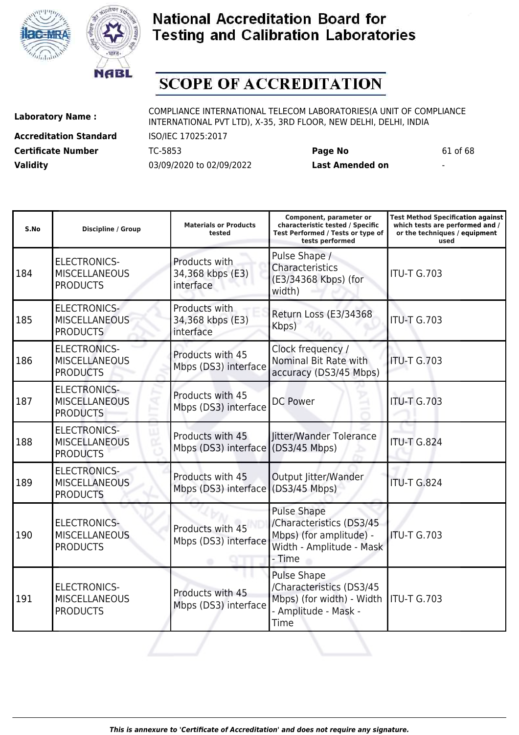# National Accreditation Board for Testing and Calibration Laboratories

## SCOPE OF ACCREDITATION

| | | | | |
|---|---|---|---|---|
| **Laboratory Name :** | COMPLIANCE INTERNATIONAL TELECOM LABORATORIES(A UNIT OF COMPLIANCE INTERNATIONAL PVT LTD), X-35, 3RD FLOOR, NEW DELHI, DELHI, INDIA | | | |
| **Accreditation Standard** | ISO/IEC 17025:2017 | | | |
| **Certificate Number** | TC-5853 | **Page No** | 61 of 68 | |
| **Validity** | 03/09/2020 to 02/09/2022 | **Last Amended on** | - | |

| S.No | Discipline / Group | Materials or Products tested | Component, parameter or characteristic tested / Specific Test Performed / Tests or type of tests performed | Test Method Specification against which tests are performed and / or the techniques / equipment used |
|---|---|---|---|---|
| 184 | ELECTRONICS-MISCELLANEOUS PRODUCTS | Products with 34,368 kbps (E3) interface | Pulse Shape / Characteristics (E3/34368 Kbps) (for width) | ITU-T G.703 |
| 185 | ELECTRONICS-MISCELLANEOUS PRODUCTS | Products with 34,368 kbps (E3) interface | Return Loss (E3/34368 Kbps) | ITU-T G.703 |
| 186 | ELECTRONICS-MISCELLANEOUS PRODUCTS | Products with 45 Mbps (DS3) interface | Clock frequency / Nominal Bit Rate with accuracy (DS3/45 Mbps) | ITU-T G.703 |
| 187 | ELECTRONICS-MISCELLANEOUS PRODUCTS | Products with 45 Mbps (DS3) interface | DC Power | ITU-T G.703 |
| 188 | ELECTRONICS-MISCELLANEOUS PRODUCTS | Products with 45 Mbps (DS3) interface | Jitter/Wander Tolerance (DS3/45 Mbps) | ITU-T G.824 |
| 189 | ELECTRONICS-MISCELLANEOUS PRODUCTS | Products with 45 Mbps (DS3) interface | Output Jitter/Wander (DS3/45 Mbps) | ITU-T G.824 |
| 190 | ELECTRONICS-MISCELLANEOUS PRODUCTS | Products with 45 Mbps (DS3) interface | Pulse Shape /Characteristics (DS3/45 Mbps) (for amplitude) - Width - Amplitude - Mask - Time | ITU-T G.703 |
| 191 | ELECTRONICS-MISCELLANEOUS PRODUCTS | Products with 45 Mbps (DS3) interface | Pulse Shape /Characteristics (DS3/45 Mbps) (for width) - Width - Amplitude - Mask - Time | ITU-T G.703 |

*This is annexure to 'Certificate of Accreditation' and does not require any signature.*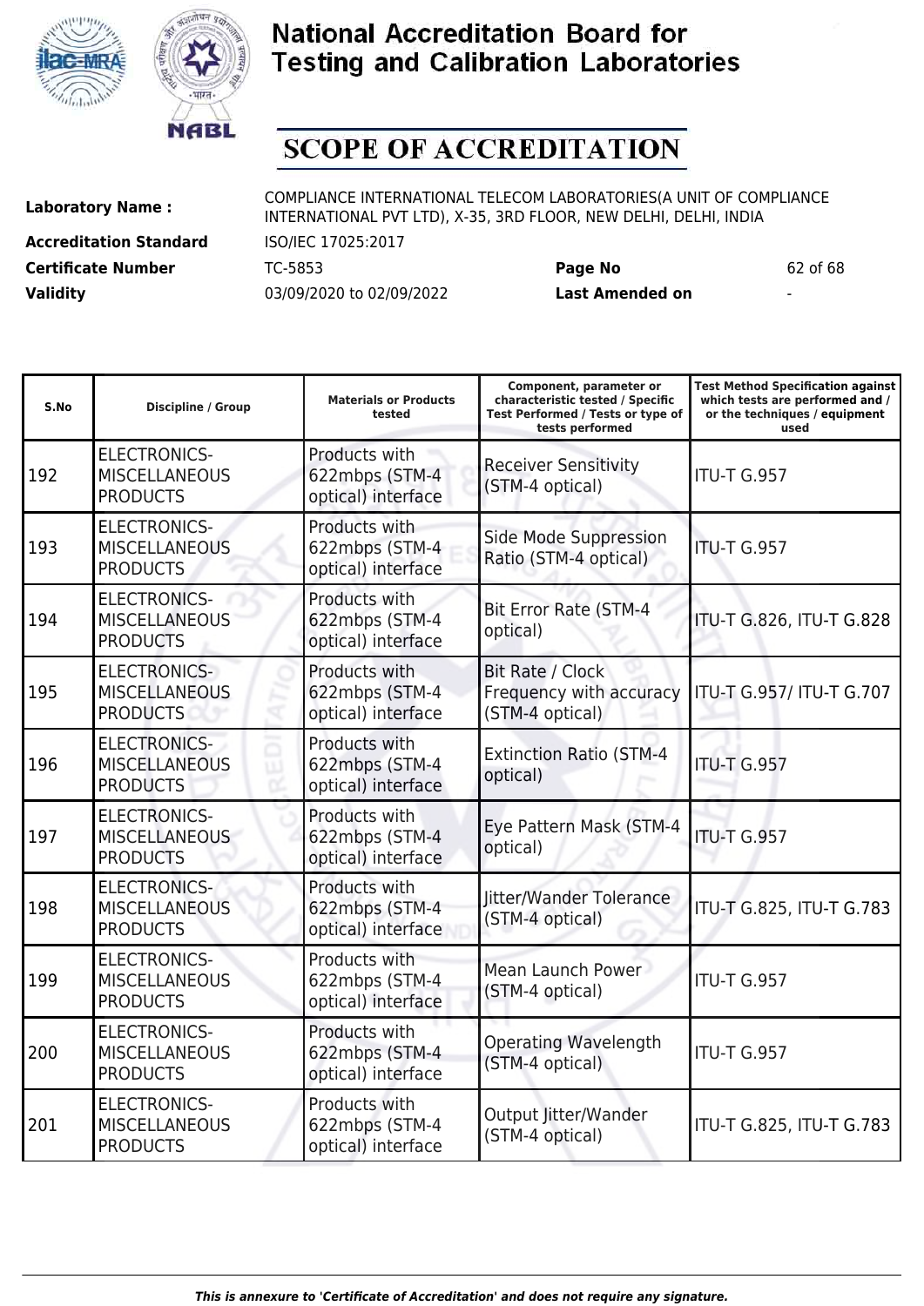# National Accreditation Board for Testing and Calibration Laboratories

## SCOPE OF ACCREDITATION

| | | | |
|---|---|---|---|
| **Laboratory Name :** | COMPLIANCE INTERNATIONAL TELECOM LABORATORIES(A UNIT OF COMPLIANCE INTERNATIONAL PVT LTD), X-35, 3RD FLOOR, NEW DELHI, DELHI, INDIA | | |
| **Accreditation Standard** | ISO/IEC 17025:2017 | | |
| **Certificate Number** | TC-5853 | **Page No** | 62 of 68 |
| **Validity** | 03/09/2020 to 02/09/2022 | **Last Amended on** | - |

| S.No | Discipline / Group | Materials or Products tested | Component, parameter or characteristic tested / Specific Test Performed / Tests or type of tests performed | Test Method Specification against which tests are performed and / or the techniques / equipment used |
|---|---|---|---|---|
| 192 | ELECTRONICS-MISCELLANEOUS PRODUCTS | Products with 622mbps (STM-4 optical) interface | Receiver Sensitivity (STM-4 optical) | ITU-T G.957 |
| 193 | ELECTRONICS-MISCELLANEOUS PRODUCTS | Products with 622mbps (STM-4 optical) interface | Side Mode Suppression Ratio (STM-4 optical) | ITU-T G.957 |
| 194 | ELECTRONICS-MISCELLANEOUS PRODUCTS | Products with 622mbps (STM-4 optical) interface | Bit Error Rate (STM-4 optical) | ITU-T G.826, ITU-T G.828 |
| 195 | ELECTRONICS-MISCELLANEOUS PRODUCTS | Products with 622mbps (STM-4 optical) interface | Bit Rate / Clock Frequency with accuracy (STM-4 optical) | ITU-T G.957/ ITU-T G.707 |
| 196 | ELECTRONICS-MISCELLANEOUS PRODUCTS | Products with 622mbps (STM-4 optical) interface | Extinction Ratio (STM-4 optical) | ITU-T G.957 |
| 197 | ELECTRONICS-MISCELLANEOUS PRODUCTS | Products with 622mbps (STM-4 optical) interface | Eye Pattern Mask (STM-4 optical) | ITU-T G.957 |
| 198 | ELECTRONICS-MISCELLANEOUS PRODUCTS | Products with 622mbps (STM-4 optical) interface | Jitter/Wander Tolerance (STM-4 optical) | ITU-T G.825, ITU-T G.783 |
| 199 | ELECTRONICS-MISCELLANEOUS PRODUCTS | Products with 622mbps (STM-4 optical) interface | Mean Launch Power (STM-4 optical) | ITU-T G.957 |
| 200 | ELECTRONICS-MISCELLANEOUS PRODUCTS | Products with 622mbps (STM-4 optical) interface | Operating Wavelength (STM-4 optical) | ITU-T G.957 |
| 201 | ELECTRONICS-MISCELLANEOUS PRODUCTS | Products with 622mbps (STM-4 optical) interface | Output Jitter/Wander (STM-4 optical) | ITU-T G.825, ITU-T G.783 |

*This is annexure to 'Certificate of Accreditation' and does not require any signature.*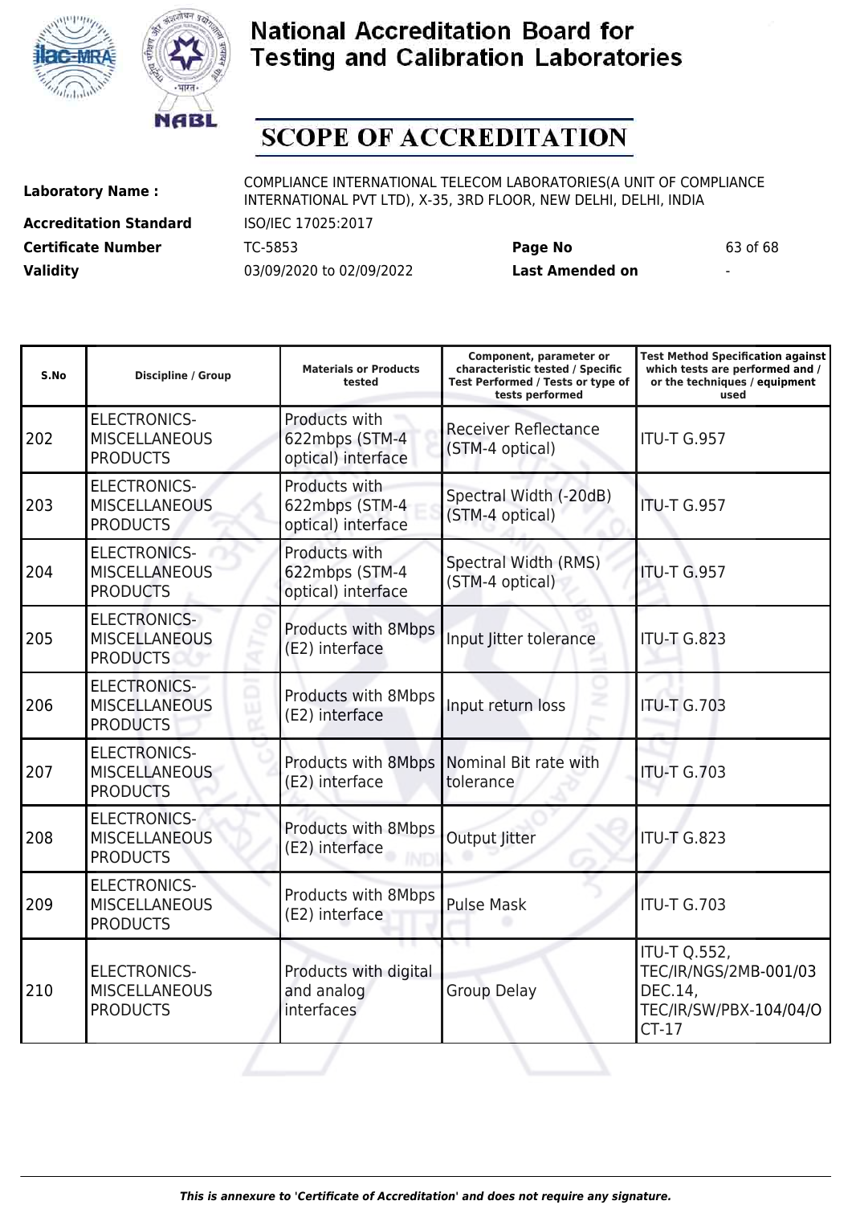# National Accreditation Board for Testing and Calibration Laboratories

## SCOPE OF ACCREDITATION

**Laboratory Name :** COMPLIANCE INTERNATIONAL TELECOM LABORATORIES(A UNIT OF COMPLIANCE INTERNATIONAL PVT LTD), X-35, 3RD FLOOR, NEW DELHI, DELHI, INDIA

**Accreditation Standard** ISO/IEC 17025:2017

**Certificate Number** TC-5853 **Page No** 63 of 68

**Validity** 03/09/2020 to 02/09/2022 **Last Amended on** -

| S.No | Discipline / Group | Materials or Products tested | Component, parameter or characteristic tested / Specific Test Performed / Tests or type of tests performed | Test Method Specification against which tests are performed and / or the techniques / equipment used |
|---|---|---|---|---|
| 202 | ELECTRONICS-MISCELLANEOUS PRODUCTS | Products with 622mbps (STM-4 optical) interface | Receiver Reflectance (STM-4 optical) | ITU-T G.957 |
| 203 | ELECTRONICS-MISCELLANEOUS PRODUCTS | Products with 622mbps (STM-4 optical) interface | Spectral Width (-20dB) (STM-4 optical) | ITU-T G.957 |
| 204 | ELECTRONICS-MISCELLANEOUS PRODUCTS | Products with 622mbps (STM-4 optical) interface | Spectral Width (RMS) (STM-4 optical) | ITU-T G.957 |
| 205 | ELECTRONICS-MISCELLANEOUS PRODUCTS | Products with 8Mbps (E2) interface | Input Jitter tolerance | ITU-T G.823 |
| 206 | ELECTRONICS-MISCELLANEOUS PRODUCTS | Products with 8Mbps (E2) interface | Input return loss | ITU-T G.703 |
| 207 | ELECTRONICS-MISCELLANEOUS PRODUCTS | Products with 8Mbps (E2) interface | Nominal Bit rate with tolerance | ITU-T G.703 |
| 208 | ELECTRONICS-MISCELLANEOUS PRODUCTS | Products with 8Mbps (E2) interface | Output Jitter | ITU-T G.823 |
| 209 | ELECTRONICS-MISCELLANEOUS PRODUCTS | Products with 8Mbps (E2) interface | Pulse Mask | ITU-T G.703 |
| 210 | ELECTRONICS-MISCELLANEOUS PRODUCTS | Products with digital and analog interfaces | Group Delay | ITU-T Q.552, TEC/IR/NGS/2MB-001/03 DEC.14, TEC/IR/SW/PBX-104/04/OCT-17 |

*This is annexure to 'Certificate of Accreditation' and does not require any signature.*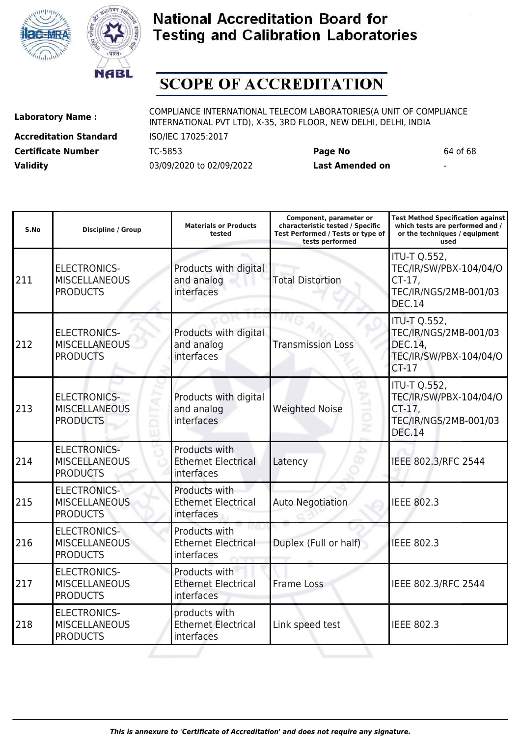# National Accreditation Board for Testing and Calibration Laboratories

## SCOPE OF ACCREDITATION

| | | | |
|---|---|---|---|
| **Laboratory Name :** | COMPLIANCE INTERNATIONAL TELECOM LABORATORIES(A UNIT OF COMPLIANCE INTERNATIONAL PVT LTD), X-35, 3RD FLOOR, NEW DELHI, DELHI, INDIA | | |
| **Accreditation Standard** | ISO/IEC 17025:2017 | | |
| **Certificate Number** | TC-5853 | **Page No** | 64 of 68 |
| **Validity** | 03/09/2020 to 02/09/2022 | **Last Amended on** | - |

| S.No | Discipline / Group | Materials or Products tested | Component, parameter or characteristic tested / Specific Test Performed / Tests or type of tests performed | Test Method Specification against which tests are performed and / or the techniques / equipment used |
|---|---|---|---|---|
| 211 | ELECTRONICS-MISCELLANEOUS PRODUCTS | Products with digital and analog interfaces | Total Distortion | ITU-T Q.552, TEC/IR/SW/PBX-104/04/OCT-17, TEC/IR/NGS/2MB-001/03 DEC.14 |
| 212 | ELECTRONICS-MISCELLANEOUS PRODUCTS | Products with digital and analog interfaces | Transmission Loss | ITU-T Q.552, TEC/IR/NGS/2MB-001/03 DEC.14, TEC/IR/SW/PBX-104/04/OCT-17 |
| 213 | ELECTRONICS-MISCELLANEOUS PRODUCTS | Products with digital and analog interfaces | Weighted Noise | ITU-T Q.552, TEC/IR/SW/PBX-104/04/OCT-17, TEC/IR/NGS/2MB-001/03 DEC.14 |
| 214 | ELECTRONICS-MISCELLANEOUS PRODUCTS | Products with Ethernet Electrical interfaces | Latency | IEEE 802.3/RFC 2544 |
| 215 | ELECTRONICS-MISCELLANEOUS PRODUCTS | Products with Ethernet Electrical interfaces | Auto Negotiation | IEEE 802.3 |
| 216 | ELECTRONICS-MISCELLANEOUS PRODUCTS | Products with Ethernet Electrical interfaces | Duplex (Full or half) | IEEE 802.3 |
| 217 | ELECTRONICS-MISCELLANEOUS PRODUCTS | Products with Ethernet Electrical interfaces | Frame Loss | IEEE 802.3/RFC 2544 |
| 218 | ELECTRONICS-MISCELLANEOUS PRODUCTS | products with Ethernet Electrical interfaces | Link speed test | IEEE 802.3 |

*This is annexure to 'Certificate of Accreditation' and does not require any signature.*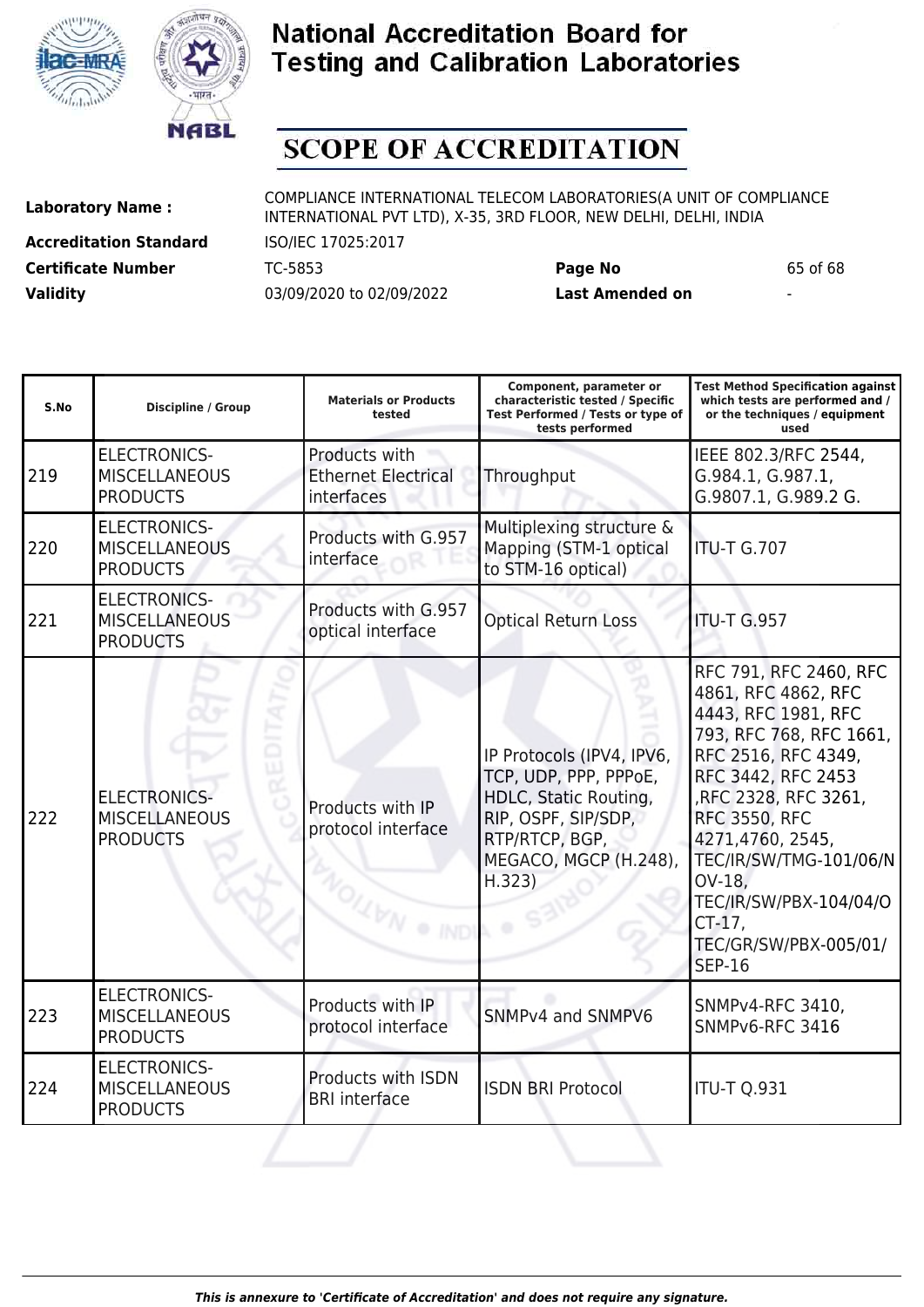# National Accreditation Board for Testing and Calibration Laboratories

## SCOPE OF ACCREDITATION

**Laboratory Name :** COMPLIANCE INTERNATIONAL TELECOM LABORATORIES(A UNIT OF COMPLIANCE INTERNATIONAL PVT LTD), X-35, 3RD FLOOR, NEW DELHI, DELHI, INDIA

**Accreditation Standard** ISO/IEC 17025:2017

**Certificate Number** TC-5853 **Page No** 65 of 68

**Validity** 03/09/2020 to 02/09/2022 **Last Amended on** -

| S.No | Discipline / Group | Materials or Products tested | Component, parameter or characteristic tested / Specific Test Performed / Tests or type of tests performed | Test Method Specification against which tests are performed and / or the techniques / equipment used |
|---|---|---|---|---|
| 219 | ELECTRONICS- MISCELLANEOUS PRODUCTS | Products with Ethernet Electrical interfaces | Throughput | IEEE 802.3/RFC 2544, G.984.1, G.987.1, G.9807.1, G.989.2 G. |
| 220 | ELECTRONICS- MISCELLANEOUS PRODUCTS | Products with G.957 interface | Multiplexing structure & Mapping (STM-1 optical to STM-16 optical) | ITU-T G.707 |
| 221 | ELECTRONICS- MISCELLANEOUS PRODUCTS | Products with G.957 optical interface | Optical Return Loss | ITU-T G.957 |
| 222 | ELECTRONICS- MISCELLANEOUS PRODUCTS | Products with IP protocol interface | IP Protocols (IPV4, IPV6, TCP, UDP, PPP, PPPoE, HDLC, Static Routing, RIP, OSPF, SIP/SDP, RTP/RTCP, BGP, MEGACO, MGCP (H.248), H.323) | RFC 791, RFC 2460, RFC 4861, RFC 4862, RFC 4443, RFC 1981, RFC 793, RFC 768, RFC 1661, RFC 2516, RFC 4349, RFC 3442, RFC 2453 ,RFC 2328, RFC 3261, RFC 3550, RFC 4271,4760, 2545, TEC/IR/SW/TMG-101/06/NOV-18, TEC/IR/SW/PBX-104/04/OCT-17, TEC/GR/SW/PBX-005/01/SEP-16 |
| 223 | ELECTRONICS- MISCELLANEOUS PRODUCTS | Products with IP protocol interface | SNMPv4 and SNMPV6 | SNMPv4-RFC 3410, SNMPv6-RFC 3416 |
| 224 | ELECTRONICS- MISCELLANEOUS PRODUCTS | Products with ISDN BRI interface | ISDN BRI Protocol | ITU-T Q.931 |

*This is annexure to 'Certificate of Accreditation' and does not require any signature.*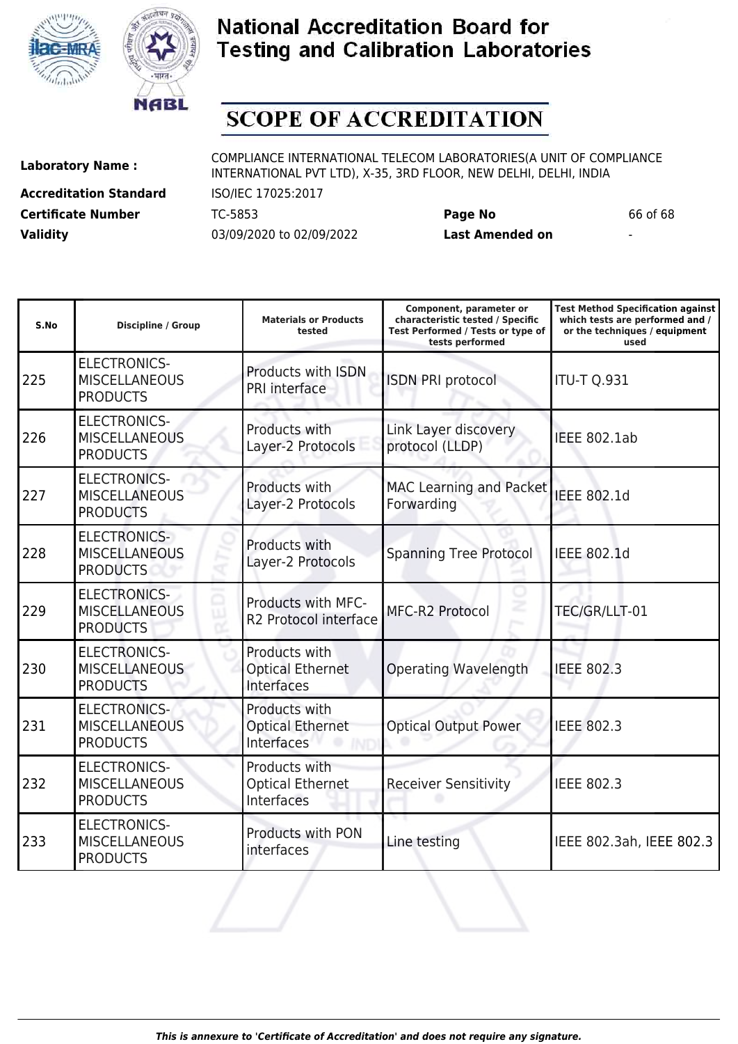# National Accreditation Board for Testing and Calibration Laboratories

## SCOPE OF ACCREDITATION

**Laboratory Name :** COMPLIANCE INTERNATIONAL TELECOM LABORATORIES(A UNIT OF COMPLIANCE INTERNATIONAL PVT LTD), X-35, 3RD FLOOR, NEW DELHI, DELHI, INDIA

**Accreditation Standard** ISO/IEC 17025:2017

**Certificate Number** TC-5853 **Page No** 66 of 68

**Validity** 03/09/2020 to 02/09/2022 **Last Amended on** -

| S.No | Discipline / Group | Materials or Products tested | Component, parameter or characteristic tested / Specific Test Performed / Tests or type of tests performed | Test Method Specification against which tests are performed and / or the techniques / equipment used |
|---|---|---|---|---|
| 225 | ELECTRONICS-MISCELLANEOUS PRODUCTS | Products with ISDN PRI interface | ISDN PRI protocol | ITU-T Q.931 |
| 226 | ELECTRONICS-MISCELLANEOUS PRODUCTS | Products with Layer-2 Protocols | Link Layer discovery protocol (LLDP) | IEEE 802.1ab |
| 227 | ELECTRONICS-MISCELLANEOUS PRODUCTS | Products with Layer-2 Protocols | MAC Learning and Packet Forwarding | IEEE 802.1d |
| 228 | ELECTRONICS-MISCELLANEOUS PRODUCTS | Products with Layer-2 Protocols | Spanning Tree Protocol | IEEE 802.1d |
| 229 | ELECTRONICS-MISCELLANEOUS PRODUCTS | Products with MFC-R2 Protocol interface | MFC-R2 Protocol | TEC/GR/LLT-01 |
| 230 | ELECTRONICS-MISCELLANEOUS PRODUCTS | Products with Optical Ethernet Interfaces | Operating Wavelength | IEEE 802.3 |
| 231 | ELECTRONICS-MISCELLANEOUS PRODUCTS | Products with Optical Ethernet Interfaces | Optical Output Power | IEEE 802.3 |
| 232 | ELECTRONICS-MISCELLANEOUS PRODUCTS | Products with Optical Ethernet Interfaces | Receiver Sensitivity | IEEE 802.3 |
| 233 | ELECTRONICS-MISCELLANEOUS PRODUCTS | Products with PON interfaces | Line testing | IEEE 802.3ah, IEEE 802.3 |

*This is annexure to 'Certificate of Accreditation' and does not require any signature.*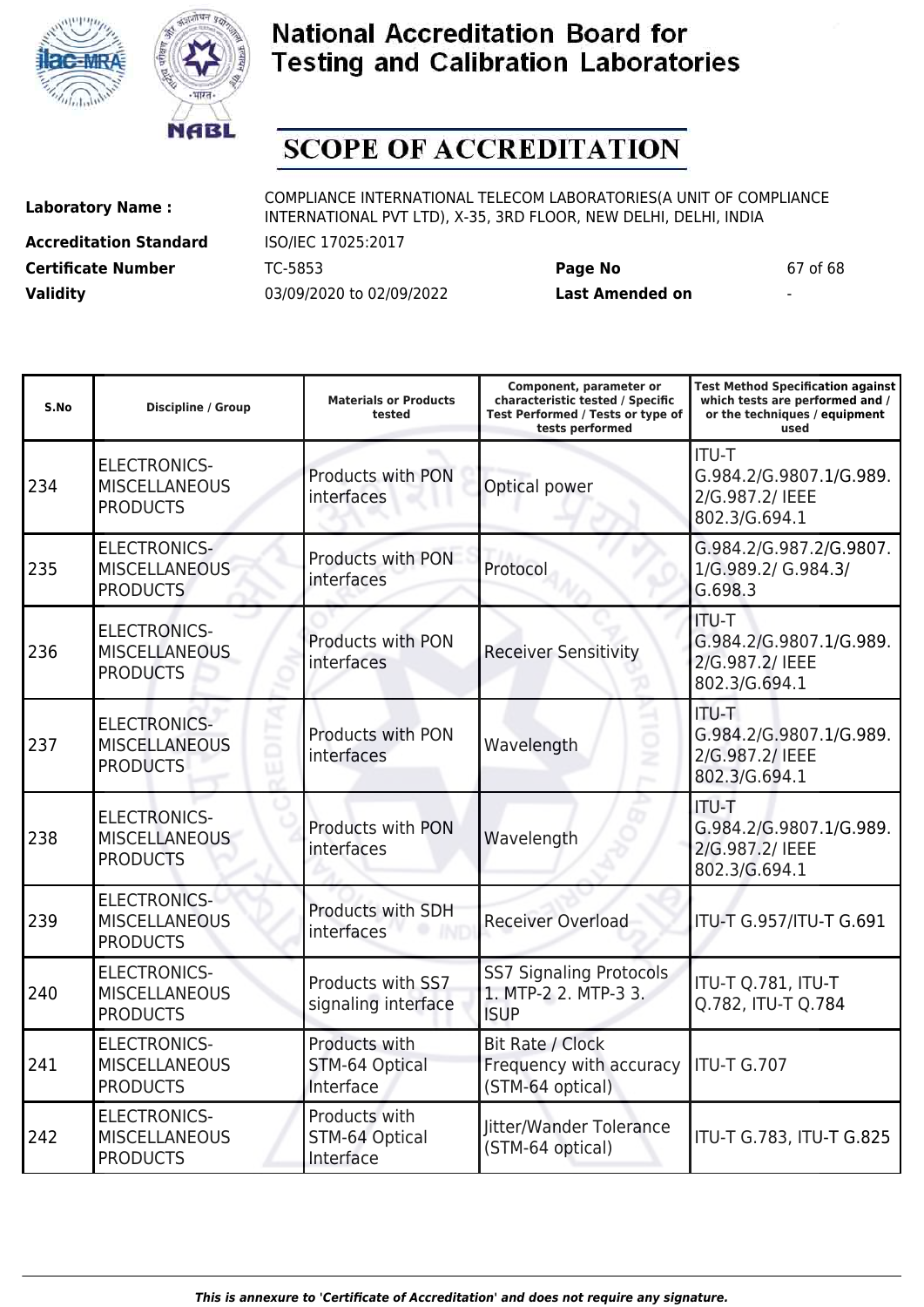# National Accreditation Board for Testing and Calibration Laboratories

# SCOPE OF ACCREDITATION

| | | | |
|---|---|---|---|
| **Laboratory Name :** | COMPLIANCE INTERNATIONAL TELECOM LABORATORIES(A UNIT OF COMPLIANCE INTERNATIONAL PVT LTD), X-35, 3RD FLOOR, NEW DELHI, DELHI, INDIA | | |
| **Accreditation Standard** | ISO/IEC 17025:2017 | | |
| **Certificate Number** | TC-5853 | **Page No** | 67 of 68 |
| **Validity** | 03/09/2020 to 02/09/2022 | **Last Amended on** | - |

| S.No | Discipline / Group | Materials or Products tested | Component, parameter or characteristic tested / Specific Test Performed / Tests or type of tests performed | Test Method Specification against which tests are performed and / or the techniques / equipment used |
|---|---|---|---|---|
| 234 | ELECTRONICS-MISCELLANEOUS PRODUCTS | Products with PON interfaces | Optical power | ITU-T G.984.2/G.9807.1/G.989.2/G.987.2/ IEEE 802.3/G.694.1 |
| 235 | ELECTRONICS-MISCELLANEOUS PRODUCTS | Products with PON interfaces | Protocol | G.984.2/G.987.2/G.9807.1/G.989.2/ G.984.3/ G.698.3 |
| 236 | ELECTRONICS-MISCELLANEOUS PRODUCTS | Products with PON interfaces | Receiver Sensitivity | ITU-T G.984.2/G.9807.1/G.989.2/G.987.2/ IEEE 802.3/G.694.1 |
| 237 | ELECTRONICS-MISCELLANEOUS PRODUCTS | Products with PON interfaces | Wavelength | ITU-T G.984.2/G.9807.1/G.989.2/G.987.2/ IEEE 802.3/G.694.1 |
| 238 | ELECTRONICS-MISCELLANEOUS PRODUCTS | Products with PON interfaces | Wavelength | ITU-T G.984.2/G.9807.1/G.989.2/G.987.2/ IEEE 802.3/G.694.1 |
| 239 | ELECTRONICS-MISCELLANEOUS PRODUCTS | Products with SDH interfaces | Receiver Overload | ITU-T G.957/ITU-T G.691 |
| 240 | ELECTRONICS-MISCELLANEOUS PRODUCTS | Products with SS7 signaling interface | SS7 Signaling Protocols 1. MTP-2 2. MTP-3 3. ISUP | ITU-T Q.781, ITU-T Q.782, ITU-T Q.784 |
| 241 | ELECTRONICS-MISCELLANEOUS PRODUCTS | Products with STM-64 Optical Interface | Bit Rate / Clock Frequency with accuracy (STM-64 optical) | ITU-T G.707 |
| 242 | ELECTRONICS-MISCELLANEOUS PRODUCTS | Products with STM-64 Optical Interface | Jitter/Wander Tolerance (STM-64 optical) | ITU-T G.783, ITU-T G.825 |

*This is annexure to 'Certificate of Accreditation' and does not require any signature.*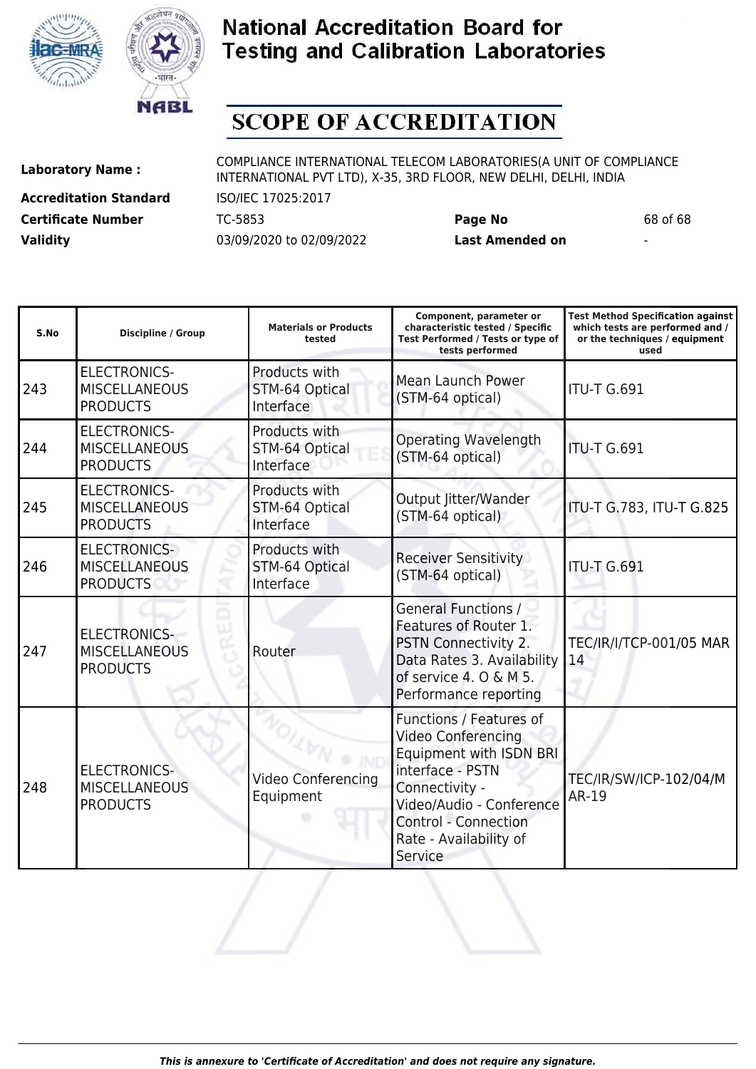# National Accreditation Board for Testing and Calibration Laboratories

## SCOPE OF ACCREDITATION

**Laboratory Name :** COMPLIANCE INTERNATIONAL TELECOM LABORATORIES(A UNIT OF COMPLIANCE INTERNATIONAL PVT LTD), X-35, 3RD FLOOR, NEW DELHI, DELHI, INDIA

**Accreditation Standard** ISO/IEC 17025:2017

**Certificate Number** TC-5853 **Page No** 68 of 68

**Validity** 03/09/2020 to 02/09/2022 **Last Amended on** -

| S.No | Discipline / Group | Materials or Products tested | Component, parameter or characteristic tested / Specific Test Performed / Tests or type of tests performed | Test Method Specification against which tests are performed and / or the techniques / equipment used |
|---|---|---|---|---|
| 243 | ELECTRONICS-MISCELLANEOUS PRODUCTS | Products with STM-64 Optical Interface | Mean Launch Power (STM-64 optical) | ITU-T G.691 |
| 244 | ELECTRONICS-MISCELLANEOUS PRODUCTS | Products with STM-64 Optical Interface | Operating Wavelength (STM-64 optical) | ITU-T G.691 |
| 245 | ELECTRONICS-MISCELLANEOUS PRODUCTS | Products with STM-64 Optical Interface | Output Jitter/Wander (STM-64 optical) | ITU-T G.783, ITU-T G.825 |
| 246 | ELECTRONICS-MISCELLANEOUS PRODUCTS | Products with STM-64 Optical Interface | Receiver Sensitivity (STM-64 optical) | ITU-T G.691 |
| 247 | ELECTRONICS-MISCELLANEOUS PRODUCTS | Router | General Functions / Features of Router 1. PSTN Connectivity 2. Data Rates 3. Availability of service 4. O & M 5. Performance reporting | TEC/IR/I/TCP-001/05 MAR 14 |
| 248 | ELECTRONICS-MISCELLANEOUS PRODUCTS | Video Conferencing Equipment | Functions / Features of Video Conferencing Equipment with ISDN BRI interface - PSTN Connectivity - Video/Audio - Conference Control - Connection Rate - Availability of Service | TEC/IR/SW/ICP-102/04/MAR-19 |

*This is annexure to 'Certificate of Accreditation' and does not require any signature.*